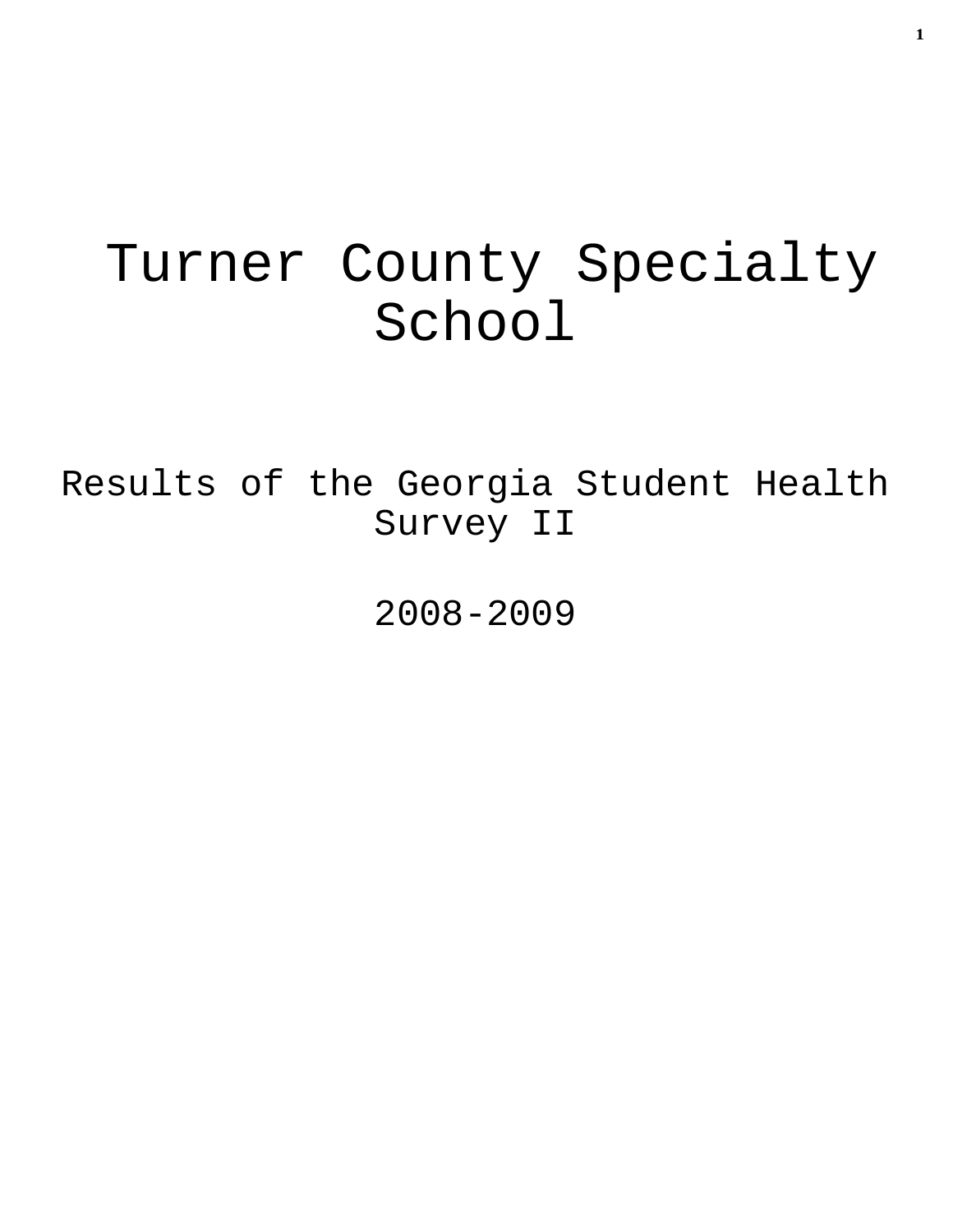# Turner County Specialty School

## Results of the Georgia Student Health Survey II

## 2008-2009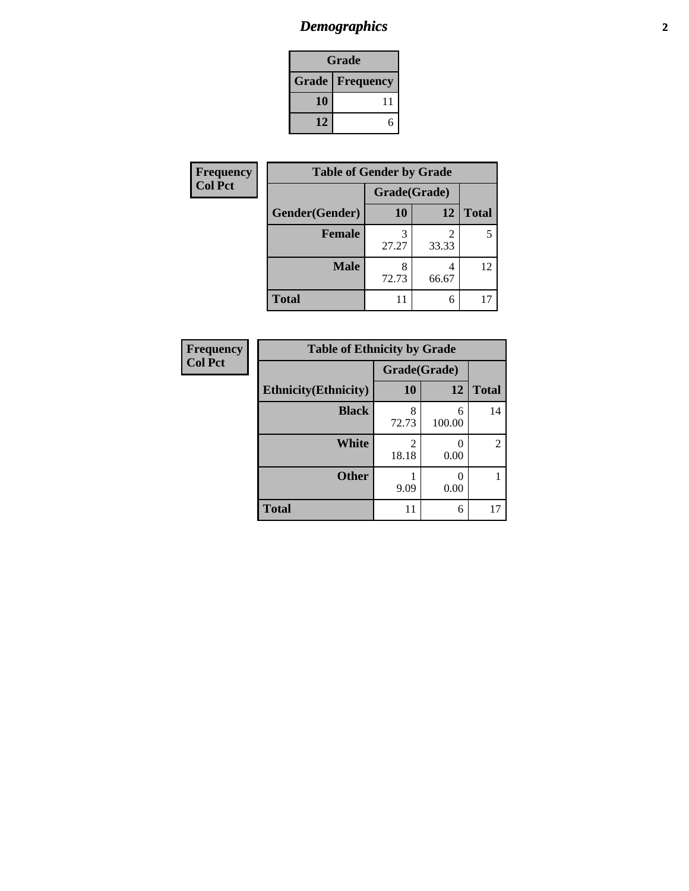# *Demographics*

| Grade | |
|---|---|
| **Grade** | **Frequency** |
| **10** | 11 |
| **12** | 6 |

**Frequency**
**Col Pct**

| Table of Gender by Grade | | | |
|---|---|---|---|
| | Grade(Grade) | | |
| **Gender(Gender)** | **10** | **12** | **Total** |
| **Female** | 3<br>27.27 | 2<br>33.33 | 5 |
| **Male** | 8<br>72.73 | 4<br>66.67 | 12 |
| **Total** | 11 | 6 | 17 |

**Frequency**
**Col Pct**

| Table of Ethnicity by Grade | | | |
|---|---|---|---|
| | Grade(Grade) | | |
| **Ethnicity(Ethnicity)** | **10** | **12** | **Total** |
| **Black** | 8<br>72.73 | 6<br>100.00 | 14 |
| **White** | 2<br>18.18 | 0<br>0.00 | 2 |
| **Other** | 1<br>9.09 | 0<br>0.00 | 1 |
| **Total** | 11 | 6 | 17 |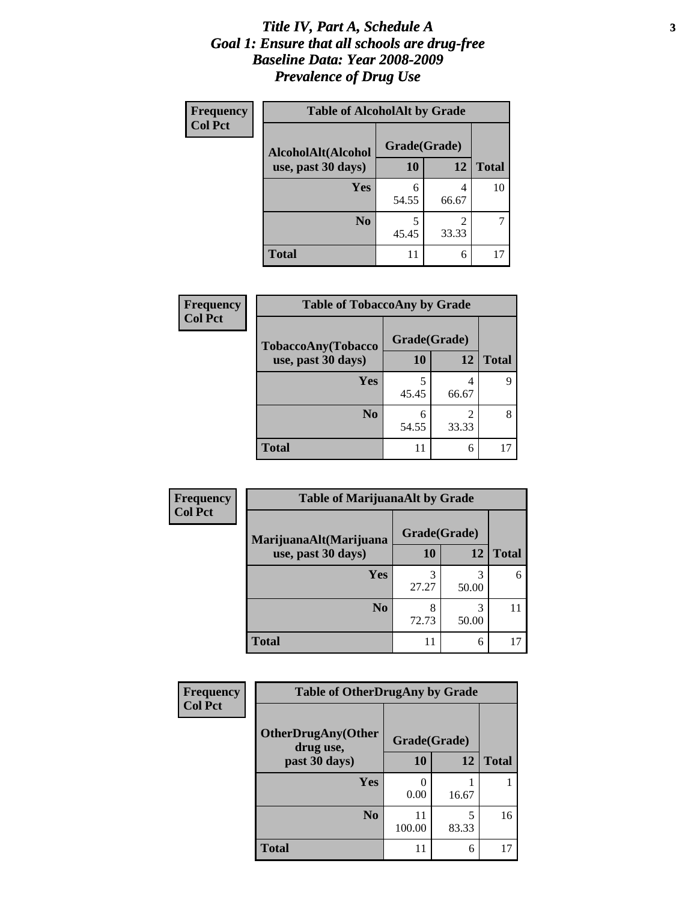# *Title IV, Part A, Schedule A*
# *Goal 1: Ensure that all schools are drug-free*
# *Baseline Data: Year 2008-2009*
# *Prevalence of Drug Use*

**Frequency**
**Col Pct**

**Table of AlcoholAlt by Grade**

| AlcoholAlt(Alcohol use, past 30 days) | Grade(Grade) | | |
|---|---|---|---|
| | **10** | **12** | **Total** |
| **Yes** | 6<br>54.55 | 4<br>66.67 | 10 |
| **No** | 5<br>45.45 | 2<br>33.33 | 7 |
| **Total** | 11 | 6 | 17 |

**Frequency**
**Col Pct**

**Table of TobaccoAny by Grade**

| TobaccoAny(Tobacco use, past 30 days) | Grade(Grade) | | |
|---|---|---|---|
| | **10** | **12** | **Total** |
| **Yes** | 5<br>45.45 | 4<br>66.67 | 9 |
| **No** | 6<br>54.55 | 2<br>33.33 | 8 |
| **Total** | 11 | 6 | 17 |

**Frequency**
**Col Pct**

**Table of MarijuanaAlt by Grade**

| MarijuanaAlt(Marijuana use, past 30 days) | Grade(Grade) | | |
|---|---|---|---|
| | **10** | **12** | **Total** |
| **Yes** | 3<br>27.27 | 3<br>50.00 | 6 |
| **No** | 8<br>72.73 | 3<br>50.00 | 11 |
| **Total** | 11 | 6 | 17 |

**Frequency**
**Col Pct**

**Table of OtherDrugAny by Grade**

| OtherDrugAny(Other drug use, past 30 days) | Grade(Grade) | | |
|---|---|---|---|
| | **10** | **12** | **Total** |
| **Yes** | 0<br>0.00 | 1<br>16.67 | 1 |
| **No** | 11<br>100.00 | 5<br>83.33 | 16 |
| **Total** | 11 | 6 | 17 |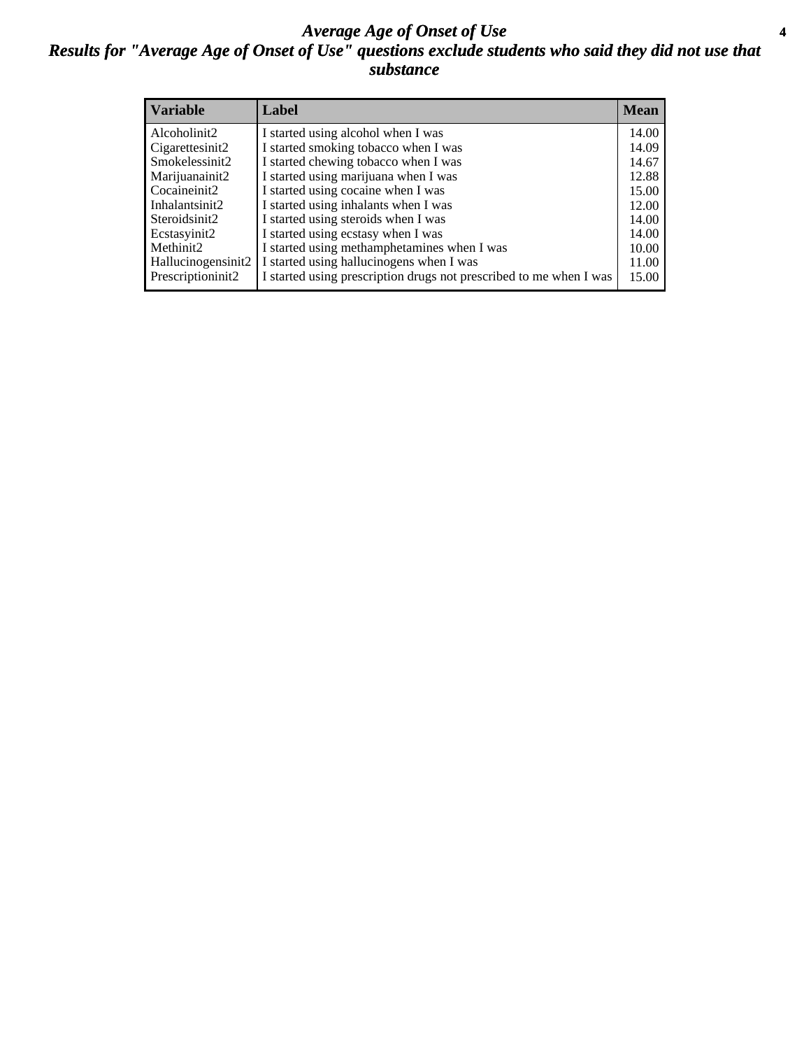# Average Age of Onset of Use

## Results for "Average Age of Onset of Use" questions exclude students who said they did not use that substance

| Variable | Label | Mean |
|---|---|---|
| Alcoholinit2 | I started using alcohol when I was | 14.00 |
| Cigarettesinit2 | I started smoking tobacco when I was | 14.09 |
| Smokelessinit2 | I started chewing tobacco when I was | 14.67 |
| Marijuanainit2 | I started using marijuana when I was | 12.88 |
| Cocaineinit2 | I started using cocaine when I was | 15.00 |
| Inhalantsinit2 | I started using inhalants when I was | 12.00 |
| Steroidsinit2 | I started using steroids when I was | 14.00 |
| Ecstasyinit2 | I started using ecstasy when I was | 14.00 |
| Methinit2 | I started using methamphetamines when I was | 10.00 |
| Hallucinogensinit2 | I started using hallucinogens when I was | 11.00 |
| Prescriptioninit2 | I started using prescription drugs not prescribed to me when I was | 15.00 |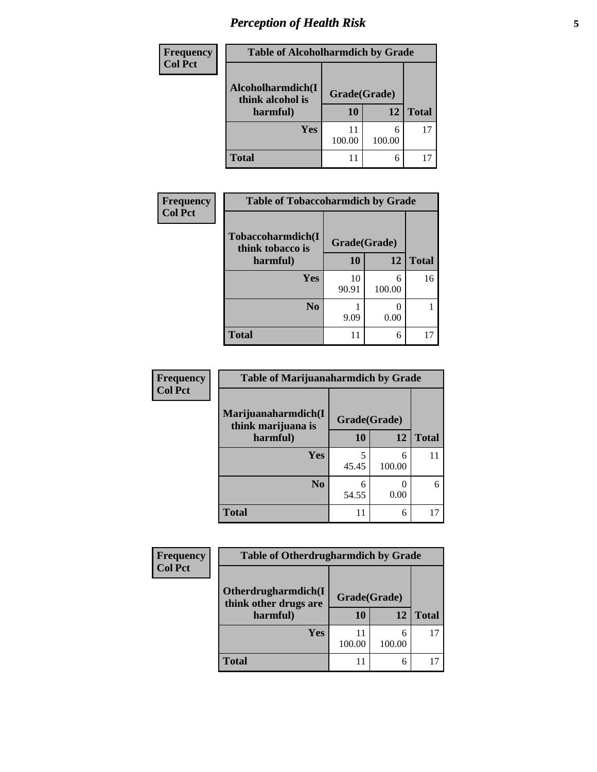# Perception of Health Risk

**Frequency / Col Pct**

| Table of Alcoholharmdich by Grade | | | |
|---|---|---|---|
| Alcoholharmdich(I think alcohol is harmful) | Grade(Grade) | | |
| | 10 | 12 | Total |
| Yes | 11<br>100.00 | 6<br>100.00 | 17 |
| Total | 11 | 6 | 17 |

**Frequency / Col Pct**

| Table of Tobaccoharmdich by Grade | | | |
|---|---|---|---|
| Tobaccoharmdich(I think tobacco is harmful) | Grade(Grade) | | |
| | 10 | 12 | Total |
| Yes | 10<br>90.91 | 6<br>100.00 | 16 |
| No | 1<br>9.09 | 0<br>0.00 | 1 |
| Total | 11 | 6 | 17 |

**Frequency / Col Pct**

| Table of Marijuanaharmdich by Grade | | | |
|---|---|---|---|
| Marijuanaharmdich(I think marijuana is harmful) | Grade(Grade) | | |
| | 10 | 12 | Total |
| Yes | 5<br>45.45 | 6<br>100.00 | 11 |
| No | 6<br>54.55 | 0<br>0.00 | 6 |
| Total | 11 | 6 | 17 |

**Frequency / Col Pct**

| Table of Otherdrugharmdich by Grade | | | |
|---|---|---|---|
| Otherdrugharmdich(I think other drugs are harmful) | Grade(Grade) | | |
| | 10 | 12 | Total |
| Yes | 11<br>100.00 | 6<br>100.00 | 17 |
| Total | 11 | 6 | 17 |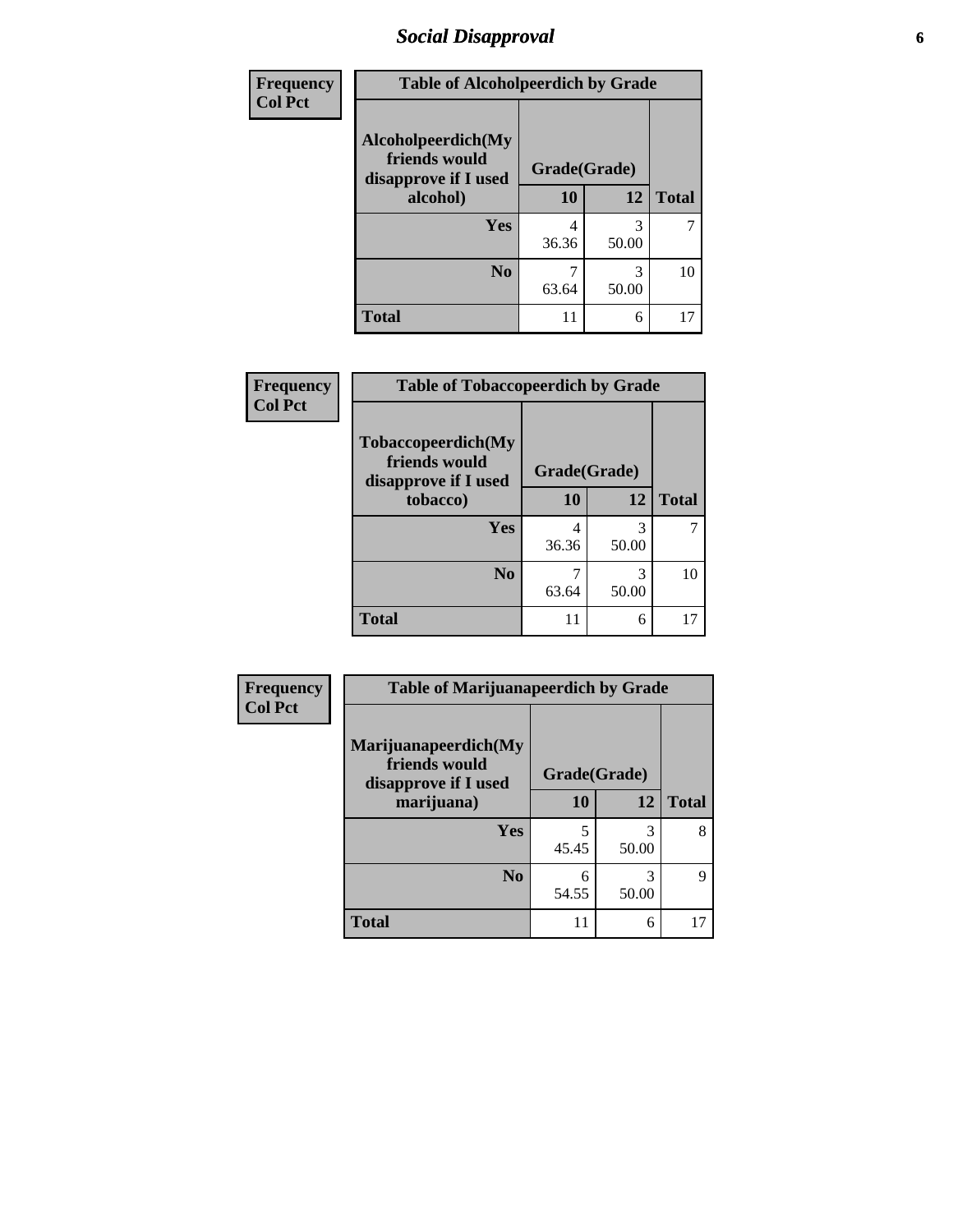# Social Disapproval

| Frequency<br>Col Pct | Table of Alcoholpeerdich by Grade | | |
|---|---|---|---|
| Alcoholpeerdich(My friends would disapprove if I used alcohol) | Grade(Grade) | | |
| | 10 | 12 | Total |
| Yes | 4<br>36.36 | 3<br>50.00 | 7 |
| No | 7<br>63.64 | 3<br>50.00 | 10 |
| Total | 11 | 6 | 17 |

| Frequency<br>Col Pct | Table of Tobaccopeerdich by Grade | | |
|---|---|---|---|
| Tobaccopeerdich(My friends would disapprove if I used tobacco) | Grade(Grade) | | |
| | 10 | 12 | Total |
| Yes | 4<br>36.36 | 3<br>50.00 | 7 |
| No | 7<br>63.64 | 3<br>50.00 | 10 |
| Total | 11 | 6 | 17 |

| Frequency<br>Col Pct | Table of Marijuanapeerdich by Grade | | |
|---|---|---|---|
| Marijuanapeerdich(My friends would disapprove if I used marijuana) | Grade(Grade) | | |
| | 10 | 12 | Total |
| Yes | 5<br>45.45 | 3<br>50.00 | 8 |
| No | 6<br>54.55 | 3<br>50.00 | 9 |
| Total | 11 | 6 | 17 |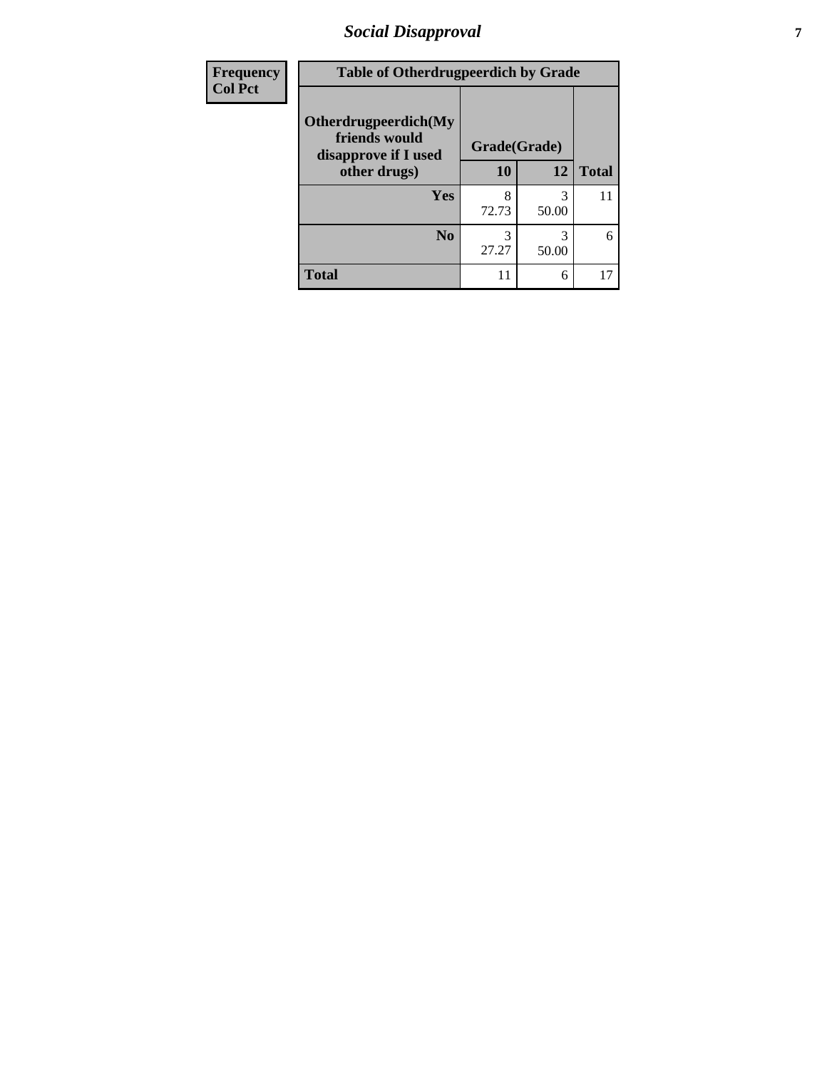## Social Disapproval

| Frequency<br>Col Pct | Table of Otherdrugpeerdich by Grade | | |
|---|---|---|---|
| **Otherdrugpeerdich(My friends would disapprove if I used other drugs)** | **Grade(Grade)** | | |
| | **10** | **12** | **Total** |
| **Yes** | 8<br>72.73 | 3<br>50.00 | 11 |
| **No** | 3<br>27.27 | 3<br>50.00 | 6 |
| **Total** | 11 | 6 | 17 |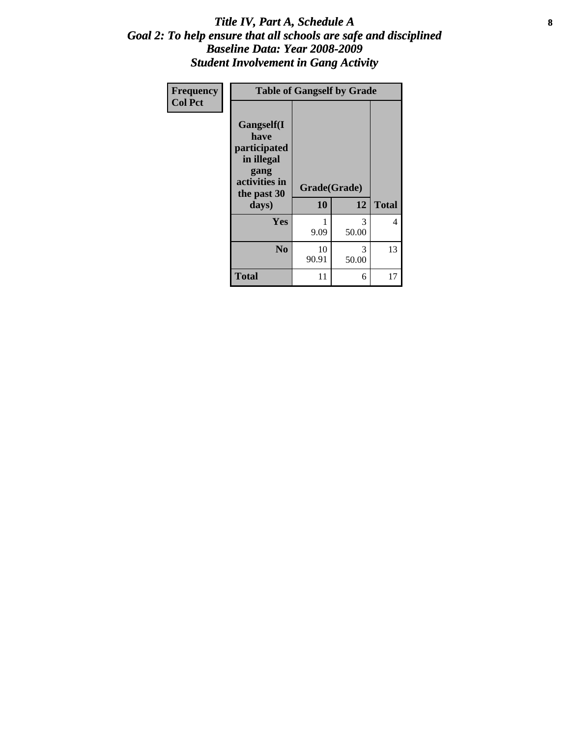# *Title IV, Part A, Schedule A*
## *Goal 2: To help ensure that all schools are safe and disciplined*
## *Baseline Data: Year 2008-2009*
## *Student Involvement in Gang Activity*

| Frequency<br>Col Pct | Table of Gangself by Grade | | |
|---|---|---|---|
| **Gangself(I have participated in illegal gang activities in the past 30 days)** | **Grade(Grade)** | | |
| | **10** | **12** | **Total** |
| **Yes** | 1<br>9.09 | 3<br>50.00 | 4 |
| **No** | 10<br>90.91 | 3<br>50.00 | 13 |
| **Total** | 11 | 6 | 17 |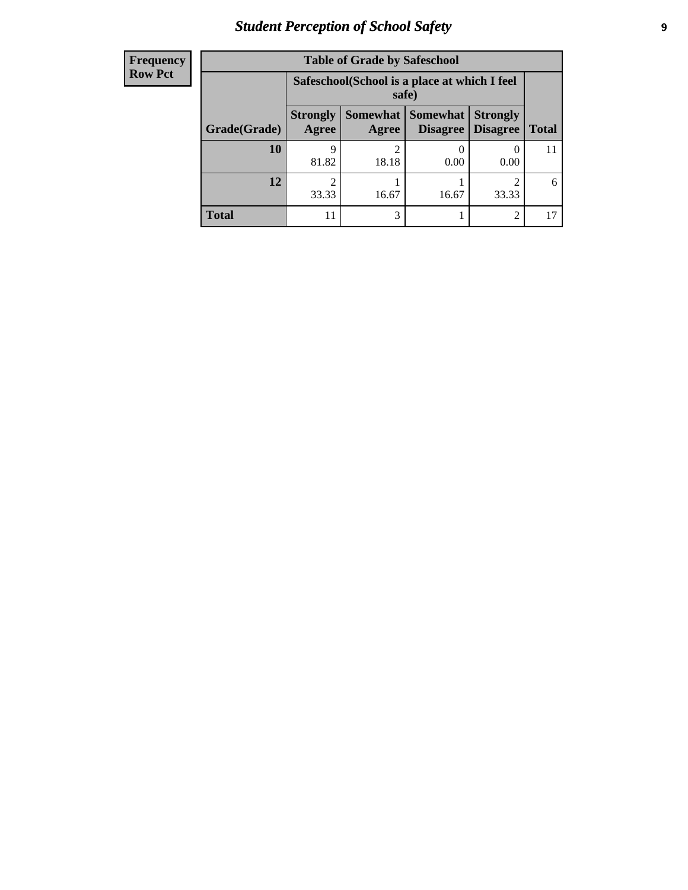| Frequency<br>Row Pct |
|---|

**Table of Grade by Safeschool**

| Grade(Grade) | Safeschool(School is a place at which I feel safe) | | | | Total |
|---|---|---|---|---|---|
| | Strongly Agree | Somewhat Agree | Somewhat Disagree | Strongly Disagree | |
| **10** | 9<br>81.82 | 2<br>18.18 | 0<br>0.00 | 0<br>0.00 | 11 |
| **12** | 2<br>33.33 | 1<br>16.67 | 1<br>16.67 | 2<br>33.33 | 6 |
| **Total** | 11 | 3 | 1 | 2 | 17 |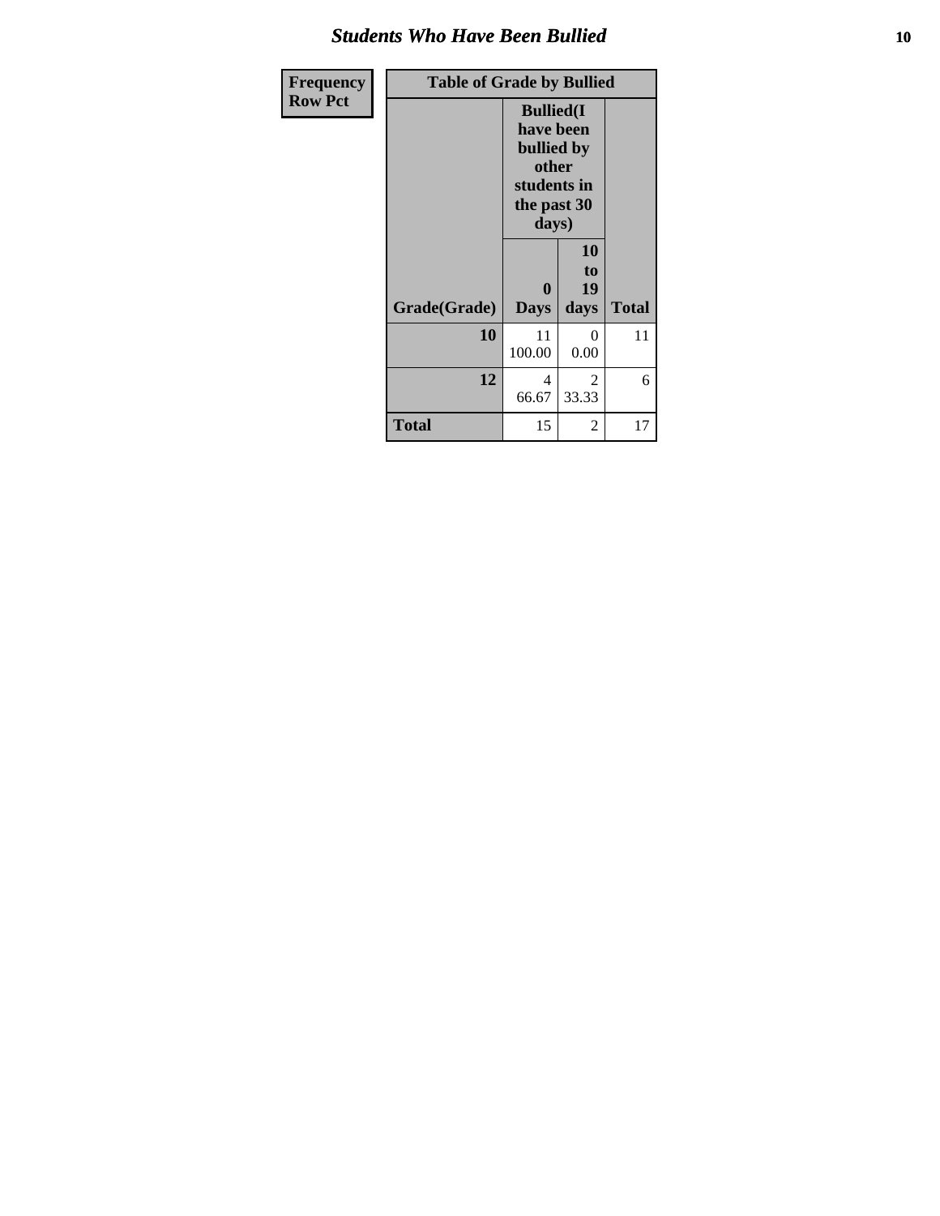## Students Who Have Been Bullied

| Frequency Row Pct |
|---|

**Table of Grade by Bullied**

| Grade(Grade) | Bullied(I have been bullied by other students in the past 30 days) 0 Days | 10 to 19 days | Total |
|---|---|---|---|
| **10** | 11<br>100.00 | 0<br>0.00 | 11 |
| **12** | 4<br>66.67 | 2<br>33.33 | 6 |
| **Total** | 15 | 2 | 17 |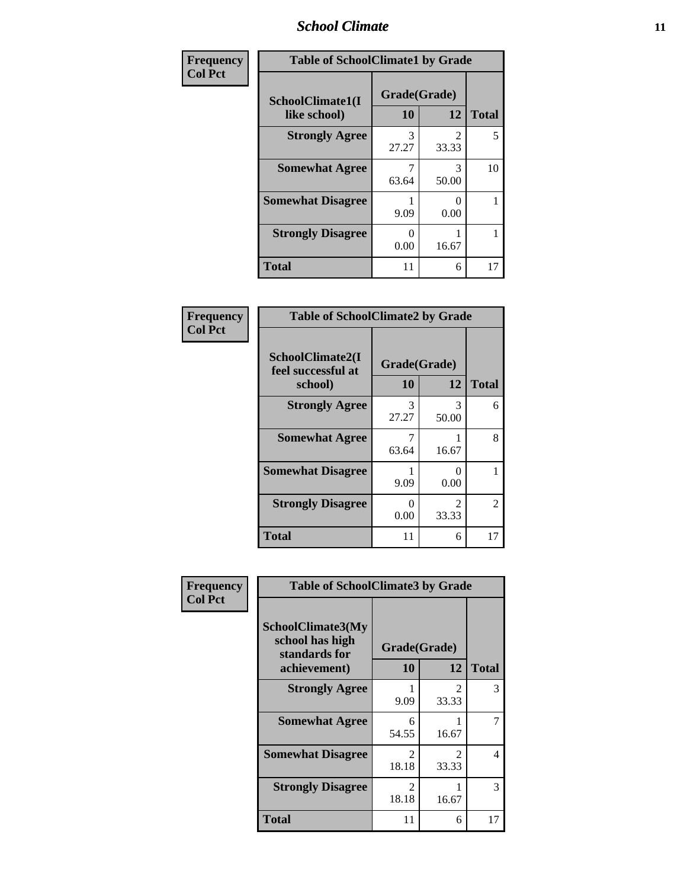## School Climate

**Frequency**
**Col Pct**

| Table of SchoolClimate1 by Grade | | | |
|---|---|---|---|
| SchoolClimate1(I like school) | Grade(Grade) | | |
| | 10 | 12 | Total |
| Strongly Agree | 3<br>27.27 | 2<br>33.33 | 5 |
| Somewhat Agree | 7<br>63.64 | 3<br>50.00 | 10 |
| Somewhat Disagree | 1<br>9.09 | 0<br>0.00 | 1 |
| Strongly Disagree | 0<br>0.00 | 1<br>16.67 | 1 |
| Total | 11 | 6 | 17 |

**Frequency**
**Col Pct**

| Table of SchoolClimate2 by Grade | | | |
|---|---|---|---|
| SchoolClimate2(I feel successful at school) | Grade(Grade) | | |
| | 10 | 12 | Total |
| Strongly Agree | 3<br>27.27 | 3<br>50.00 | 6 |
| Somewhat Agree | 7<br>63.64 | 1<br>16.67 | 8 |
| Somewhat Disagree | 1<br>9.09 | 0<br>0.00 | 1 |
| Strongly Disagree | 0<br>0.00 | 2<br>33.33 | 2 |
| Total | 11 | 6 | 17 |

**Frequency**
**Col Pct**

| Table of SchoolClimate3 by Grade | | | |
|---|---|---|---|
| SchoolClimate3(My school has high standards for achievement) | Grade(Grade) | | |
| | 10 | 12 | Total |
| Strongly Agree | 1<br>9.09 | 2<br>33.33 | 3 |
| Somewhat Agree | 6<br>54.55 | 1<br>16.67 | 7 |
| Somewhat Disagree | 2<br>18.18 | 2<br>33.33 | 4 |
| Strongly Disagree | 2<br>18.18 | 1<br>16.67 | 3 |
| Total | 11 | 6 | 17 |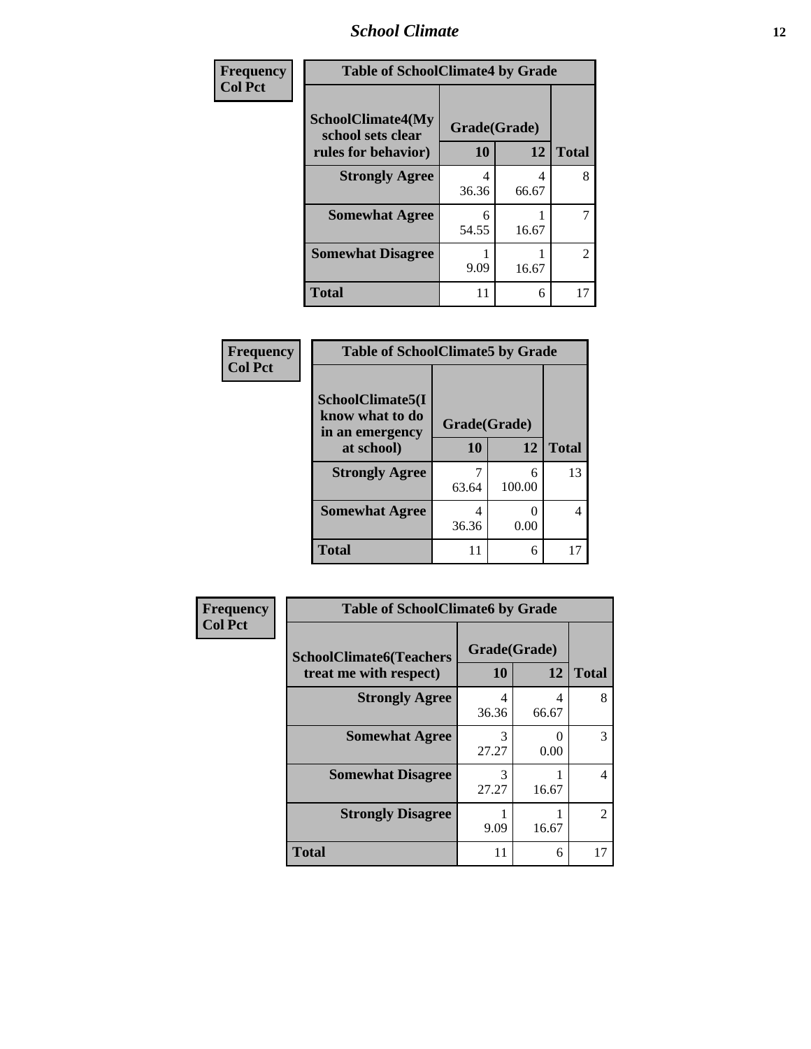| Frequency Col Pct | Table of SchoolClimate4 by Grade | | |
|---|---|---|---|
| SchoolClimate4(My school sets clear rules for behavior) | Grade(Grade) | | |
| | 10 | 12 | Total |
| Strongly Agree | 4<br>36.36 | 4<br>66.67 | 8 |
| Somewhat Agree | 6<br>54.55 | 1<br>16.67 | 7 |
| Somewhat Disagree | 1<br>9.09 | 1<br>16.67 | 2 |
| Total | 11 | 6 | 17 |

| Frequency Col Pct | Table of SchoolClimate5 by Grade | | |
|---|---|---|---|
| SchoolClimate5(I know what to do in an emergency at school) | Grade(Grade) | | |
| | 10 | 12 | Total |
| Strongly Agree | 7<br>63.64 | 6<br>100.00 | 13 |
| Somewhat Agree | 4<br>36.36 | 0<br>0.00 | 4 |
| Total | 11 | 6 | 17 |

| Frequency Col Pct | Table of SchoolClimate6 by Grade | | |
|---|---|---|---|
| SchoolClimate6(Teachers treat me with respect) | Grade(Grade) | | |
| | 10 | 12 | Total |
| Strongly Agree | 4<br>36.36 | 4<br>66.67 | 8 |
| Somewhat Agree | 3<br>27.27 | 0<br>0.00 | 3 |
| Somewhat Disagree | 3<br>27.27 | 1<br>16.67 | 4 |
| Strongly Disagree | 1<br>9.09 | 1<br>16.67 | 2 |
| Total | 11 | 6 | 17 |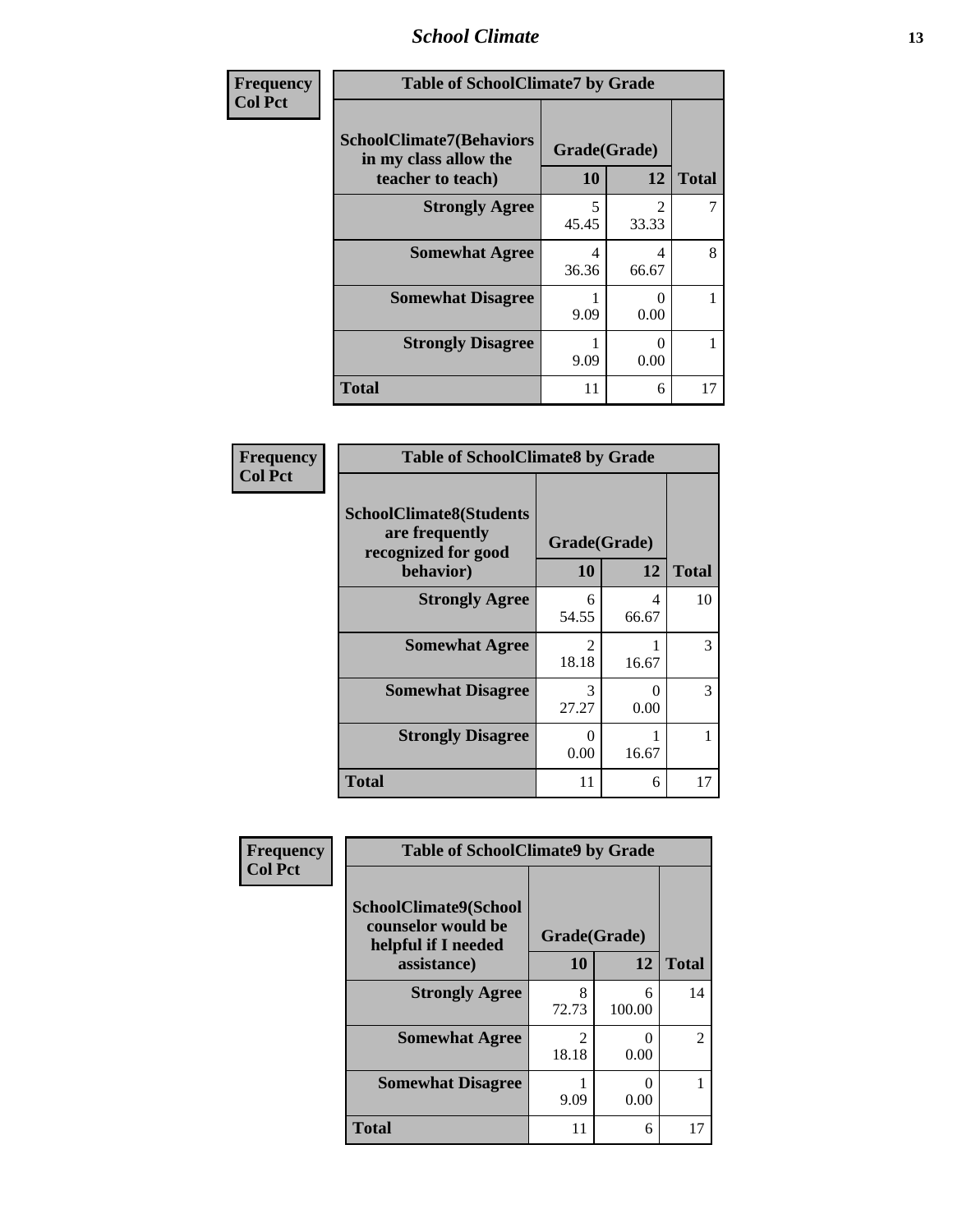## School Climate

**Frequency**
**Col Pct**

| Table of SchoolClimate7 by Grade | | | |
|---|---|---|---|
| SchoolClimate7(Behaviors in my class allow the teacher to teach) | Grade(Grade) | | |
| | 10 | 12 | Total |
| **Strongly Agree** | 5<br>45.45 | 2<br>33.33 | 7 |
| **Somewhat Agree** | 4<br>36.36 | 4<br>66.67 | 8 |
| **Somewhat Disagree** | 1<br>9.09 | 0<br>0.00 | 1 |
| **Strongly Disagree** | 1<br>9.09 | 0<br>0.00 | 1 |
| **Total** | 11 | 6 | 17 |

**Frequency**
**Col Pct**

| Table of SchoolClimate8 by Grade | | | |
|---|---|---|---|
| SchoolClimate8(Students are frequently recognized for good behavior) | Grade(Grade) | | |
| | 10 | 12 | Total |
| **Strongly Agree** | 6<br>54.55 | 4<br>66.67 | 10 |
| **Somewhat Agree** | 2<br>18.18 | 1<br>16.67 | 3 |
| **Somewhat Disagree** | 3<br>27.27 | 0<br>0.00 | 3 |
| **Strongly Disagree** | 0<br>0.00 | 1<br>16.67 | 1 |
| **Total** | 11 | 6 | 17 |

**Frequency**
**Col Pct**

| Table of SchoolClimate9 by Grade | | | |
|---|---|---|---|
| SchoolClimate9(School counselor would be helpful if I needed assistance) | Grade(Grade) | | |
| | 10 | 12 | Total |
| **Strongly Agree** | 8<br>72.73 | 6<br>100.00 | 14 |
| **Somewhat Agree** | 2<br>18.18 | 0<br>0.00 | 2 |
| **Somewhat Disagree** | 1<br>9.09 | 0<br>0.00 | 1 |
| **Total** | 11 | 6 | 17 |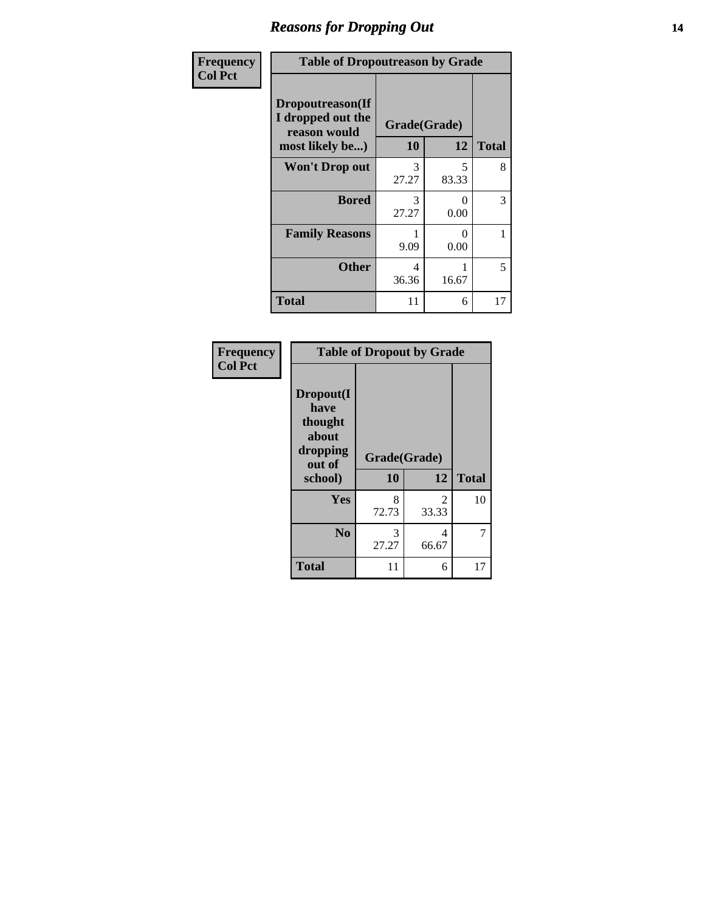# Reasons for Dropping Out

| Frequency<br>Col Pct | Table of Dropoutreason by Grade | | |
|---|---|---|---|
| Dropoutreason(If I dropped out the reason would most likely be...) | Grade(Grade) | | |
| | 10 | 12 | Total |
| Won't Drop out | 3<br>27.27 | 5<br>83.33 | 8 |
| Bored | 3<br>27.27 | 0<br>0.00 | 3 |
| Family Reasons | 1<br>9.09 | 0<br>0.00 | 1 |
| Other | 4<br>36.36 | 1<br>16.67 | 5 |
| Total | 11 | 6 | 17 |

| Frequency<br>Col Pct | Table of Dropout by Grade | | |
|---|---|---|---|
| Dropout(I have thought about dropping out of school) | Grade(Grade) | | |
| | 10 | 12 | Total |
| Yes | 8<br>72.73 | 2<br>33.33 | 10 |
| No | 3<br>27.27 | 4<br>66.67 | 7 |
| Total | 11 | 6 | 17 |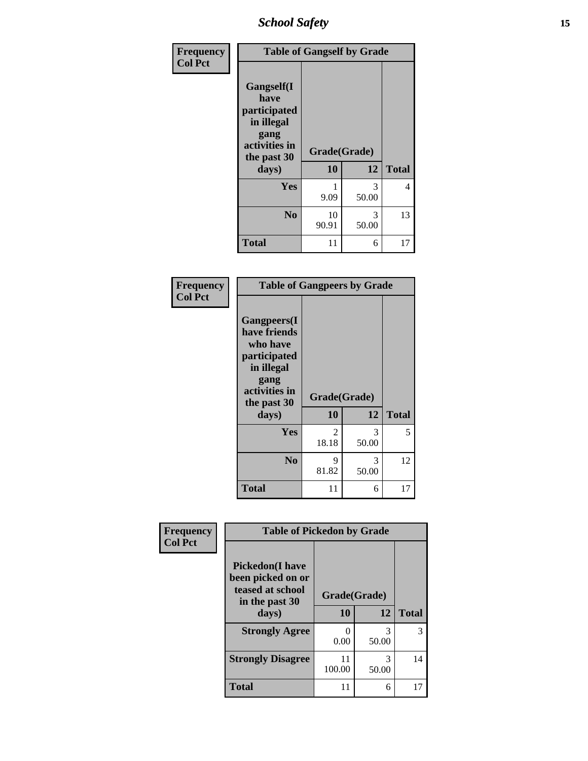| Frequency Col Pct | Table of Gangself by Grade | | |
|---|---|---|---|
| Gangself(I have participated in illegal gang activities in the past 30 days) | Grade(Grade) | | |
| | 10 | 12 | Total |
| Yes | 1<br>9.09 | 3<br>50.00 | 4 |
| No | 10<br>90.91 | 3<br>50.00 | 13 |
| Total | 11 | 6 | 17 |

| Frequency Col Pct | Table of Gangpeers by Grade | | |
|---|---|---|---|
| Gangpeers(I have friends who have participated in illegal gang activities in the past 30 days) | Grade(Grade) | | |
| | 10 | 12 | Total |
| Yes | 2<br>18.18 | 3<br>50.00 | 5 |
| No | 9<br>81.82 | 3<br>50.00 | 12 |
| Total | 11 | 6 | 17 |

| Frequency Col Pct | Table of Pickedon by Grade | | |
|---|---|---|---|
| Pickedon(I have been picked on or teased at school in the past 30 days) | Grade(Grade) | | |
| | 10 | 12 | Total |
| Strongly Agree | 0<br>0.00 | 3<br>50.00 | 3 |
| Strongly Disagree | 11<br>100.00 | 3<br>50.00 | 14 |
| Total | 11 | 6 | 17 |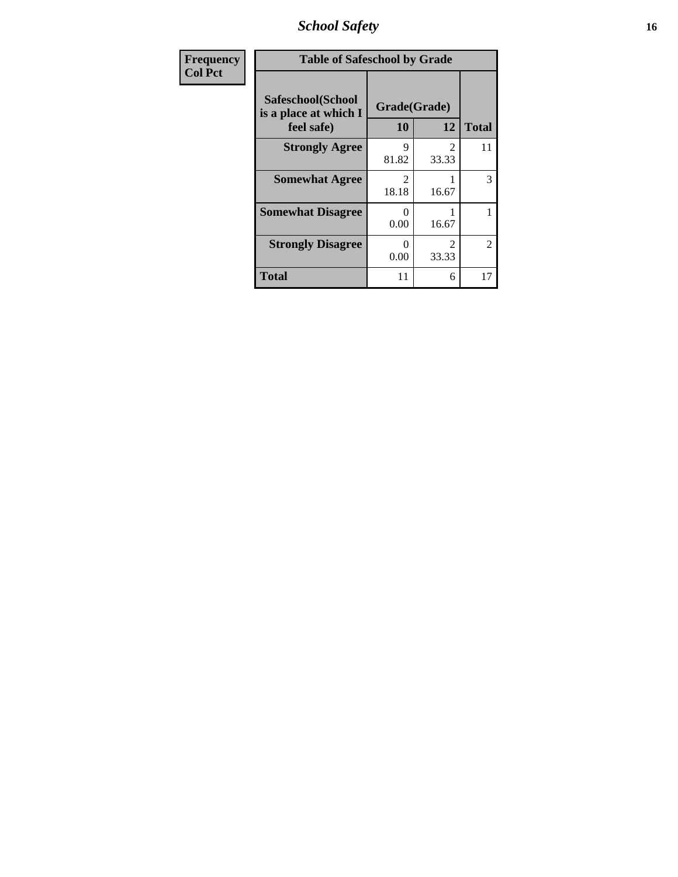| Frequency<br>Col Pct |
|---|

**Table of Safeschool by Grade**

| Safeschool(School is a place at which I feel safe) | Grade(Grade) | | |
|---|---|---|---|
| | 10 | 12 | Total |
| **Strongly Agree** | 9<br>81.82 | 2<br>33.33 | 11 |
| **Somewhat Agree** | 2<br>18.18 | 1<br>16.67 | 3 |
| **Somewhat Disagree** | 0<br>0.00 | 1<br>16.67 | 1 |
| **Strongly Disagree** | 0<br>0.00 | 2<br>33.33 | 2 |
| **Total** | 11 | 6 | 17 |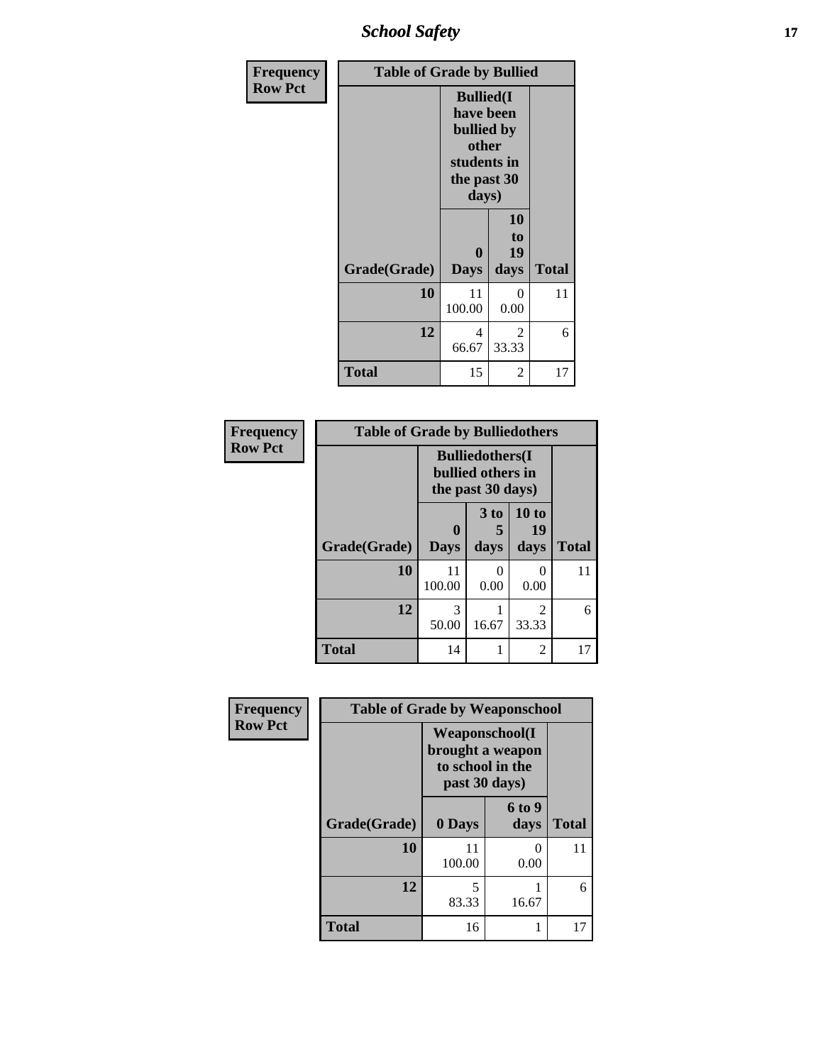| Frequency<br>Row Pct | Table of Grade by Bullied | | |
|---|---|---|---|
| | Bullied(I have been bullied by other students in the past 30 days) | | |
| Grade(Grade) | 0 Days | 10 to 19 days | Total |
| 10 | 11<br>100.00 | 0<br>0.00 | 11 |
| 12 | 4<br>66.67 | 2<br>33.33 | 6 |
| Total | 15 | 2 | 17 |

| Frequency<br>Row Pct | Table of Grade by Bulliedothers | | | |
|---|---|---|---|---|
| | Bulliedothers(I bullied others in the past 30 days) | | | |
| Grade(Grade) | 0 Days | 3 to 5 days | 10 to 19 days | Total |
| 10 | 11<br>100.00 | 0<br>0.00 | 0<br>0.00 | 11 |
| 12 | 3<br>50.00 | 1<br>16.67 | 2<br>33.33 | 6 |
| Total | 14 | 1 | 2 | 17 |

| Frequency<br>Row Pct | Table of Grade by Weaponschool | | |
|---|---|---|---|
| | Weaponschool(I brought a weapon to school in the past 30 days) | | |
| Grade(Grade) | 0 Days | 6 to 9 days | Total |
| 10 | 11<br>100.00 | 0<br>0.00 | 11 |
| 12 | 5<br>83.33 | 1<br>16.67 | 6 |
| Total | 16 | 1 | 17 |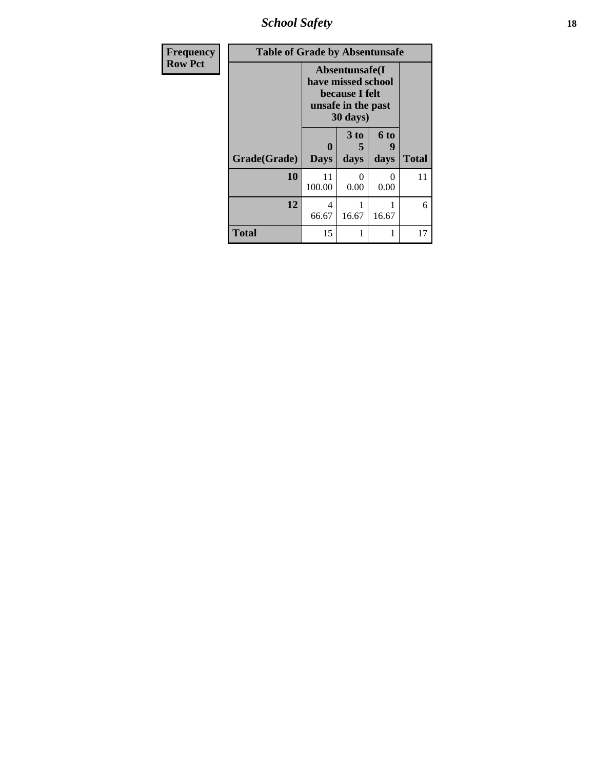# School Safety

| Frequency<br>Row Pct |
|---|

**Table of Grade by Absentunsafe**

| Grade(Grade) | Absentunsafe(I have missed school because I felt unsafe in the past 30 days) | | | Total |
|---|---|---|---|---|
| | 0 Days | 3 to 5 days | 6 to 9 days | |
| **10** | 11<br>100.00 | 0<br>0.00 | 0<br>0.00 | 11 |
| **12** | 4<br>66.67 | 1<br>16.67 | 1<br>16.67 | 6 |
| **Total** | 15 | 1 | 1 | 17 |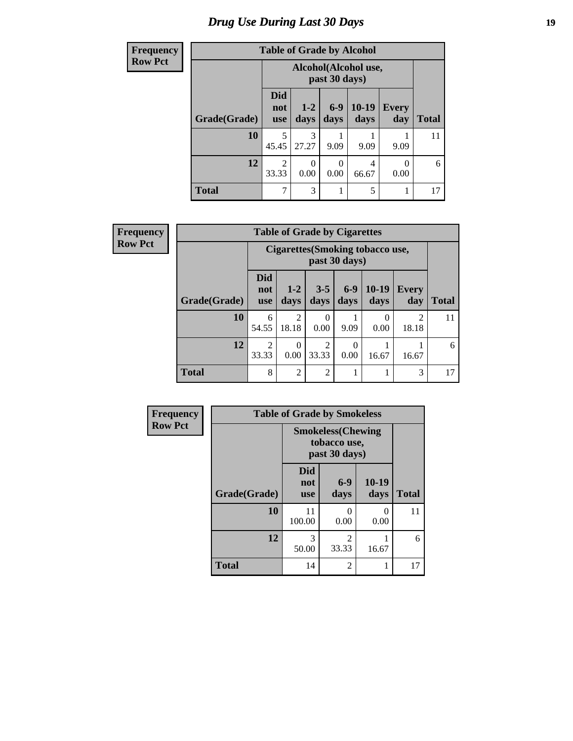# Drug Use During Last 30 Days

**Frequency**
**Row Pct**

| Table of Grade by Alcohol | | | | | | |
|---|---|---|---|---|---|---|
| | Alcohol(Alcohol use, past 30 days) | | | | | |
| Grade(Grade) | Did not use | 1-2 days | 6-9 days | 10-19 days | Every day | Total |
| 10 | 5<br>45.45 | 3<br>27.27 | 1<br>9.09 | 1<br>9.09 | 1<br>9.09 | 11 |
| 12 | 2<br>33.33 | 0<br>0.00 | 0<br>0.00 | 4<br>66.67 | 0<br>0.00 | 6 |
| Total | 7 | 3 | 1 | 5 | 1 | 17 |

**Frequency**
**Row Pct**

| Table of Grade by Cigarettes | | | | | | | |
|---|---|---|---|---|---|---|---|
| | Cigarettes(Smoking tobacco use, past 30 days) | | | | | | |
| Grade(Grade) | Did not use | 1-2 days | 3-5 days | 6-9 days | 10-19 days | Every day | Total |
| 10 | 6<br>54.55 | 2<br>18.18 | 0<br>0.00 | 1<br>9.09 | 0<br>0.00 | 2<br>18.18 | 11 |
| 12 | 2<br>33.33 | 0<br>0.00 | 2<br>33.33 | 0<br>0.00 | 1<br>16.67 | 1<br>16.67 | 6 |
| Total | 8 | 2 | 2 | 1 | 1 | 3 | 17 |

**Frequency**
**Row Pct**

| Table of Grade by Smokeless | | | | |
|---|---|---|---|---|
| | Smokeless(Chewing tobacco use, past 30 days) | | | |
| Grade(Grade) | Did not use | 6-9 days | 10-19 days | Total |
| 10 | 11<br>100.00 | 0<br>0.00 | 0<br>0.00 | 11 |
| 12 | 3<br>50.00 | 2<br>33.33 | 1<br>16.67 | 6 |
| Total | 14 | 2 | 1 | 17 |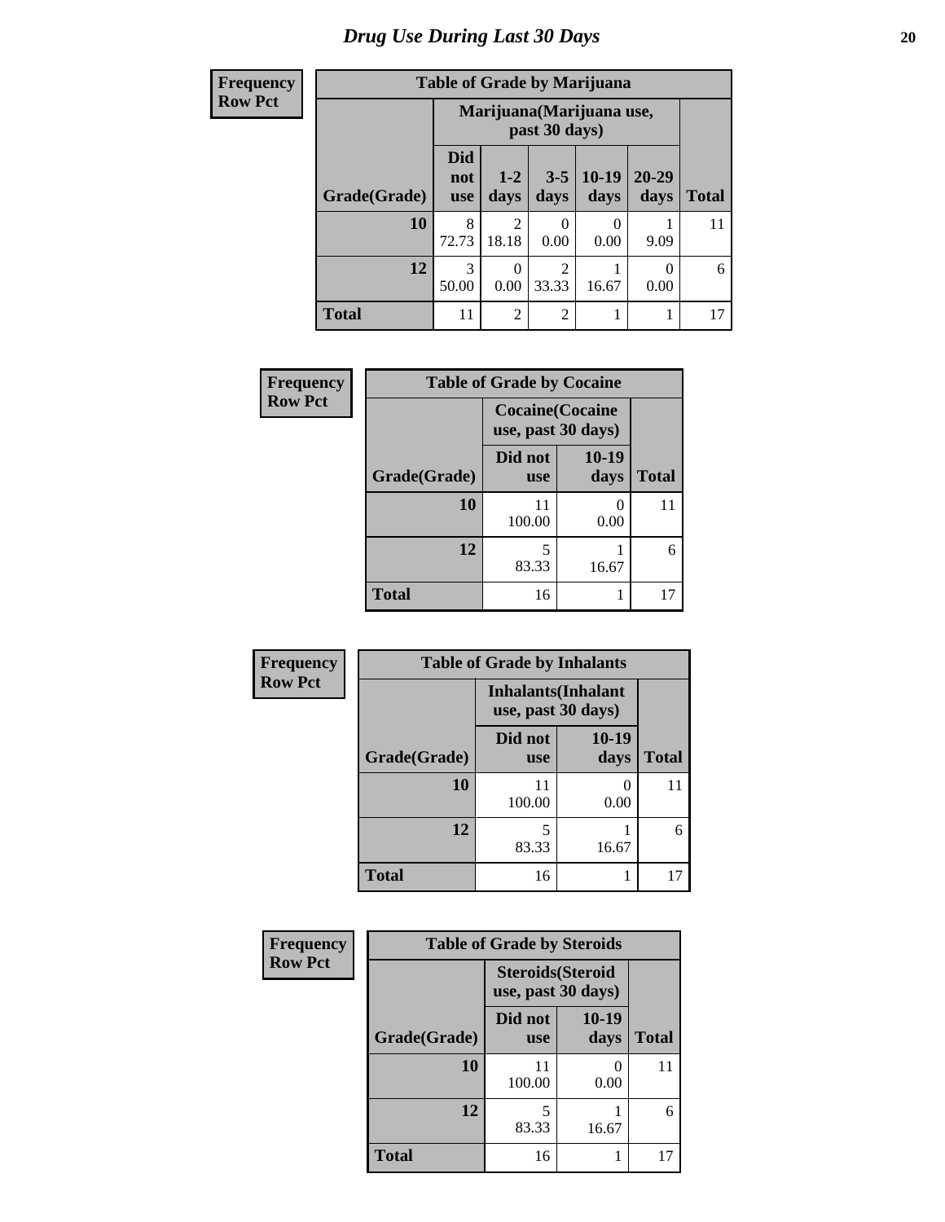# Drug Use During Last 30 Days

**Frequency**
**Row Pct**

| Table of Grade by Marijuana | | | | | | |
|---|---|---|---|---|---|---|
| | Marijuana(Marijuana use, past 30 days) | | | | | |
| Grade(Grade) | Did not use | 1-2 days | 3-5 days | 10-19 days | 20-29 days | Total |
| 10 | 8<br>72.73 | 2<br>18.18 | 0<br>0.00 | 0<br>0.00 | 1<br>9.09 | 11 |
| 12 | 3<br>50.00 | 0<br>0.00 | 2<br>33.33 | 1<br>16.67 | 0<br>0.00 | 6 |
| Total | 11 | 2 | 2 | 1 | 1 | 17 |

**Frequency**
**Row Pct**

| Table of Grade by Cocaine | | | |
|---|---|---|---|
| | Cocaine(Cocaine use, past 30 days) | | |
| Grade(Grade) | Did not use | 10-19 days | Total |
| 10 | 11<br>100.00 | 0<br>0.00 | 11 |
| 12 | 5<br>83.33 | 1<br>16.67 | 6 |
| Total | 16 | 1 | 17 |

**Frequency**
**Row Pct**

| Table of Grade by Inhalants | | | |
|---|---|---|---|
| | Inhalants(Inhalant use, past 30 days) | | |
| Grade(Grade) | Did not use | 10-19 days | Total |
| 10 | 11<br>100.00 | 0<br>0.00 | 11 |
| 12 | 5<br>83.33 | 1<br>16.67 | 6 |
| Total | 16 | 1 | 17 |

**Frequency**
**Row Pct**

| Table of Grade by Steroids | | | |
|---|---|---|---|
| | Steroids(Steroid use, past 30 days) | | |
| Grade(Grade) | Did not use | 10-19 days | Total |
| 10 | 11<br>100.00 | 0<br>0.00 | 11 |
| 12 | 5<br>83.33 | 1<br>16.67 | 6 |
| Total | 16 | 1 | 17 |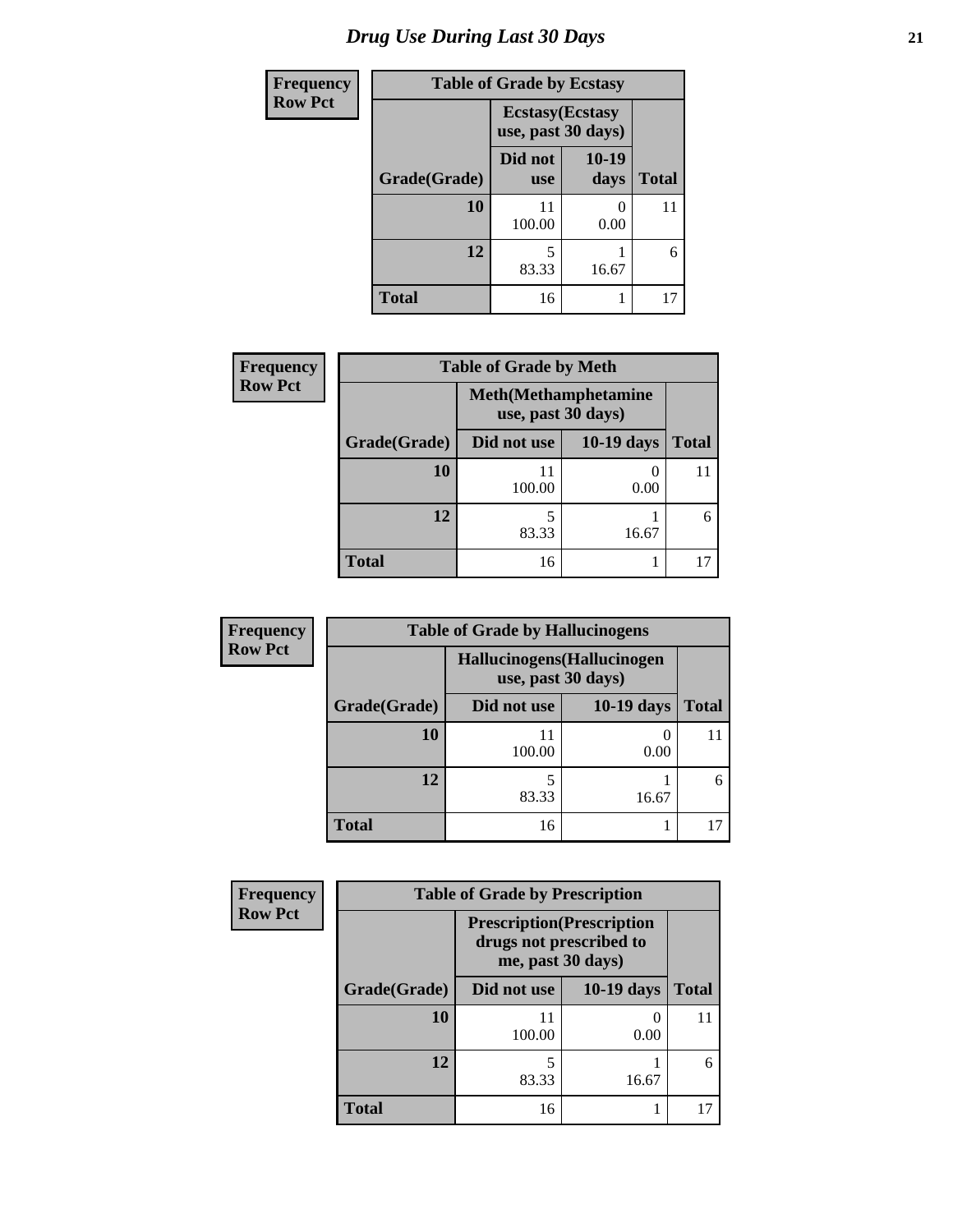# Drug Use During Last 30 Days

| Frequency<br>Row Pct |
|---|

**Table of Grade by Ecstasy**

| Grade(Grade) | Ecstasy(Ecstasy use, past 30 days) | | Total |
|---|---|---|---|
| | Did not use | 10-19 days | |
| 10 | 11<br>100.00 | 0<br>0.00 | 11 |
| 12 | 5<br>83.33 | 1<br>16.67 | 6 |
| Total | 16 | 1 | 17 |

| Frequency<br>Row Pct |
|---|

**Table of Grade by Meth**

| Grade(Grade) | Meth(Methamphetamine use, past 30 days) | | Total |
|---|---|---|---|
| | Did not use | 10-19 days | |
| 10 | 11<br>100.00 | 0<br>0.00 | 11 |
| 12 | 5<br>83.33 | 1<br>16.67 | 6 |
| Total | 16 | 1 | 17 |

| Frequency<br>Row Pct |
|---|

**Table of Grade by Hallucinogens**

| Grade(Grade) | Hallucinogens(Hallucinogen use, past 30 days) | | Total |
|---|---|---|---|
| | Did not use | 10-19 days | |
| 10 | 11<br>100.00 | 0<br>0.00 | 11 |
| 12 | 5<br>83.33 | 1<br>16.67 | 6 |
| Total | 16 | 1 | 17 |

| Frequency<br>Row Pct |
|---|

**Table of Grade by Prescription**

| Grade(Grade) | Prescription(Prescription drugs not prescribed to me, past 30 days) | | Total |
|---|---|---|---|
| | Did not use | 10-19 days | |
| 10 | 11<br>100.00 | 0<br>0.00 | 11 |
| 12 | 5<br>83.33 | 1<br>16.67 | 6 |
| Total | 16 | 1 | 17 |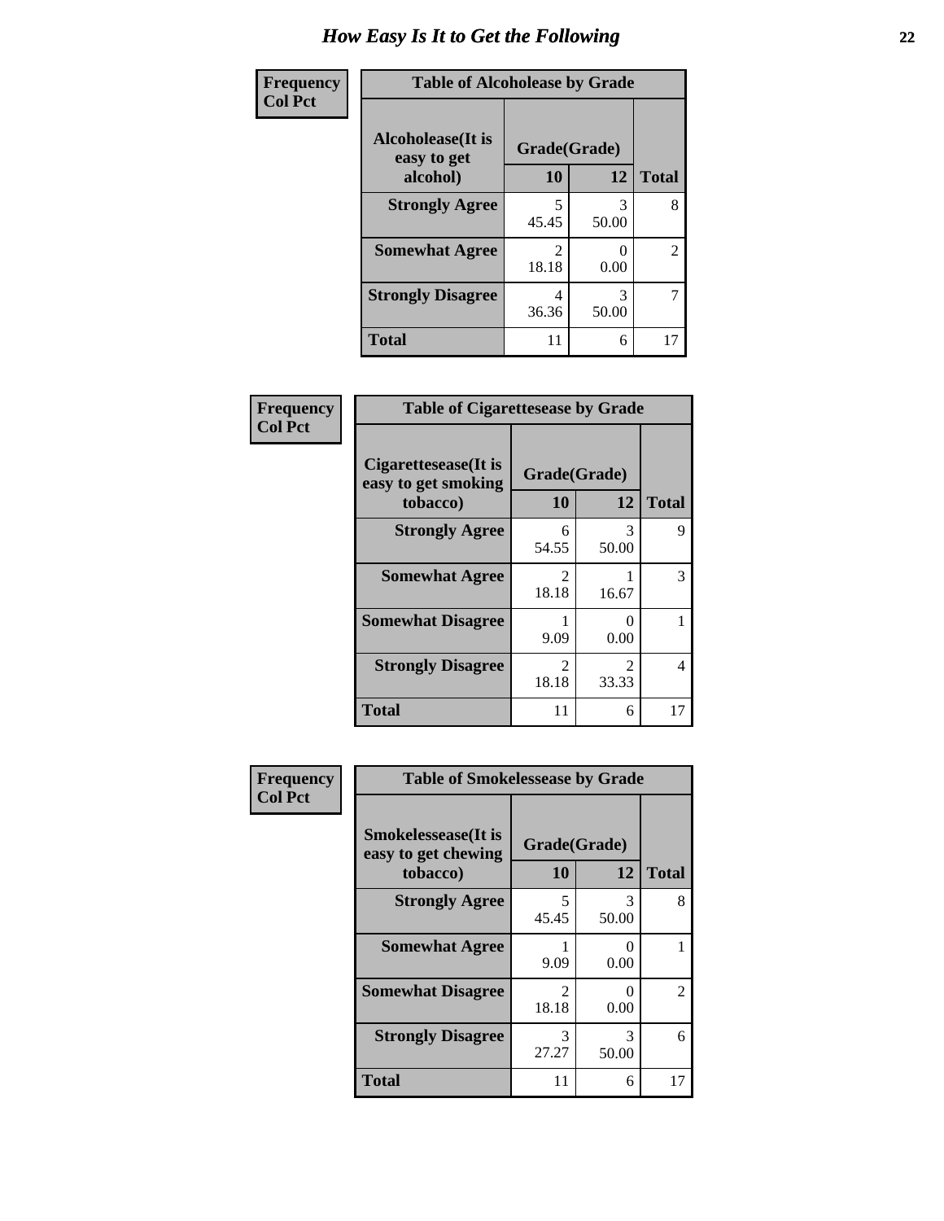# How Easy Is It to Get the Following

**Frequency**
**Col Pct**

| Table of Alcoholease by Grade | | | |
|---|---|---|---|
| **Alcoholease(It is easy to get alcohol)** | **Grade(Grade)** | | |
| | **10** | **12** | **Total** |
| **Strongly Agree** | 5<br>45.45 | 3<br>50.00 | 8 |
| **Somewhat Agree** | 2<br>18.18 | 0<br>0.00 | 2 |
| **Strongly Disagree** | 4<br>36.36 | 3<br>50.00 | 7 |
| **Total** | 11 | 6 | 17 |

**Frequency**
**Col Pct**

| Table of Cigarettesease by Grade | | | |
|---|---|---|---|
| **Cigarettesease(It is easy to get smoking tobacco)** | **Grade(Grade)** | | |
| | **10** | **12** | **Total** |
| **Strongly Agree** | 6<br>54.55 | 3<br>50.00 | 9 |
| **Somewhat Agree** | 2<br>18.18 | 1<br>16.67 | 3 |
| **Somewhat Disagree** | 1<br>9.09 | 0<br>0.00 | 1 |
| **Strongly Disagree** | 2<br>18.18 | 2<br>33.33 | 4 |
| **Total** | 11 | 6 | 17 |

**Frequency**
**Col Pct**

| Table of Smokelessease by Grade | | | |
|---|---|---|---|
| **Smokelessease(It is easy to get chewing tobacco)** | **Grade(Grade)** | | |
| | **10** | **12** | **Total** |
| **Strongly Agree** | 5<br>45.45 | 3<br>50.00 | 8 |
| **Somewhat Agree** | 1<br>9.09 | 0<br>0.00 | 1 |
| **Somewhat Disagree** | 2<br>18.18 | 0<br>0.00 | 2 |
| **Strongly Disagree** | 3<br>27.27 | 3<br>50.00 | 6 |
| **Total** | 11 | 6 | 17 |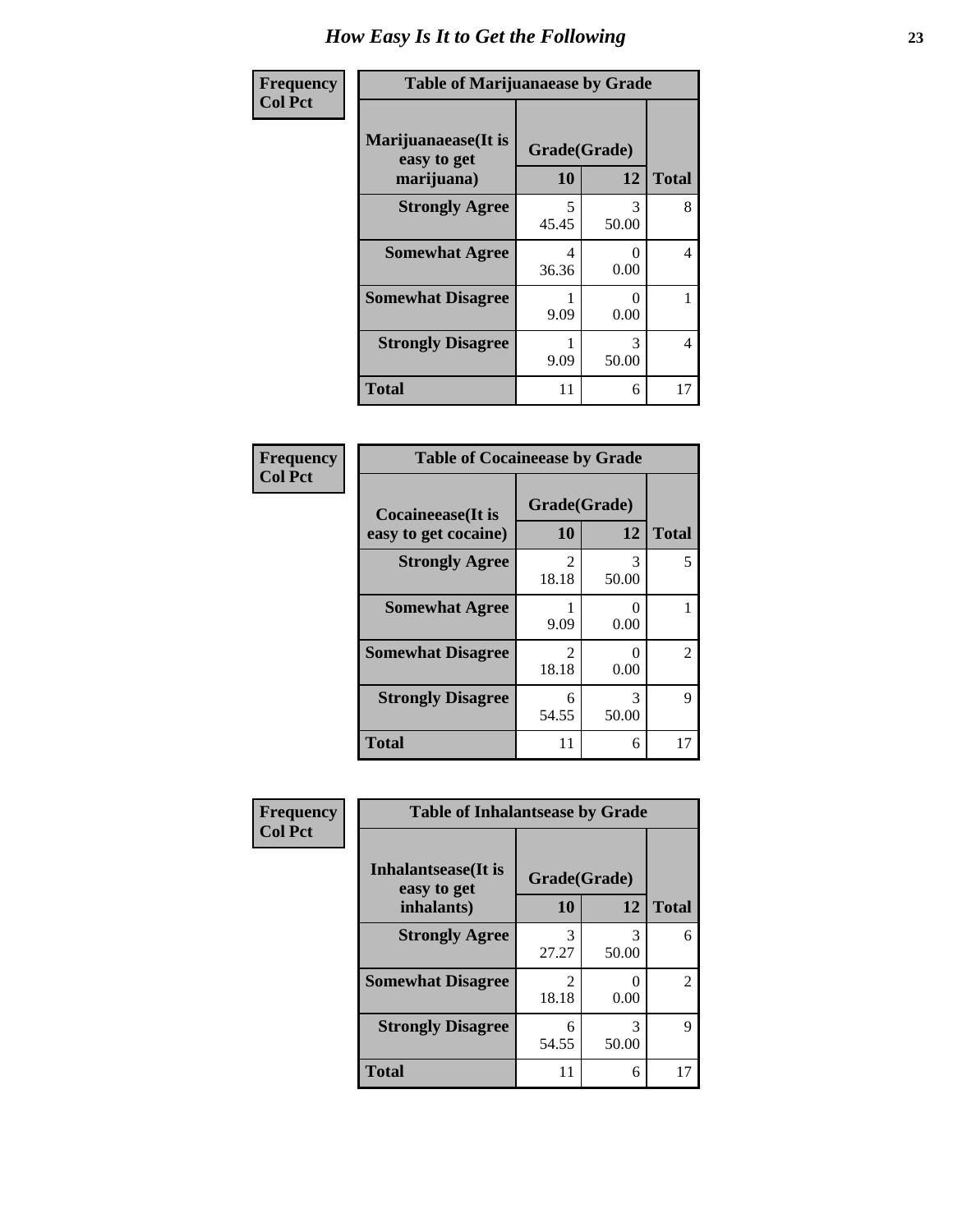# How Easy Is It to Get the Following

**Frequency**
**Col Pct**

**Table of Marijuanaease by Grade**

| Marijuanaease(It is easy to get marijuana) | Grade(Grade) | | Total |
|---|---|---|---|
| | 10 | 12 | |
| **Strongly Agree** | 5<br>45.45 | 3<br>50.00 | 8 |
| **Somewhat Agree** | 4<br>36.36 | 0<br>0.00 | 4 |
| **Somewhat Disagree** | 1<br>9.09 | 0<br>0.00 | 1 |
| **Strongly Disagree** | 1<br>9.09 | 3<br>50.00 | 4 |
| **Total** | 11 | 6 | 17 |

**Frequency**
**Col Pct**

**Table of Cocaineease by Grade**

| Cocaineease(It is easy to get cocaine) | Grade(Grade) | | Total |
|---|---|---|---|
| | 10 | 12 | |
| **Strongly Agree** | 2<br>18.18 | 3<br>50.00 | 5 |
| **Somewhat Agree** | 1<br>9.09 | 0<br>0.00 | 1 |
| **Somewhat Disagree** | 2<br>18.18 | 0<br>0.00 | 2 |
| **Strongly Disagree** | 6<br>54.55 | 3<br>50.00 | 9 |
| **Total** | 11 | 6 | 17 |

**Frequency**
**Col Pct**

**Table of Inhalantsease by Grade**

| Inhalantsease(It is easy to get inhalants) | Grade(Grade) | | Total |
|---|---|---|---|
| | 10 | 12 | |
| **Strongly Agree** | 3<br>27.27 | 3<br>50.00 | 6 |
| **Somewhat Disagree** | 2<br>18.18 | 0<br>0.00 | 2 |
| **Strongly Disagree** | 6<br>54.55 | 3<br>50.00 | 9 |
| **Total** | 11 | 6 | 17 |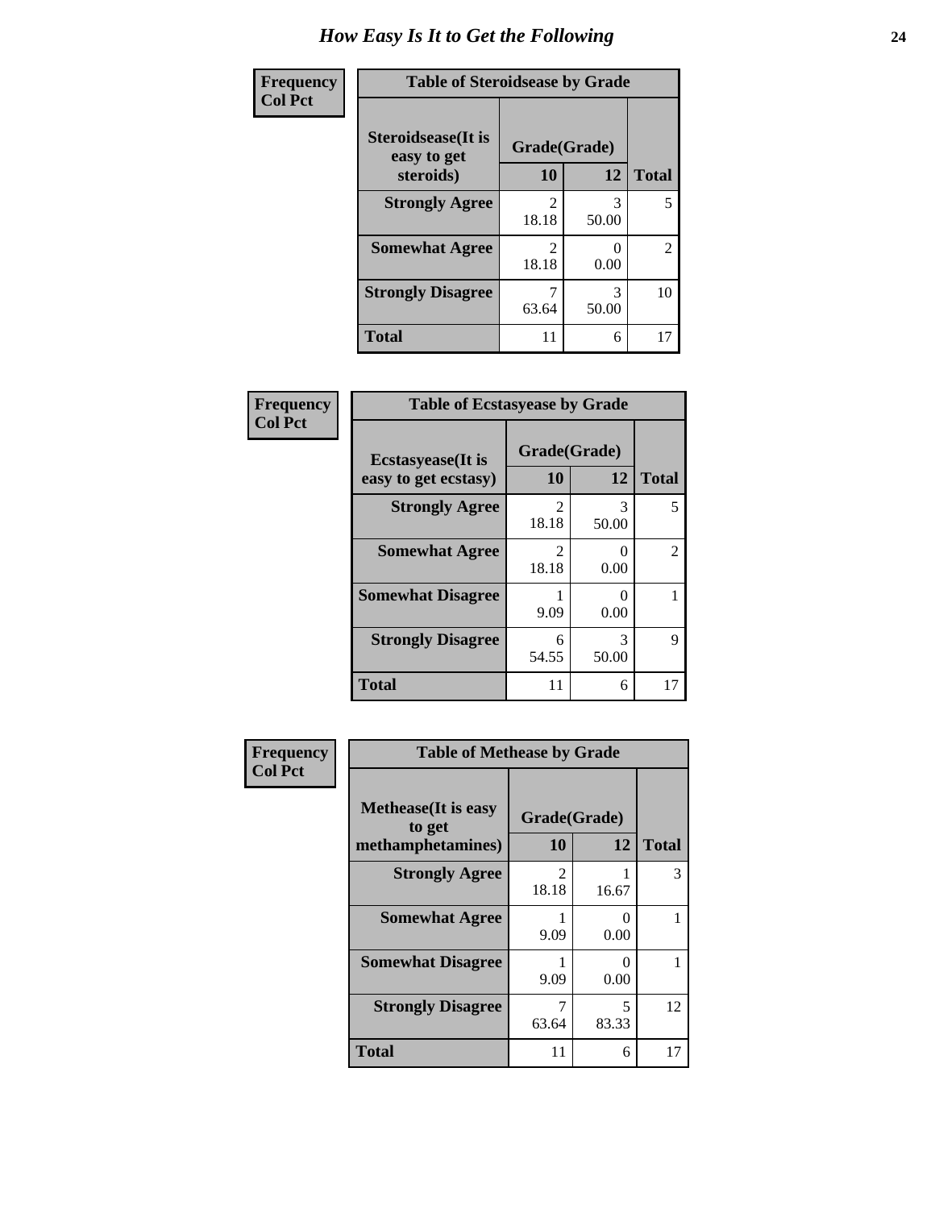# How Easy Is It to Get the Following

**Frequency / Col Pct**

| Table of Steroidsease by Grade | | | |
|---|---|---|---|
| Steroidsease(It is easy to get steroids) | Grade(Grade) | | |
| | 10 | 12 | Total |
| Strongly Agree | 2<br>18.18 | 3<br>50.00 | 5 |
| Somewhat Agree | 2<br>18.18 | 0<br>0.00 | 2 |
| Strongly Disagree | 7<br>63.64 | 3<br>50.00 | 10 |
| Total | 11 | 6 | 17 |

**Frequency / Col Pct**

| Table of Ecstasyease by Grade | | | |
|---|---|---|---|
| Ecstasyease(It is easy to get ecstasy) | Grade(Grade) | | |
| | 10 | 12 | Total |
| Strongly Agree | 2<br>18.18 | 3<br>50.00 | 5 |
| Somewhat Agree | 2<br>18.18 | 0<br>0.00 | 2 |
| Somewhat Disagree | 1<br>9.09 | 0<br>0.00 | 1 |
| Strongly Disagree | 6<br>54.55 | 3<br>50.00 | 9 |
| Total | 11 | 6 | 17 |

**Frequency / Col Pct**

| Table of Methease by Grade | | | |
|---|---|---|---|
| Methease(It is easy to get methamphetamines) | Grade(Grade) | | |
| | 10 | 12 | Total |
| Strongly Agree | 2<br>18.18 | 1<br>16.67 | 3 |
| Somewhat Agree | 1<br>9.09 | 0<br>0.00 | 1 |
| Somewhat Disagree | 1<br>9.09 | 0<br>0.00 | 1 |
| Strongly Disagree | 7<br>63.64 | 5<br>83.33 | 12 |
| Total | 11 | 6 | 17 |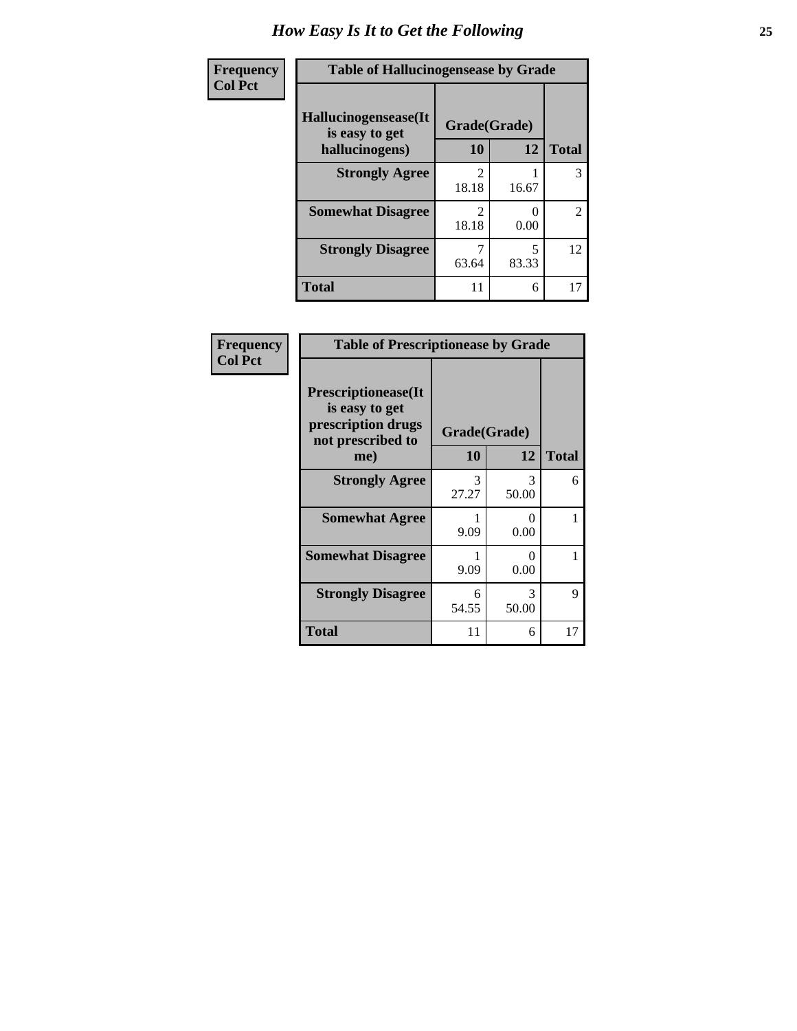# How Easy Is It to Get the Following

| Frequency Col Pct | | | |
|---|---|---|---|
| **Table of Hallucinogensease by Grade** | | | |
| **Hallucinogensease(It is easy to get hallucinogens)** | **Grade(Grade)** | | **Total** |
| | **10** | **12** | |
| **Strongly Agree** | 2<br>18.18 | 1<br>16.67 | 3 |
| **Somewhat Disagree** | 2<br>18.18 | 0<br>0.00 | 2 |
| **Strongly Disagree** | 7<br>63.64 | 5<br>83.33 | 12 |
| **Total** | 11 | 6 | 17 |

| Frequency Col Pct | | | |
|---|---|---|---|
| **Table of Prescriptionease by Grade** | | | |
| **Prescriptionease(It is easy to get prescription drugs not prescribed to me)** | **Grade(Grade)** | | **Total** |
| | **10** | **12** | |
| **Strongly Agree** | 3<br>27.27 | 3<br>50.00 | 6 |
| **Somewhat Agree** | 1<br>9.09 | 0<br>0.00 | 1 |
| **Somewhat Disagree** | 1<br>9.09 | 0<br>0.00 | 1 |
| **Strongly Disagree** | 6<br>54.55 | 3<br>50.00 | 9 |
| **Total** | 11 | 6 | 17 |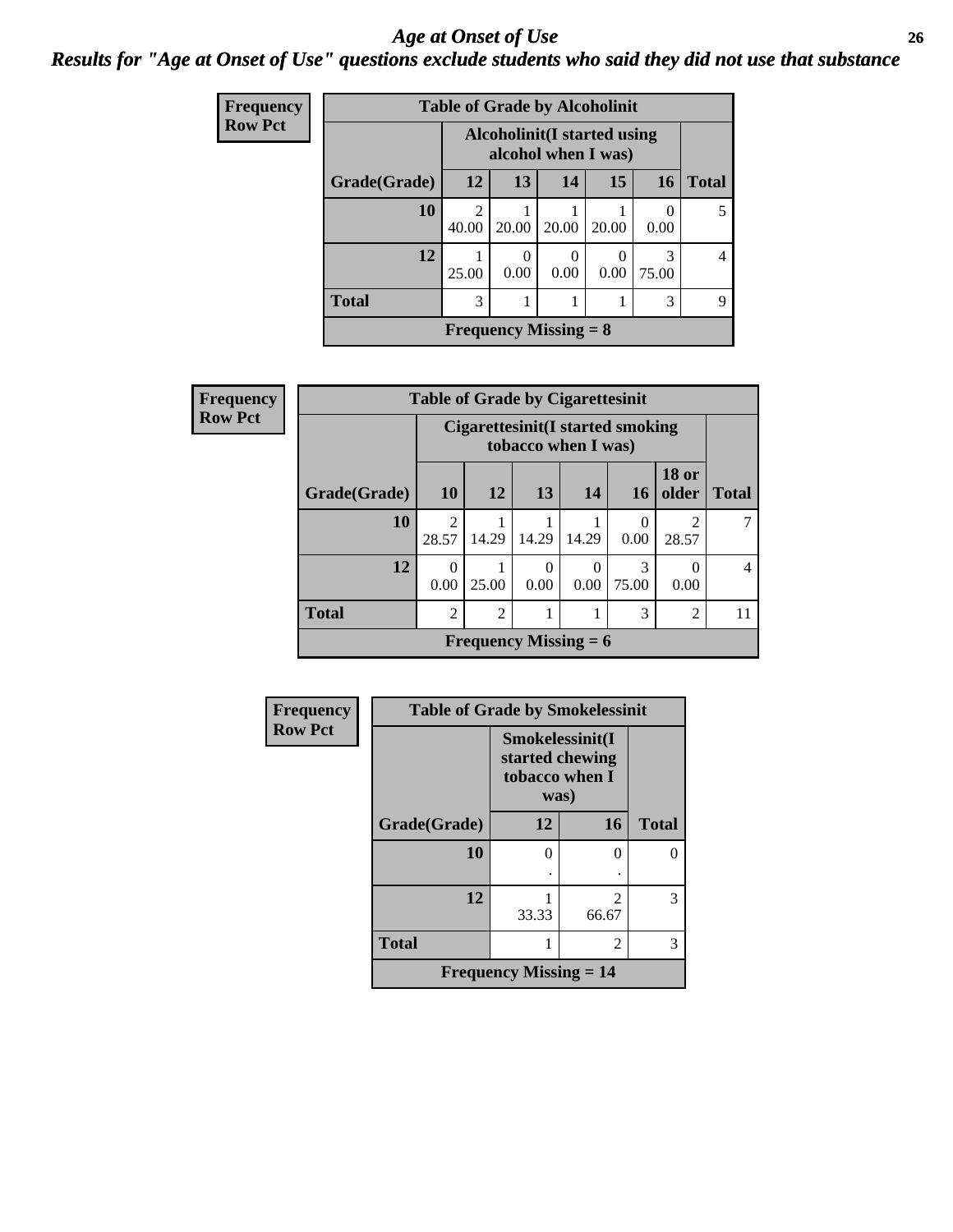# Age at Onset of Use

## Results for "Age at Onset of Use" questions exclude students who said they did not use that substance

**Frequency**
**Row Pct**

| Table of Grade by Alcoholinit | | | | | | |
|---|---|---|---|---|---|---|
| | Alcoholinit(I started using alcohol when I was) | | | | | |
| Grade(Grade) | 12 | 13 | 14 | 15 | 16 | Total |
| 10 | 2<br>40.00 | 1<br>20.00 | 1<br>20.00 | 1<br>20.00 | 0<br>0.00 | 5 |
| 12 | 1<br>25.00 | 0<br>0.00 | 0<br>0.00 | 0<br>0.00 | 3<br>75.00 | 4 |
| Total | 3 | 1 | 1 | 1 | 3 | 9 |
| Frequency Missing = 8 | | | | | | |

**Frequency**
**Row Pct**

| Table of Grade by Cigarettesinit | | | | | | | |
|---|---|---|---|---|---|---|---|
| | Cigarettesinit(I started smoking tobacco when I was) | | | | | | |
| Grade(Grade) | 10 | 12 | 13 | 14 | 16 | 18 or older | Total |
| 10 | 2<br>28.57 | 1<br>14.29 | 1<br>14.29 | 1<br>14.29 | 0<br>0.00 | 2<br>28.57 | 7 |
| 12 | 0<br>0.00 | 1<br>25.00 | 0<br>0.00 | 0<br>0.00 | 3<br>75.00 | 0<br>0.00 | 4 |
| Total | 2 | 2 | 1 | 1 | 3 | 2 | 11 |
| Frequency Missing = 6 | | | | | | | |

**Frequency**
**Row Pct**

| Table of Grade by Smokelessinit | | | |
|---|---|---|---|
| | Smokelessinit(I started chewing tobacco when I was) | | |
| Grade(Grade) | 12 | 16 | Total |
| 10 | 0<br>. | 0<br>. | 0 |
| 12 | 1<br>33.33 | 2<br>66.67 | 3 |
| Total | 1 | 2 | 3 |
| Frequency Missing = 14 | | | |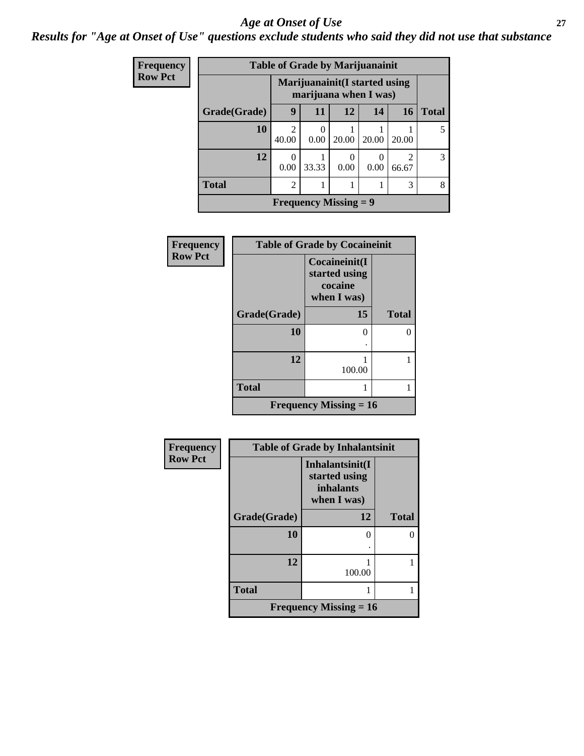# Age at Onset of Use

***Results for "Age at Onset of Use" questions exclude students who said they did not use that substance***

**Frequency**
**Row Pct**

| Table of Grade by Marijuanainit | | | | | | |
|---|---|---|---|---|---|---|
| | Marijuanainit(I started using marijuana when I was) | | | | | |
| Grade(Grade) | 9 | 11 | 12 | 14 | 16 | Total |
| 10 | 2<br>40.00 | 0<br>0.00 | 1<br>20.00 | 1<br>20.00 | 1<br>20.00 | 5 |
| 12 | 0<br>0.00 | 1<br>33.33 | 0<br>0.00 | 0<br>0.00 | 2<br>66.67 | 3 |
| Total | 2 | 1 | 1 | 1 | 3 | 8 |
| Frequency Missing = 9 | | | | | | |

**Frequency**
**Row Pct**

| Table of Grade by Cocaineinit | | |
|---|---|---|
| | Cocaineinit(I started using cocaine when I was) | |
| Grade(Grade) | 15 | Total |
| 10 | 0<br>. | 0 |
| 12 | 1<br>100.00 | 1 |
| Total | 1 | 1 |
| Frequency Missing = 16 | | |

**Frequency**
**Row Pct**

| Table of Grade by Inhalantsinit | | |
|---|---|---|
| | Inhalantsinit(I started using inhalants when I was) | |
| Grade(Grade) | 12 | Total |
| 10 | 0<br>. | 0 |
| 12 | 1<br>100.00 | 1 |
| Total | 1 | 1 |
| Frequency Missing = 16 | | |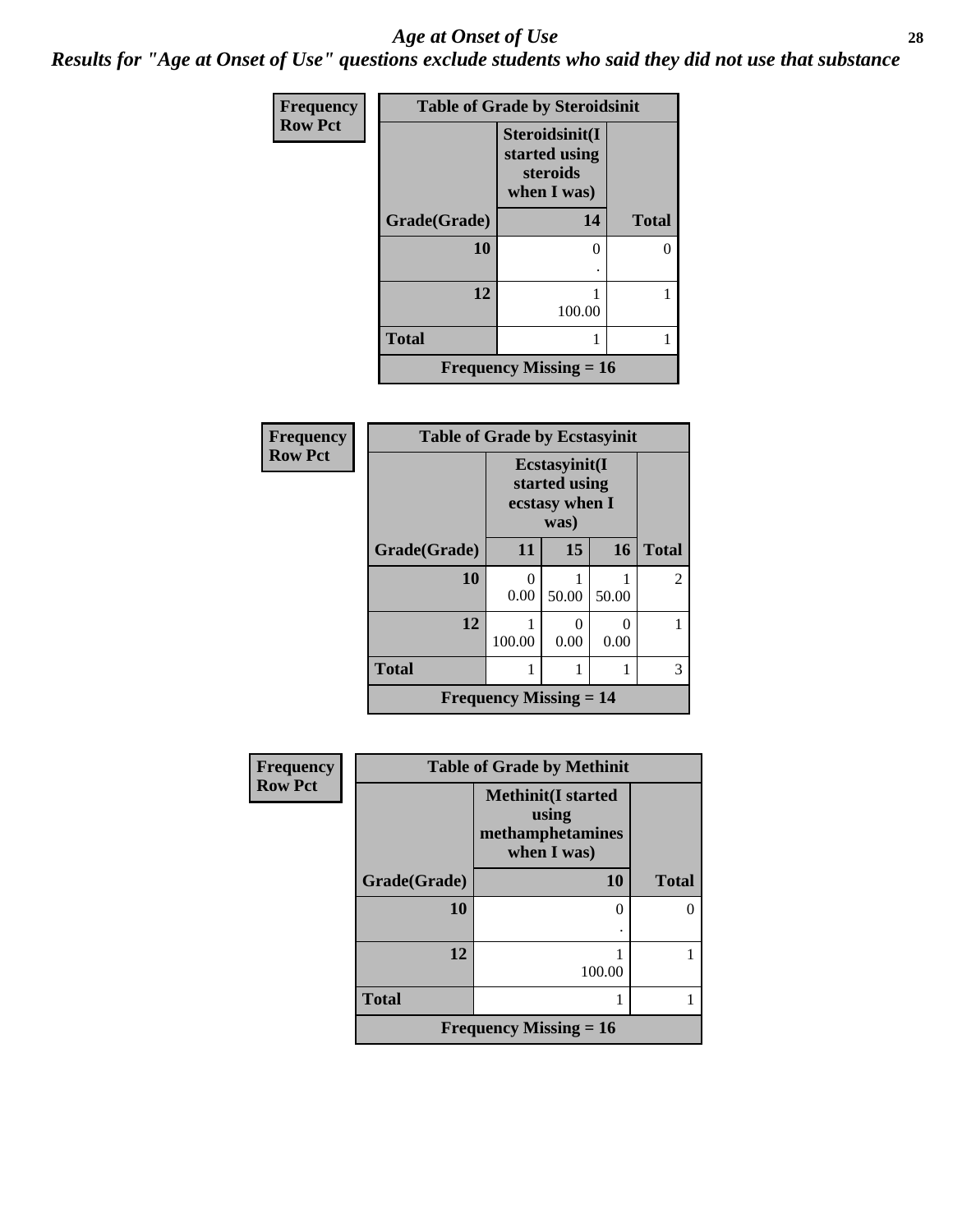# *Age at Onset of Use*

***Results for "Age at Onset of Use" questions exclude students who said they did not use that substance***

**Frequency**
**Row Pct**

**Table of Grade by Steroidsinit**

| Grade(Grade) | Steroidsinit(I started using steroids when I was) 14 | Total |
|---|---|---|
| **10** | 0<br>. | 0 |
| **12** | 1<br>100.00 | 1 |
| **Total** | 1 | 1 |

**Frequency Missing = 16**

**Frequency**
**Row Pct**

**Table of Grade by Ecstasyinit**

| Grade(Grade) | Ecstasyinit(I started using ecstasy when I was) 11 | 15 | 16 | Total |
|---|---|---|---|---|
| **10** | 0<br>0.00 | 1<br>50.00 | 1<br>50.00 | 2 |
| **12** | 1<br>100.00 | 0<br>0.00 | 0<br>0.00 | 1 |
| **Total** | 1 | 1 | 1 | 3 |

**Frequency Missing = 14**

**Frequency**
**Row Pct**

**Table of Grade by Methinit**

| Grade(Grade) | Methinit(I started using methamphetamines when I was) 10 | Total |
|---|---|---|
| **10** | 0<br>. | 0 |
| **12** | 1<br>100.00 | 1 |
| **Total** | 1 | 1 |

**Frequency Missing = 16**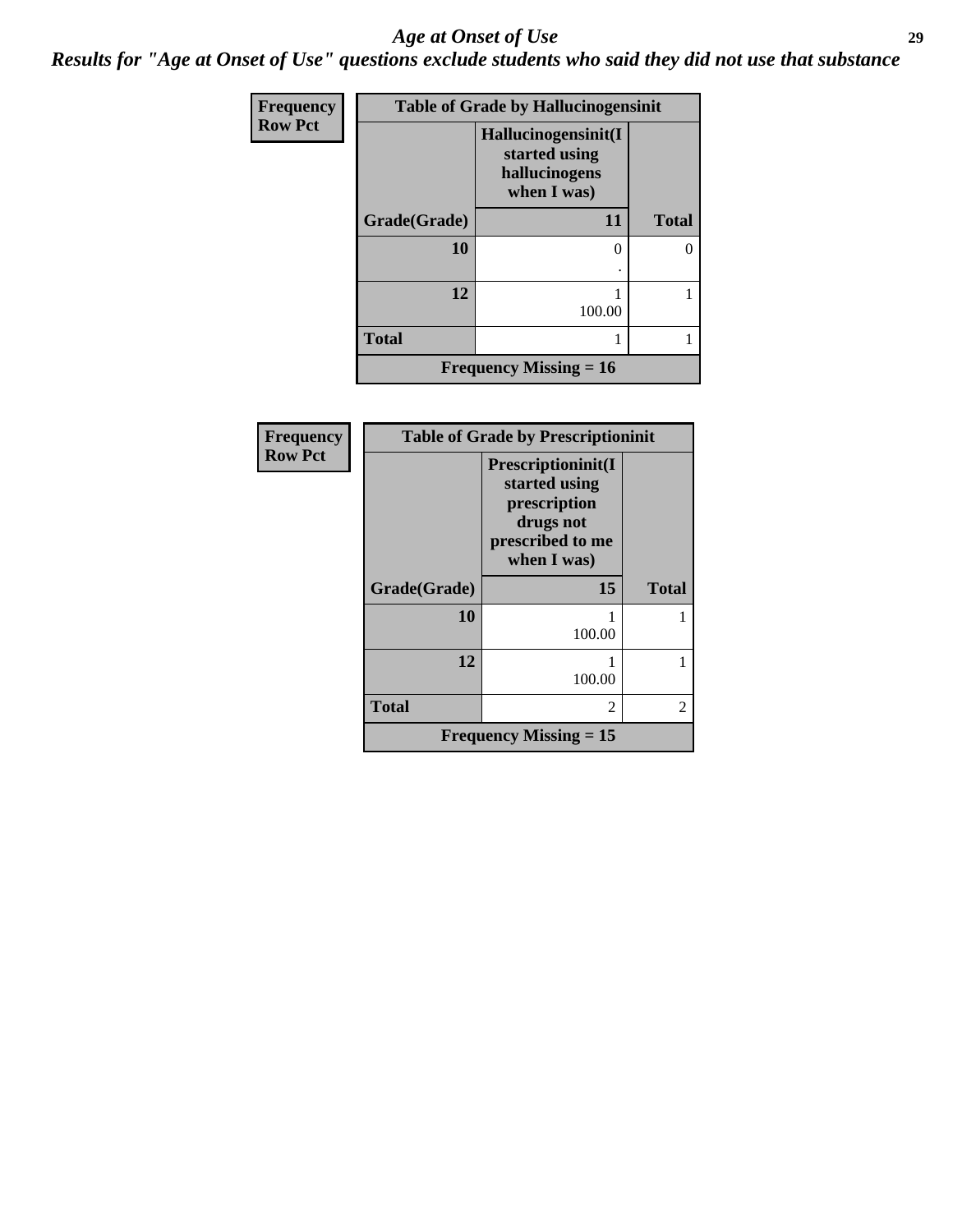# *Age at Onset of Use*

***Results for "Age at Onset of Use" questions exclude students who said they did not use that substance***

**Frequency**
**Row Pct**

| Table of Grade by Hallucinogensinit | | |
|---|---|---|
| | Hallucinogensinit(I started using hallucinogens when I was) | |
| Grade(Grade) | 11 | Total |
| 10 | 0<br>. | 0 |
| 12 | 1<br>100.00 | 1 |
| Total | 1 | 1 |
| Frequency Missing = 16 | | |

**Frequency**
**Row Pct**

| Table of Grade by Prescriptioninit | | |
|---|---|---|
| | Prescriptioninit(I started using prescription drugs not prescribed to me when I was) | |
| Grade(Grade) | 15 | Total |
| 10 | 1<br>100.00 | 1 |
| 12 | 1<br>100.00 | 1 |
| Total | 2 | 2 |
| Frequency Missing = 15 | | |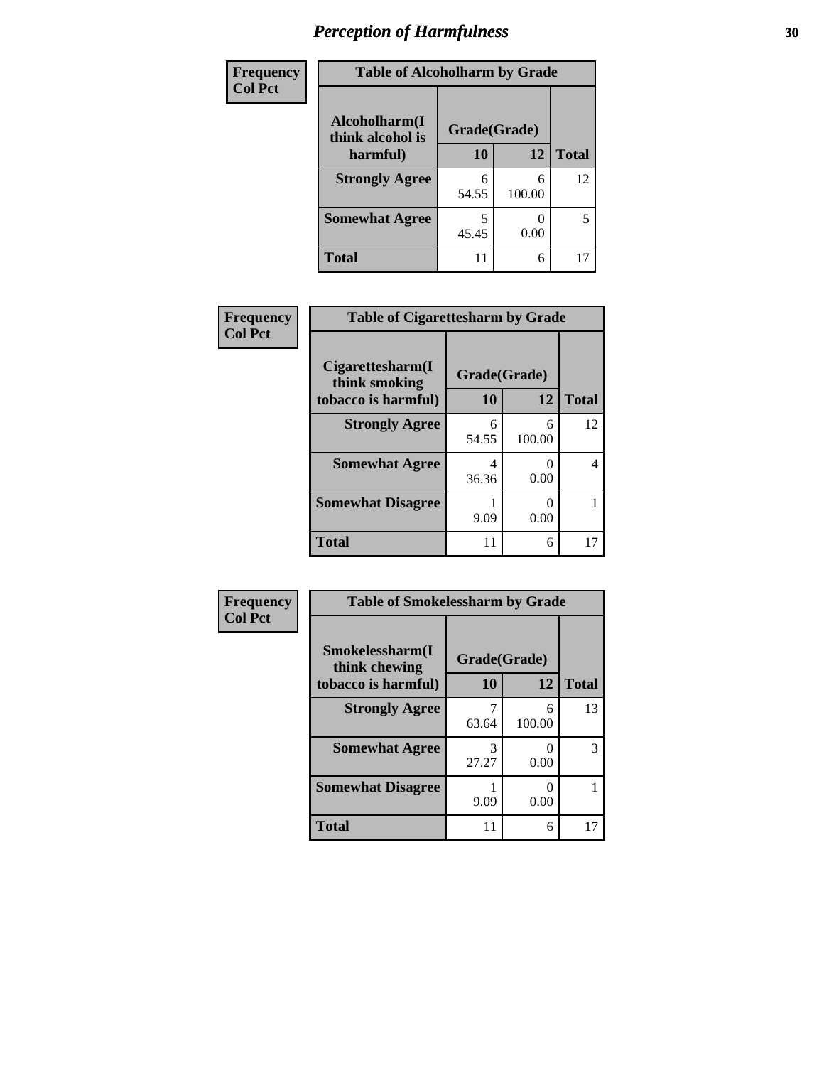# Perception of Harmfulness

| Frequency<br>Col Pct | Table of Alcoholharm by Grade | | |
|---|---|---|---|
| **Alcoholharm(I think alcohol is harmful)** | **Grade(Grade)** | | |
| | **10** | **12** | **Total** |
| **Strongly Agree** | 6<br>54.55 | 6<br>100.00 | 12 |
| **Somewhat Agree** | 5<br>45.45 | 0<br>0.00 | 5 |
| **Total** | 11 | 6 | 17 |

| Frequency<br>Col Pct | Table of Cigarettesharm by Grade | | |
|---|---|---|---|
| **Cigarettesharm(I think smoking tobacco is harmful)** | **Grade(Grade)** | | |
| | **10** | **12** | **Total** |
| **Strongly Agree** | 6<br>54.55 | 6<br>100.00 | 12 |
| **Somewhat Agree** | 4<br>36.36 | 0<br>0.00 | 4 |
| **Somewhat Disagree** | 1<br>9.09 | 0<br>0.00 | 1 |
| **Total** | 11 | 6 | 17 |

| Frequency<br>Col Pct | Table of Smokelessharm by Grade | | |
|---|---|---|---|
| **Smokelessharm(I think chewing tobacco is harmful)** | **Grade(Grade)** | | |
| | **10** | **12** | **Total** |
| **Strongly Agree** | 7<br>63.64 | 6<br>100.00 | 13 |
| **Somewhat Agree** | 3<br>27.27 | 0<br>0.00 | 3 |
| **Somewhat Disagree** | 1<br>9.09 | 0<br>0.00 | 1 |
| **Total** | 11 | 6 | 17 |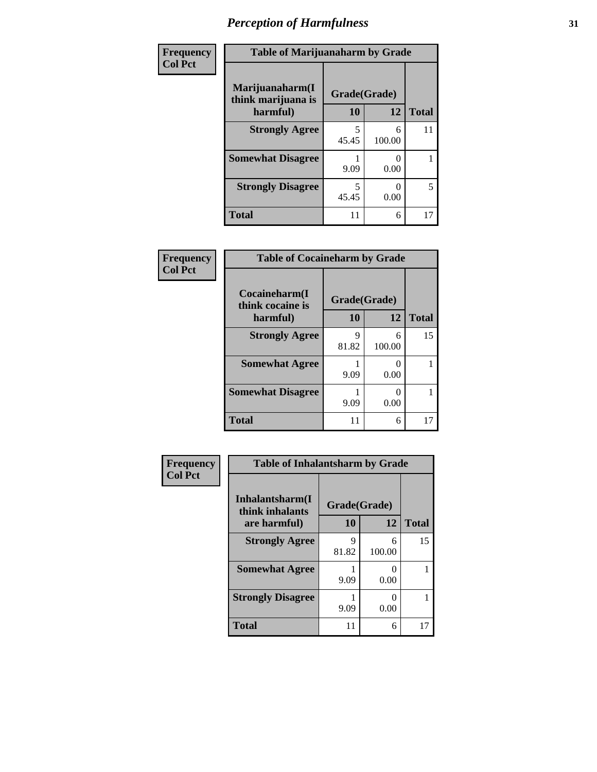## Perception of Harmfulness

Frequency
Col Pct

| Table of Marijuanaharm by Grade | | | |
|---|---|---|---|
| Marijuanaharm(I think marijuana is harmful) | Grade(Grade) | | Total |
| | 10 | 12 | |
| Strongly Agree | 5<br>45.45 | 6<br>100.00 | 11 |
| Somewhat Disagree | 1<br>9.09 | 0<br>0.00 | 1 |
| Strongly Disagree | 5<br>45.45 | 0<br>0.00 | 5 |
| Total | 11 | 6 | 17 |

Frequency
Col Pct

| Table of Cocaineharm by Grade | | | |
|---|---|---|---|
| Cocaineharm(I think cocaine is harmful) | Grade(Grade) | | Total |
| | 10 | 12 | |
| Strongly Agree | 9<br>81.82 | 6<br>100.00 | 15 |
| Somewhat Agree | 1<br>9.09 | 0<br>0.00 | 1 |
| Somewhat Disagree | 1<br>9.09 | 0<br>0.00 | 1 |
| Total | 11 | 6 | 17 |

Frequency
Col Pct

| Table of Inhalantsharm by Grade | | | |
|---|---|---|---|
| Inhalantsharm(I think inhalants are harmful) | Grade(Grade) | | Total |
| | 10 | 12 | |
| Strongly Agree | 9<br>81.82 | 6<br>100.00 | 15 |
| Somewhat Agree | 1<br>9.09 | 0<br>0.00 | 1 |
| Strongly Disagree | 1<br>9.09 | 0<br>0.00 | 1 |
| Total | 11 | 6 | 17 |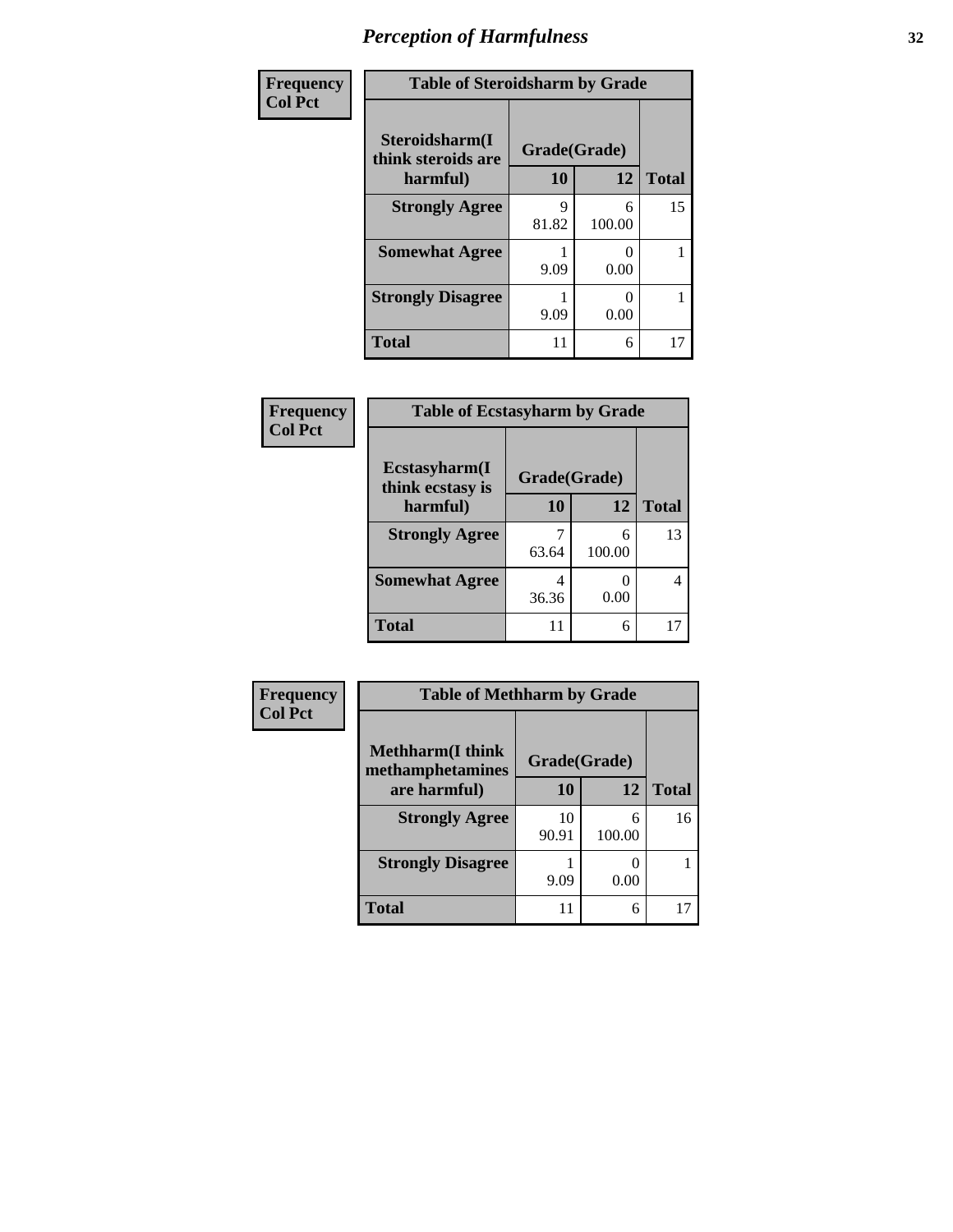# Perception of Harmfulness

**Frequency**
**Col Pct**

| Table of Steroidsharm by Grade | | | |
|---|---|---|---|
| **Steroidsharm(I think steroids are harmful)** | **Grade(Grade)** | | |
| | **10** | **12** | **Total** |
| **Strongly Agree** | 9<br>81.82 | 6<br>100.00 | 15 |
| **Somewhat Agree** | 1<br>9.09 | 0<br>0.00 | 1 |
| **Strongly Disagree** | 1<br>9.09 | 0<br>0.00 | 1 |
| **Total** | 11 | 6 | 17 |

**Frequency**
**Col Pct**

| Table of Ecstasyharm by Grade | | | |
|---|---|---|---|
| **Ecstasyharm(I think ecstasy is harmful)** | **Grade(Grade)** | | |
| | **10** | **12** | **Total** |
| **Strongly Agree** | 7<br>63.64 | 6<br>100.00 | 13 |
| **Somewhat Agree** | 4<br>36.36 | 0<br>0.00 | 4 |
| **Total** | 11 | 6 | 17 |

**Frequency**
**Col Pct**

| Table of Methharm by Grade | | | |
|---|---|---|---|
| **Methharm(I think methamphetamines are harmful)** | **Grade(Grade)** | | |
| | **10** | **12** | **Total** |
| **Strongly Agree** | 10<br>90.91 | 6<br>100.00 | 16 |
| **Strongly Disagree** | 1<br>9.09 | 0<br>0.00 | 1 |
| **Total** | 11 | 6 | 17 |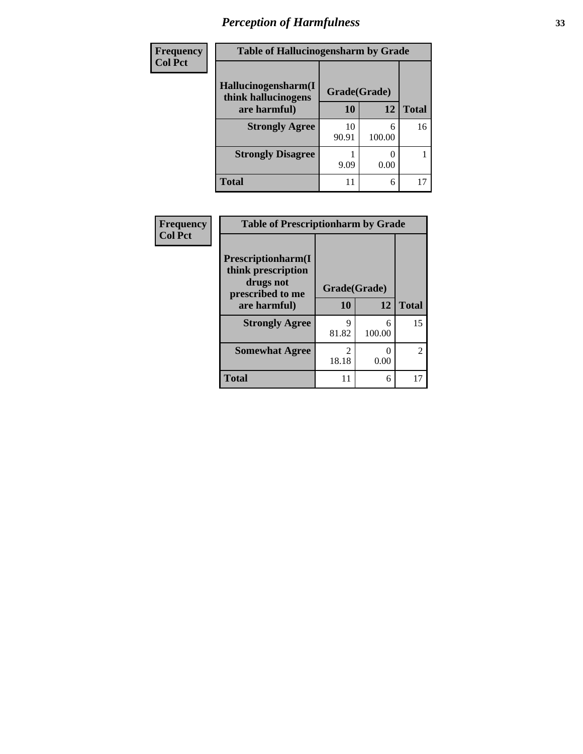## Perception of Harmfulness

**Frequency**
**Col Pct**

| Table of Hallucinogensharm by Grade | | | |
|---|---|---|---|
| **Hallucinogensharm(I think hallucinogens are harmful)** | **Grade(Grade)** | | **Total** |
| | **10** | **12** | |
| **Strongly Agree** | 10<br>90.91 | 6<br>100.00 | 16 |
| **Strongly Disagree** | 1<br>9.09 | 0<br>0.00 | 1 |
| **Total** | 11 | 6 | 17 |

**Frequency**
**Col Pct**

| Table of Prescriptionharm by Grade | | | |
|---|---|---|---|
| **Prescriptionharm(I think prescription drugs not prescribed to me are harmful)** | **Grade(Grade)** | | **Total** |
| | **10** | **12** | |
| **Strongly Agree** | 9<br>81.82 | 6<br>100.00 | 15 |
| **Somewhat Agree** | 2<br>18.18 | 0<br>0.00 | 2 |
| **Total** | 11 | 6 | 17 |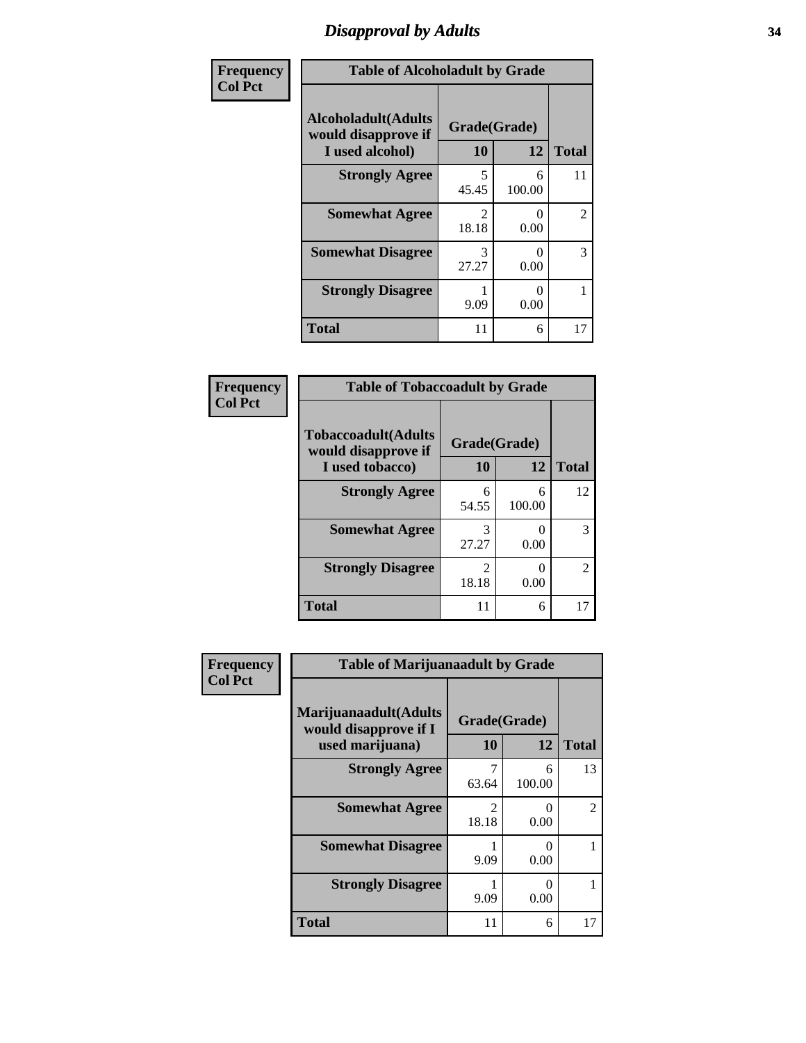# Disapproval by Adults

| Frequency Col Pct | Table of Alcoholadult by Grade | | |
|---|---|---|---|
| Alcoholadult(Adults would disapprove if I used alcohol) | Grade(Grade) | | |
| | 10 | 12 | Total |
| Strongly Agree | 5<br>45.45 | 6<br>100.00 | 11 |
| Somewhat Agree | 2<br>18.18 | 0<br>0.00 | 2 |
| Somewhat Disagree | 3<br>27.27 | 0<br>0.00 | 3 |
| Strongly Disagree | 1<br>9.09 | 0<br>0.00 | 1 |
| Total | 11 | 6 | 17 |

| Frequency Col Pct | Table of Tobaccoadult by Grade | | |
|---|---|---|---|
| Tobaccoadult(Adults would disapprove if I used tobacco) | Grade(Grade) | | |
| | 10 | 12 | Total |
| Strongly Agree | 6<br>54.55 | 6<br>100.00 | 12 |
| Somewhat Agree | 3<br>27.27 | 0<br>0.00 | 3 |
| Strongly Disagree | 2<br>18.18 | 0<br>0.00 | 2 |
| Total | 11 | 6 | 17 |

| Frequency Col Pct | Table of Marijuanaadult by Grade | | |
|---|---|---|---|
| Marijuanaadult(Adults would disapprove if I used marijuana) | Grade(Grade) | | |
| | 10 | 12 | Total |
| Strongly Agree | 7<br>63.64 | 6<br>100.00 | 13 |
| Somewhat Agree | 2<br>18.18 | 0<br>0.00 | 2 |
| Somewhat Disagree | 1<br>9.09 | 0<br>0.00 | 1 |
| Strongly Disagree | 1<br>9.09 | 0<br>0.00 | 1 |
| Total | 11 | 6 | 17 |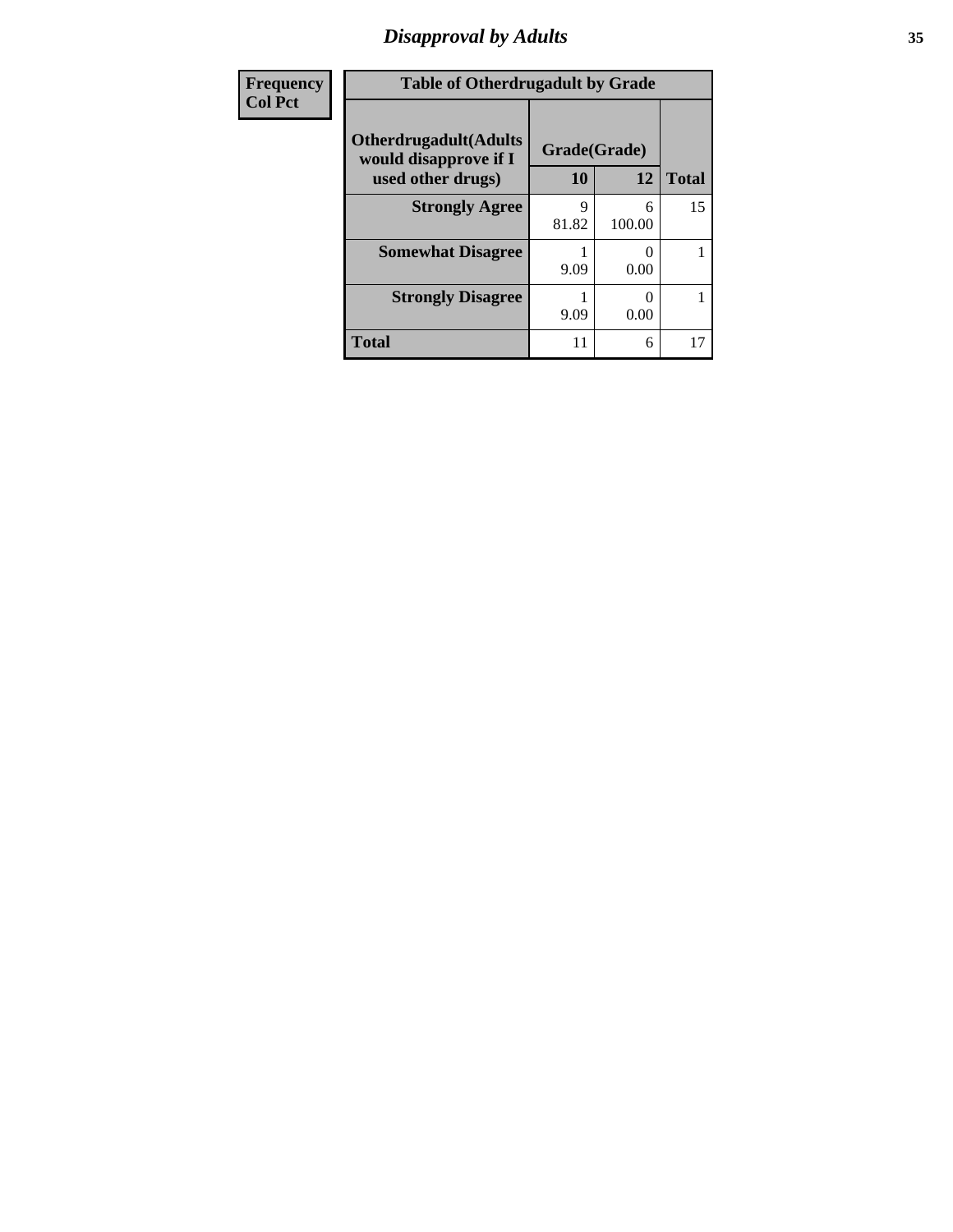| Frequency<br>Col Pct |
|---|

**Table of Otherdrugadult by Grade**

| Otherdrugadult(Adults would disapprove if I used other drugs) | Grade(Grade) | | |
|---|---|---|---|
| | 10 | 12 | Total |
| Strongly Agree | 9<br>81.82 | 6<br>100.00 | 15 |
| Somewhat Disagree | 1<br>9.09 | 0<br>0.00 | 1 |
| Strongly Disagree | 1<br>9.09 | 0<br>0.00 | 1 |
| Total | 11 | 6 | 17 |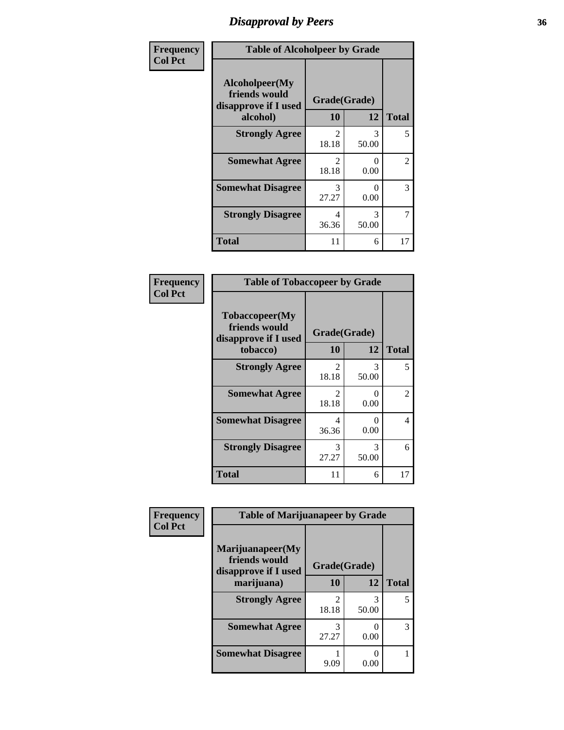# Disapproval by Peers

| Frequency<br>Col Pct | Table of Alcoholpeer by Grade | | |
|---|---|---|---|
| Alcoholpeer(My friends would disapprove if I used alcohol) | Grade(Grade) | | |
| | 10 | 12 | Total |
| Strongly Agree | 2<br>18.18 | 3<br>50.00 | 5 |
| Somewhat Agree | 2<br>18.18 | 0<br>0.00 | 2 |
| Somewhat Disagree | 3<br>27.27 | 0<br>0.00 | 3 |
| Strongly Disagree | 4<br>36.36 | 3<br>50.00 | 7 |
| Total | 11 | 6 | 17 |

| Frequency<br>Col Pct | Table of Tobaccopeer by Grade | | |
|---|---|---|---|
| Tobaccopeer(My friends would disapprove if I used tobacco) | Grade(Grade) | | |
| | 10 | 12 | Total |
| Strongly Agree | 2<br>18.18 | 3<br>50.00 | 5 |
| Somewhat Agree | 2<br>18.18 | 0<br>0.00 | 2 |
| Somewhat Disagree | 4<br>36.36 | 0<br>0.00 | 4 |
| Strongly Disagree | 3<br>27.27 | 3<br>50.00 | 6 |
| Total | 11 | 6 | 17 |

| Frequency<br>Col Pct | Table of Marijuanapeer by Grade | | |
|---|---|---|---|
| Marijuanapeer(My friends would disapprove if I used marijuana) | Grade(Grade) | | |
| | 10 | 12 | Total |
| Strongly Agree | 2<br>18.18 | 3<br>50.00 | 5 |
| Somewhat Agree | 3<br>27.27 | 0<br>0.00 | 3 |
| Somewhat Disagree | 1<br>9.09 | 0<br>0.00 | 1 |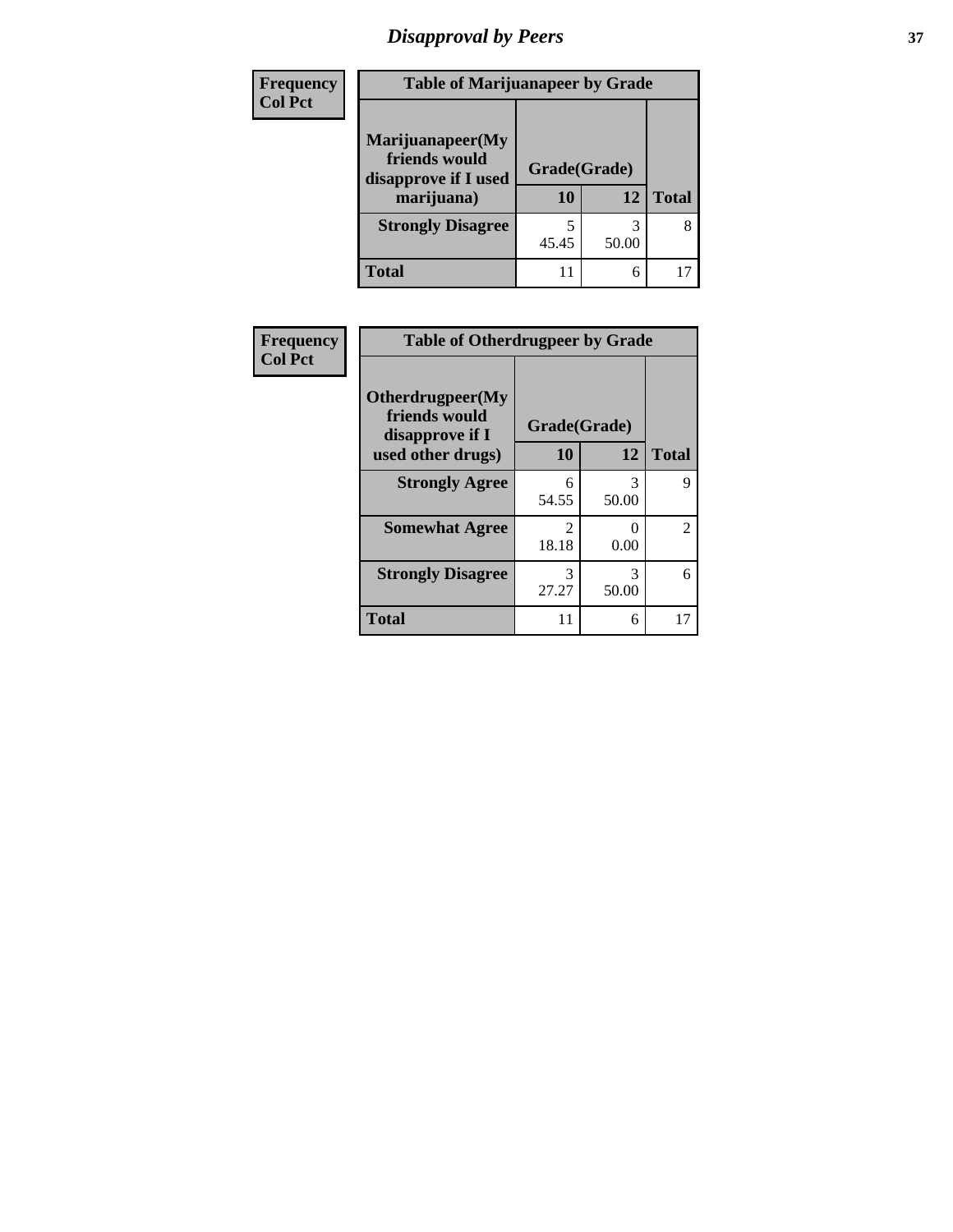# Disapproval by Peers

| Frequency<br>Col Pct | | | |
|---|---|---|---|
| **Table of Marijuanapeer by Grade** | | | |
| **Marijuanapeer(My friends would disapprove if I used marijuana)** | **Grade(Grade)** | | |
| | **10** | **12** | **Total** |
| **Strongly Disagree** | 5<br>45.45 | 3<br>50.00 | 8 |
| **Total** | 11 | 6 | 17 |

| Frequency<br>Col Pct | | | |
|---|---|---|---|
| **Table of Otherdrugpeer by Grade** | | | |
| **Otherdrugpeer(My friends would disapprove if I used other drugs)** | **Grade(Grade)** | | |
| | **10** | **12** | **Total** |
| **Strongly Agree** | 6<br>54.55 | 3<br>50.00 | 9 |
| **Somewhat Agree** | 2<br>18.18 | 0<br>0.00 | 2 |
| **Strongly Disagree** | 3<br>27.27 | 3<br>50.00 | 6 |
| **Total** | 11 | 6 | 17 |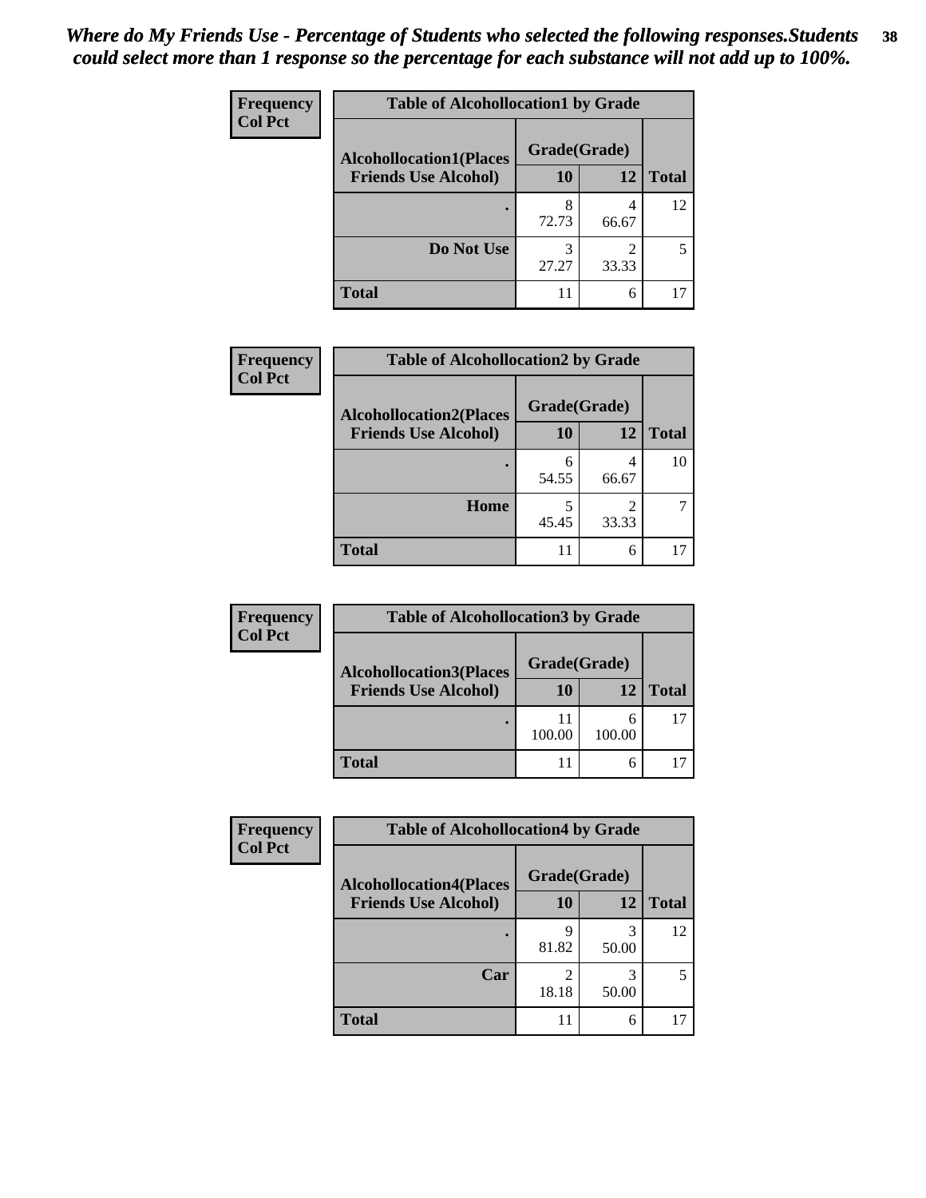*Where do My Friends Use - Percentage of Students who selected the following responses.Students could select more than 1 response so the percentage for each substance will not add up to 100%.*

**Frequency**
**Col Pct**

| Table of Alcohollocation1 by Grade | | | |
|---|---|---|---|
| **Alcohollocation1(Places Friends Use Alcohol)** | **Grade(Grade)** | | **Total** |
| | **10** | **12** | |
| . | 8<br>72.73 | 4<br>66.67 | 12 |
| **Do Not Use** | 3<br>27.27 | 2<br>33.33 | 5 |
| **Total** | 11 | 6 | 17 |

**Frequency**
**Col Pct**

| Table of Alcohollocation2 by Grade | | | |
|---|---|---|---|
| **Alcohollocation2(Places Friends Use Alcohol)** | **Grade(Grade)** | | **Total** |
| | **10** | **12** | |
| . | 6<br>54.55 | 4<br>66.67 | 10 |
| **Home** | 5<br>45.45 | 2<br>33.33 | 7 |
| **Total** | 11 | 6 | 17 |

**Frequency**
**Col Pct**

| Table of Alcohollocation3 by Grade | | | |
|---|---|---|---|
| **Alcohollocation3(Places Friends Use Alcohol)** | **Grade(Grade)** | | **Total** |
| | **10** | **12** | |
| . | 11<br>100.00 | 6<br>100.00 | 17 |
| **Total** | 11 | 6 | 17 |

**Frequency**
**Col Pct**

| Table of Alcohollocation4 by Grade | | | |
|---|---|---|---|
| **Alcohollocation4(Places Friends Use Alcohol)** | **Grade(Grade)** | | **Total** |
| | **10** | **12** | |
| . | 9<br>81.82 | 3<br>50.00 | 12 |
| **Car** | 2<br>18.18 | 3<br>50.00 | 5 |
| **Total** | 11 | 6 | 17 |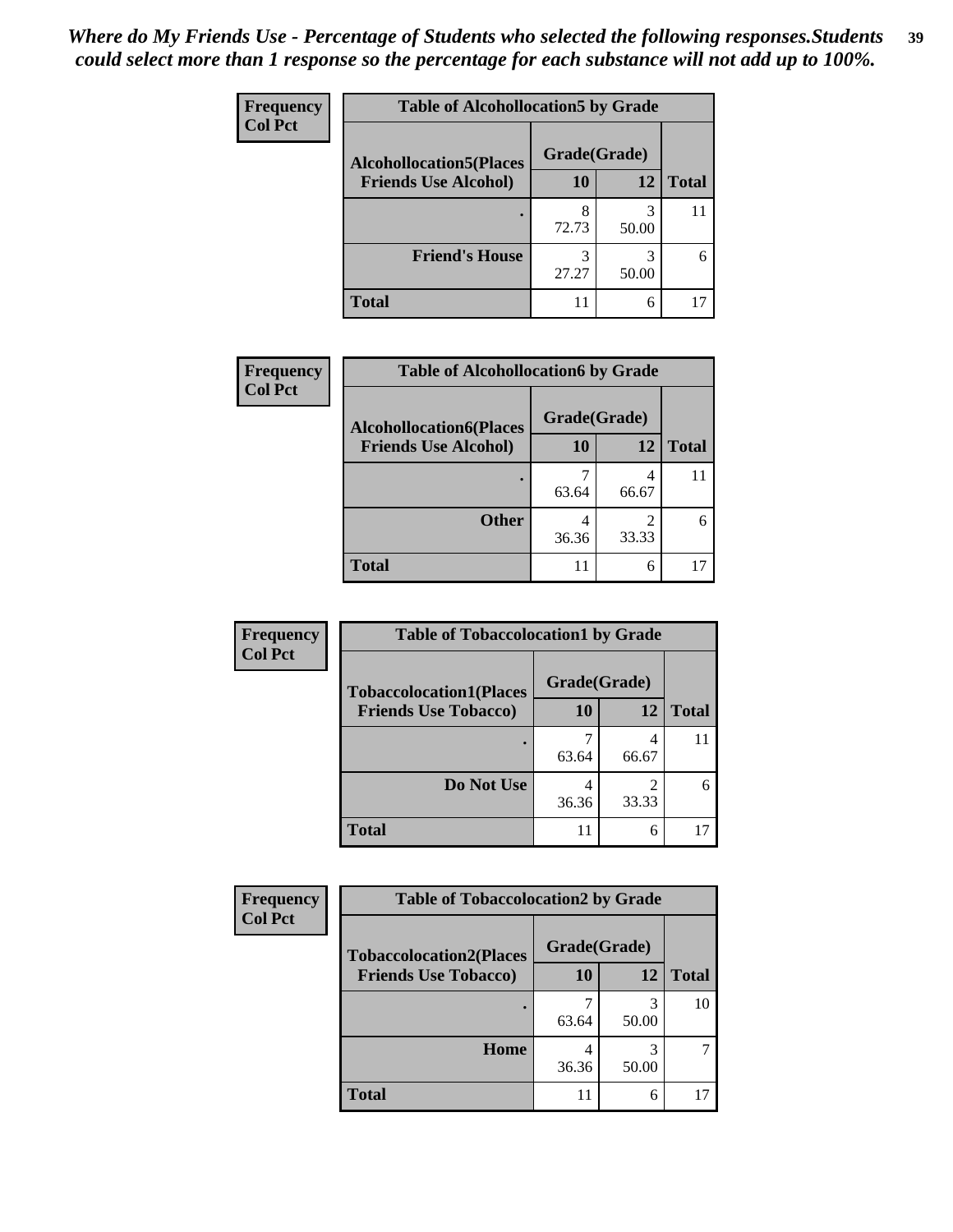*Where do My Friends Use - Percentage of Students who selected the following responses.Students could select more than 1 response so the percentage for each substance will not add up to 100%.*

**Frequency**
**Col Pct**

| Table of Alcohollocation5 by Grade | | | |
|---|---|---|---|
| **Alcohollocation5(Places Friends Use Alcohol)** | **Grade(Grade)** | | |
| | **10** | **12** | **Total** |
| **.** | 8<br>72.73 | 3<br>50.00 | 11 |
| **Friend's House** | 3<br>27.27 | 3<br>50.00 | 6 |
| **Total** | 11 | 6 | 17 |

**Frequency**
**Col Pct**

| Table of Alcohollocation6 by Grade | | | |
|---|---|---|---|
| **Alcohollocation6(Places Friends Use Alcohol)** | **Grade(Grade)** | | |
| | **10** | **12** | **Total** |
| **.** | 7<br>63.64 | 4<br>66.67 | 11 |
| **Other** | 4<br>36.36 | 2<br>33.33 | 6 |
| **Total** | 11 | 6 | 17 |

**Frequency**
**Col Pct**

| Table of Tobaccolocation1 by Grade | | | |
|---|---|---|---|
| **Tobaccolocation1(Places Friends Use Tobacco)** | **Grade(Grade)** | | |
| | **10** | **12** | **Total** |
| **.** | 7<br>63.64 | 4<br>66.67 | 11 |
| **Do Not Use** | 4<br>36.36 | 2<br>33.33 | 6 |
| **Total** | 11 | 6 | 17 |

**Frequency**
**Col Pct**

| Table of Tobaccolocation2 by Grade | | | |
|---|---|---|---|
| **Tobaccolocation2(Places Friends Use Tobacco)** | **Grade(Grade)** | | |
| | **10** | **12** | **Total** |
| **.** | 7<br>63.64 | 3<br>50.00 | 10 |
| **Home** | 4<br>36.36 | 3<br>50.00 | 7 |
| **Total** | 11 | 6 | 17 |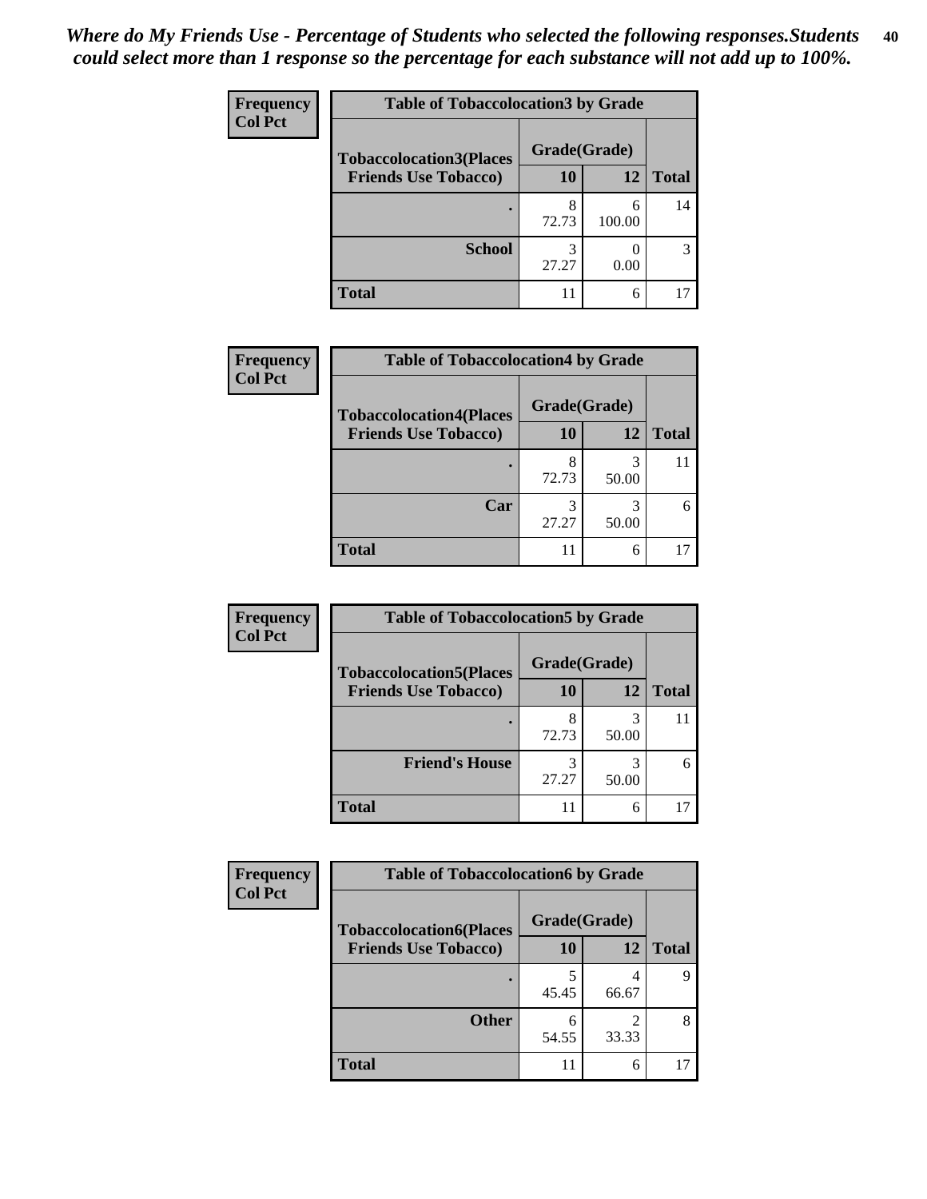*Where do My Friends Use - Percentage of Students who selected the following responses.Students could select more than 1 response so the percentage for each substance will not add up to 100%.*

**Frequency**
**Col Pct**

| Table of Tobaccolocation3 by Grade | | | |
|---|---|---|---|
| **Tobaccolocation3(Places Friends Use Tobacco)** | **Grade(Grade)** | | **Total** |
| | **10** | **12** | |
| **.** | 8<br>72.73 | 6<br>100.00 | 14 |
| **School** | 3<br>27.27 | 0<br>0.00 | 3 |
| **Total** | 11 | 6 | 17 |

**Frequency**
**Col Pct**

| Table of Tobaccolocation4 by Grade | | | |
|---|---|---|---|
| **Tobaccolocation4(Places Friends Use Tobacco)** | **Grade(Grade)** | | **Total** |
| | **10** | **12** | |
| **.** | 8<br>72.73 | 3<br>50.00 | 11 |
| **Car** | 3<br>27.27 | 3<br>50.00 | 6 |
| **Total** | 11 | 6 | 17 |

**Frequency**
**Col Pct**

| Table of Tobaccolocation5 by Grade | | | |
|---|---|---|---|
| **Tobaccolocation5(Places Friends Use Tobacco)** | **Grade(Grade)** | | **Total** |
| | **10** | **12** | |
| **.** | 8<br>72.73 | 3<br>50.00 | 11 |
| **Friend's House** | 3<br>27.27 | 3<br>50.00 | 6 |
| **Total** | 11 | 6 | 17 |

**Frequency**
**Col Pct**

| Table of Tobaccolocation6 by Grade | | | |
|---|---|---|---|
| **Tobaccolocation6(Places Friends Use Tobacco)** | **Grade(Grade)** | | **Total** |
| | **10** | **12** | |
| **.** | 5<br>45.45 | 4<br>66.67 | 9 |
| **Other** | 6<br>54.55 | 2<br>33.33 | 8 |
| **Total** | 11 | 6 | 17 |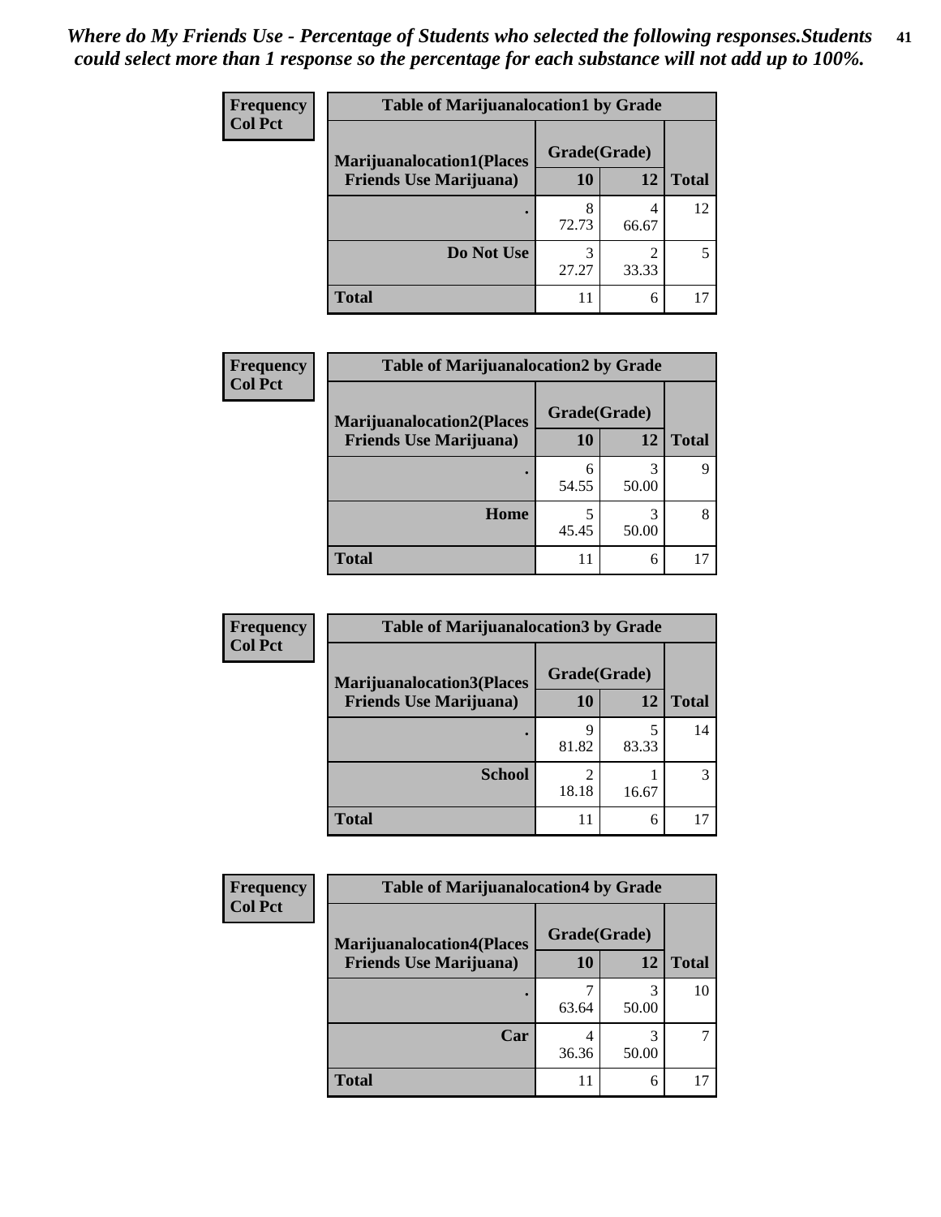*Where do My Friends Use - Percentage of Students who selected the following responses.Students could select more than 1 response so the percentage for each substance will not add up to 100%.*

**Frequency**
**Col Pct**

| Table of Marijuanalocation1 by Grade | | | |
|---|---|---|---|
| **Marijuanalocation1(Places Friends Use Marijuana)** | **Grade(Grade)** | | |
| | **10** | **12** | **Total** |
| **.** | 8<br>72.73 | 4<br>66.67 | 12 |
| **Do Not Use** | 3<br>27.27 | 2<br>33.33 | 5 |
| **Total** | 11 | 6 | 17 |

**Frequency**
**Col Pct**

| Table of Marijuanalocation2 by Grade | | | |
|---|---|---|---|
| **Marijuanalocation2(Places Friends Use Marijuana)** | **Grade(Grade)** | | |
| | **10** | **12** | **Total** |
| **.** | 6<br>54.55 | 3<br>50.00 | 9 |
| **Home** | 5<br>45.45 | 3<br>50.00 | 8 |
| **Total** | 11 | 6 | 17 |

**Frequency**
**Col Pct**

| Table of Marijuanalocation3 by Grade | | | |
|---|---|---|---|
| **Marijuanalocation3(Places Friends Use Marijuana)** | **Grade(Grade)** | | |
| | **10** | **12** | **Total** |
| **.** | 9<br>81.82 | 5<br>83.33 | 14 |
| **School** | 2<br>18.18 | 1<br>16.67 | 3 |
| **Total** | 11 | 6 | 17 |

**Frequency**
**Col Pct**

| Table of Marijuanalocation4 by Grade | | | |
|---|---|---|---|
| **Marijuanalocation4(Places Friends Use Marijuana)** | **Grade(Grade)** | | |
| | **10** | **12** | **Total** |
| **.** | 7<br>63.64 | 3<br>50.00 | 10 |
| **Car** | 4<br>36.36 | 3<br>50.00 | 7 |
| **Total** | 11 | 6 | 17 |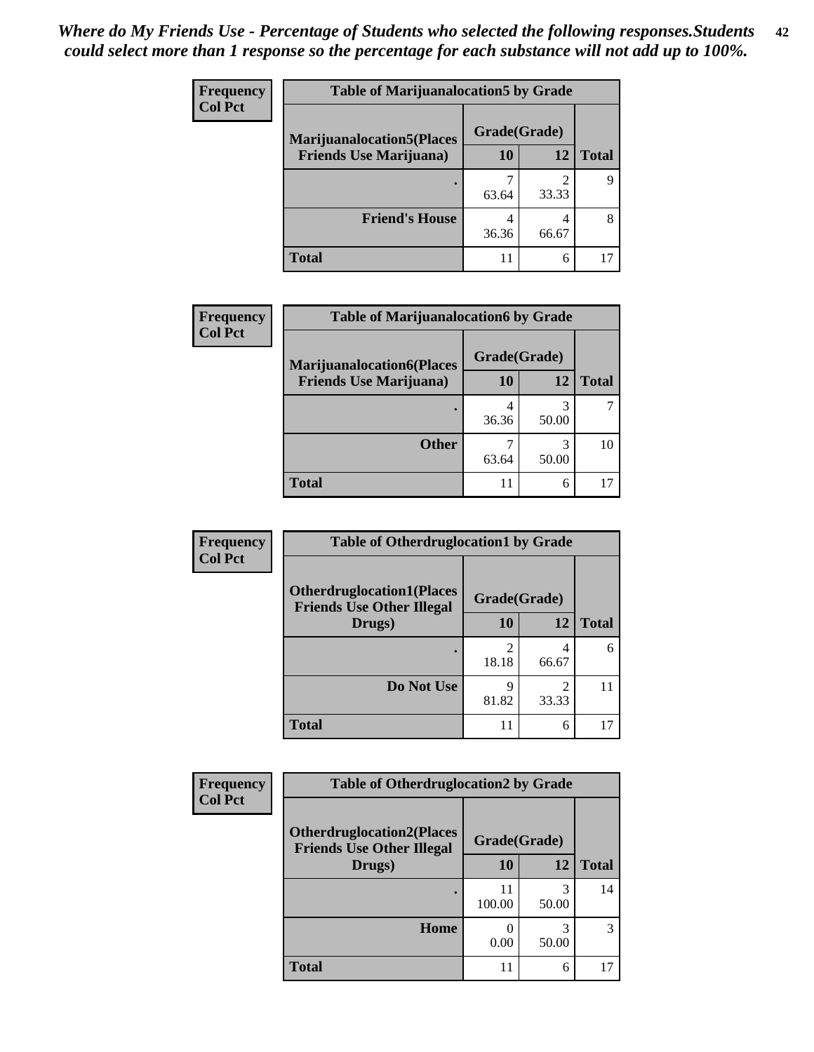*Where do My Friends Use - Percentage of Students who selected the following responses.Students could select more than 1 response so the percentage for each substance will not add up to 100%.*

**Frequency**
**Col Pct**

**Table of Marijuanalocation5 by Grade**

| Marijuanalocation5(Places Friends Use Marijuana) | Grade(Grade) 10 | 12 | Total |
|---|---|---|---|
| . | 7<br>63.64 | 2<br>33.33 | 9 |
| Friend's House | 4<br>36.36 | 4<br>66.67 | 8 |
| Total | 11 | 6 | 17 |

**Frequency**
**Col Pct**

**Table of Marijuanalocation6 by Grade**

| Marijuanalocation6(Places Friends Use Marijuana) | Grade(Grade) 10 | 12 | Total |
|---|---|---|---|
| . | 4<br>36.36 | 3<br>50.00 | 7 |
| Other | 7<br>63.64 | 3<br>50.00 | 10 |
| Total | 11 | 6 | 17 |

**Frequency**
**Col Pct**

**Table of Otherdruglocation1 by Grade**

| Otherdruglocation1(Places Friends Use Other Illegal Drugs) | Grade(Grade) 10 | 12 | Total |
|---|---|---|---|
| . | 2<br>18.18 | 4<br>66.67 | 6 |
| Do Not Use | 9<br>81.82 | 2<br>33.33 | 11 |
| Total | 11 | 6 | 17 |

**Frequency**
**Col Pct**

**Table of Otherdruglocation2 by Grade**

| Otherdruglocation2(Places Friends Use Other Illegal Drugs) | Grade(Grade) 10 | 12 | Total |
|---|---|---|---|
| . | 11<br>100.00 | 3<br>50.00 | 14 |
| Home | 0<br>0.00 | 3<br>50.00 | 3 |
| Total | 11 | 6 | 17 |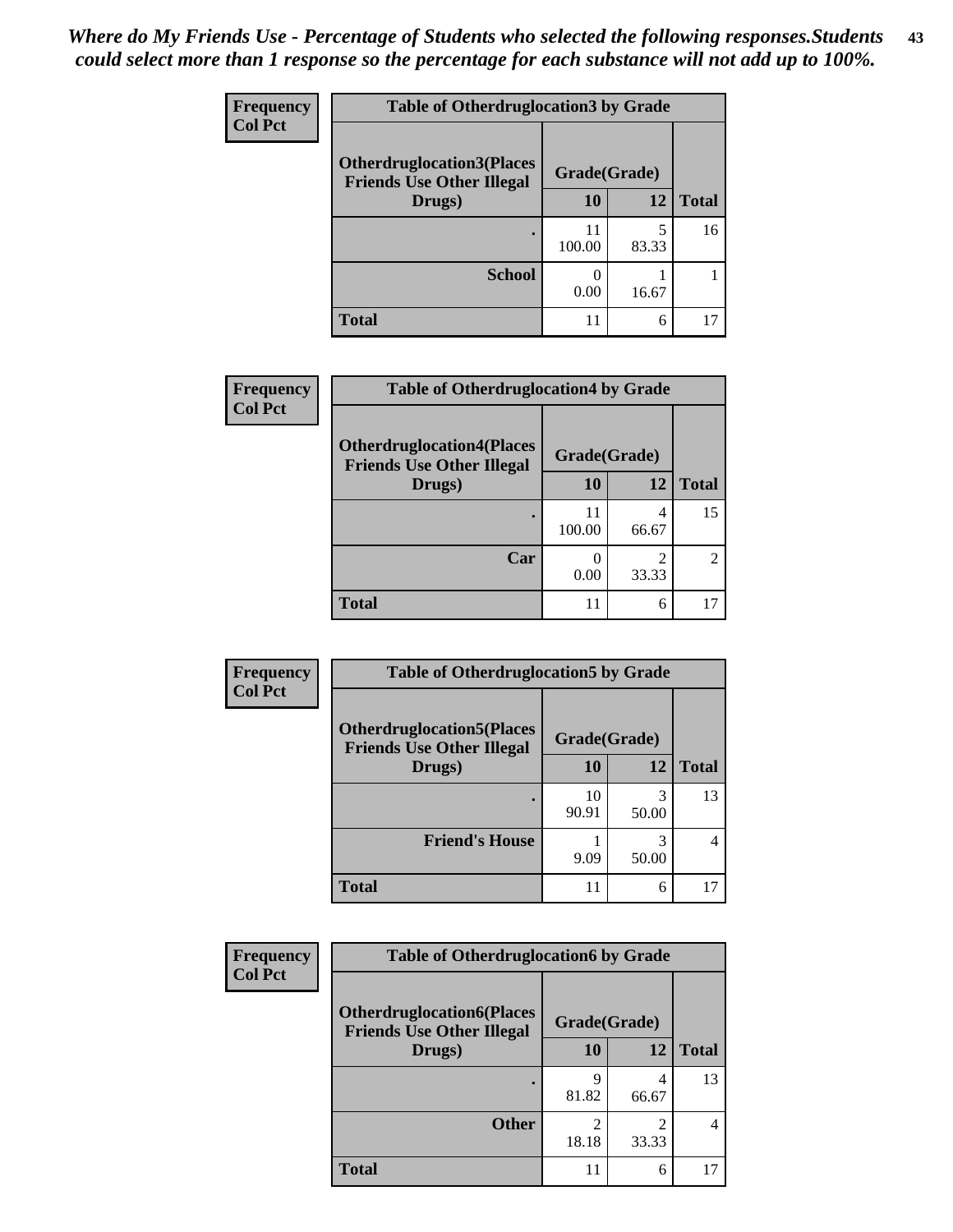*Where do My Friends Use - Percentage of Students who selected the following responses.Students could select more than 1 response so the percentage for each substance will not add up to 100%.*

| Frequency<br>Col Pct | Table of Otherdruglocation3 by Grade | | |
|---|---|---|---|
| Otherdruglocation3(Places Friends Use Other Illegal Drugs) | Grade(Grade) | | |
| | 10 | 12 | Total |
| . | 11<br>100.00 | 5<br>83.33 | 16 |
| School | 0<br>0.00 | 1<br>16.67 | 1 |
| Total | 11 | 6 | 17 |

| Frequency<br>Col Pct | Table of Otherdruglocation4 by Grade | | |
|---|---|---|---|
| Otherdruglocation4(Places Friends Use Other Illegal Drugs) | Grade(Grade) | | |
| | 10 | 12 | Total |
| . | 11<br>100.00 | 4<br>66.67 | 15 |
| Car | 0<br>0.00 | 2<br>33.33 | 2 |
| Total | 11 | 6 | 17 |

| Frequency<br>Col Pct | Table of Otherdruglocation5 by Grade | | |
|---|---|---|---|
| Otherdruglocation5(Places Friends Use Other Illegal Drugs) | Grade(Grade) | | |
| | 10 | 12 | Total |
| . | 10<br>90.91 | 3<br>50.00 | 13 |
| Friend's House | 1<br>9.09 | 3<br>50.00 | 4 |
| Total | 11 | 6 | 17 |

| Frequency<br>Col Pct | Table of Otherdruglocation6 by Grade | | |
|---|---|---|---|
| Otherdruglocation6(Places Friends Use Other Illegal Drugs) | Grade(Grade) | | |
| | 10 | 12 | Total |
| . | 9<br>81.82 | 4<br>66.67 | 13 |
| Other | 2<br>18.18 | 2<br>33.33 | 4 |
| Total | 11 | 6 | 17 |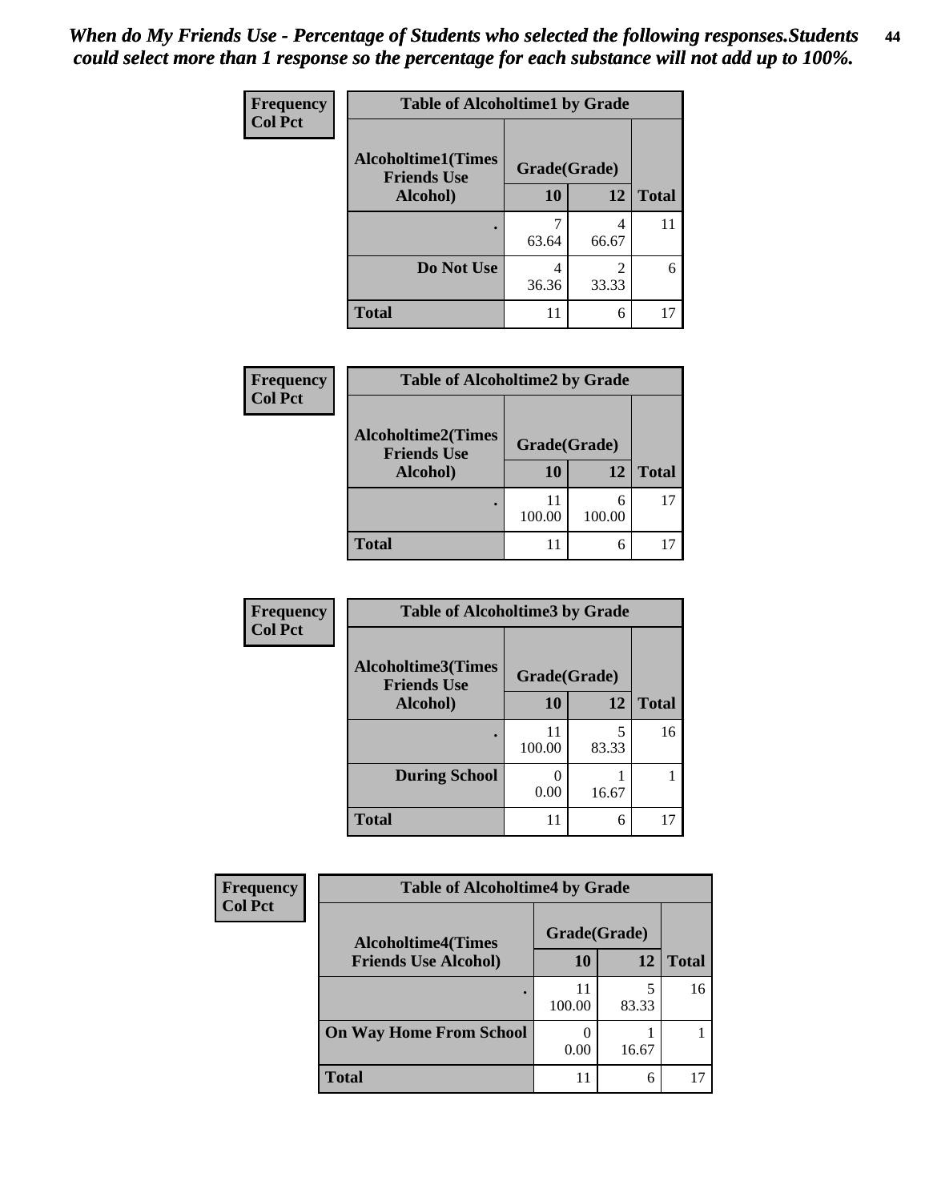*When do My Friends Use - Percentage of Students who selected the following responses.Students could select more than 1 response so the percentage for each substance will not add up to 100%.*

**Frequency**
**Col Pct**

| Table of Alcoholtime1 by Grade | | | |
|---|---|---|---|
| **Alcoholtime1(Times Friends Use Alcohol)** | **Grade(Grade)** | | |
| | **10** | **12** | **Total** |
| **.** | 7<br>63.64 | 4<br>66.67 | 11 |
| **Do Not Use** | 4<br>36.36 | 2<br>33.33 | 6 |
| **Total** | 11 | 6 | 17 |

**Frequency**
**Col Pct**

| Table of Alcoholtime2 by Grade | | | |
|---|---|---|---|
| **Alcoholtime2(Times Friends Use Alcohol)** | **Grade(Grade)** | | |
| | **10** | **12** | **Total** |
| **.** | 11<br>100.00 | 6<br>100.00 | 17 |
| **Total** | 11 | 6 | 17 |

**Frequency**
**Col Pct**

| Table of Alcoholtime3 by Grade | | | |
|---|---|---|---|
| **Alcoholtime3(Times Friends Use Alcohol)** | **Grade(Grade)** | | |
| | **10** | **12** | **Total** |
| **.** | 11<br>100.00 | 5<br>83.33 | 16 |
| **During School** | 0<br>0.00 | 1<br>16.67 | 1 |
| **Total** | 11 | 6 | 17 |

**Frequency**
**Col Pct**

| Table of Alcoholtime4 by Grade | | | |
|---|---|---|---|
| **Alcoholtime4(Times Friends Use Alcohol)** | **Grade(Grade)** | | |
| | **10** | **12** | **Total** |
| **.** | 11<br>100.00 | 5<br>83.33 | 16 |
| **On Way Home From School** | 0<br>0.00 | 1<br>16.67 | 1 |
| **Total** | 11 | 6 | 17 |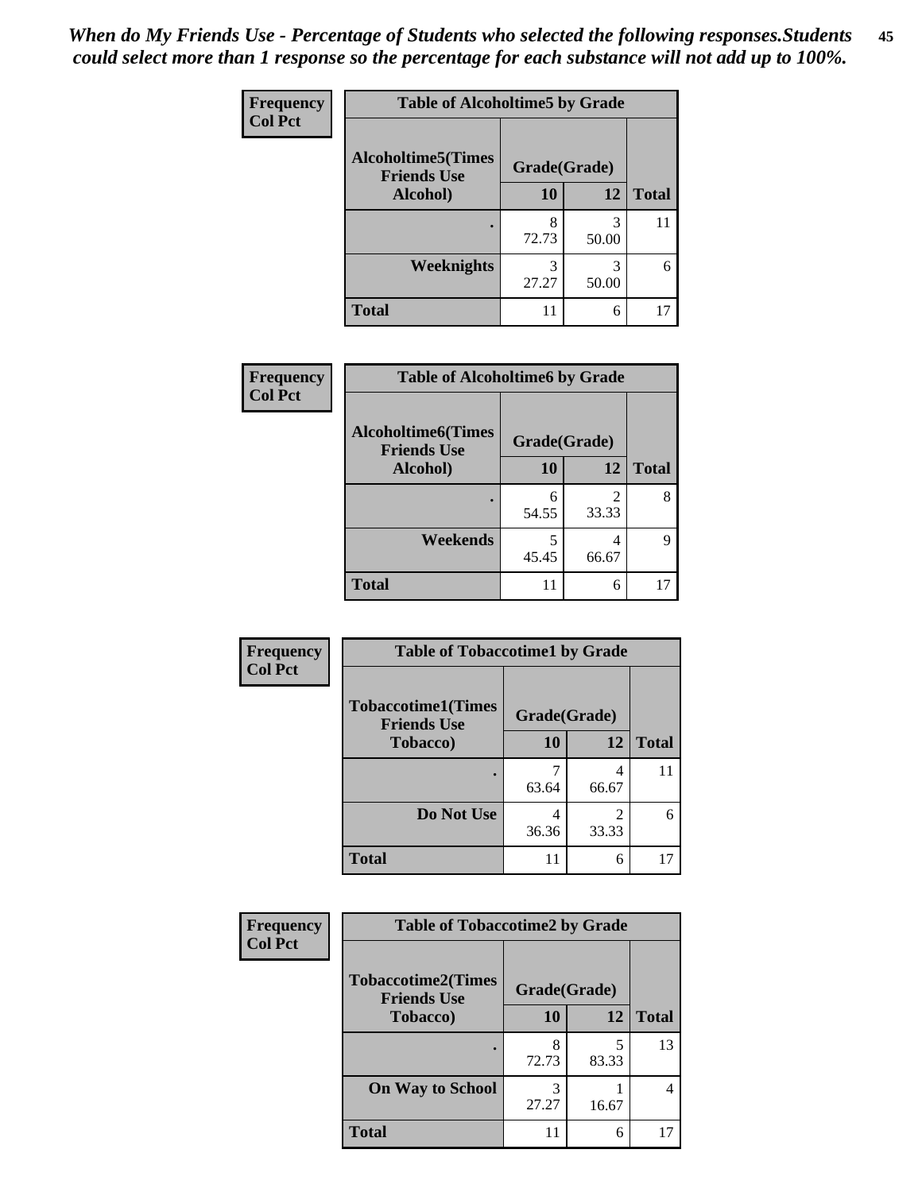*When do My Friends Use - Percentage of Students who selected the following responses.Students could select more than 1 response so the percentage for each substance will not add up to 100%.*

**Frequency**
**Col Pct**

| Table of Alcoholtime5 by Grade | | | |
|---|---|---|---|
| **Alcoholtime5(Times Friends Use Alcohol)** | **Grade(Grade)** | | **Total** |
| | **10** | **12** | |
| **.** | 8<br>72.73 | 3<br>50.00 | 11 |
| **Weeknights** | 3<br>27.27 | 3<br>50.00 | 6 |
| **Total** | 11 | 6 | 17 |

**Frequency**
**Col Pct**

| Table of Alcoholtime6 by Grade | | | |
|---|---|---|---|
| **Alcoholtime6(Times Friends Use Alcohol)** | **Grade(Grade)** | | **Total** |
| | **10** | **12** | |
| **.** | 6<br>54.55 | 2<br>33.33 | 8 |
| **Weekends** | 5<br>45.45 | 4<br>66.67 | 9 |
| **Total** | 11 | 6 | 17 |

**Frequency**
**Col Pct**

| Table of Tobaccotime1 by Grade | | | |
|---|---|---|---|
| **Tobaccotime1(Times Friends Use Tobacco)** | **Grade(Grade)** | | **Total** |
| | **10** | **12** | |
| **.** | 7<br>63.64 | 4<br>66.67 | 11 |
| **Do Not Use** | 4<br>36.36 | 2<br>33.33 | 6 |
| **Total** | 11 | 6 | 17 |

**Frequency**
**Col Pct**

| Table of Tobaccotime2 by Grade | | | |
|---|---|---|---|
| **Tobaccotime2(Times Friends Use Tobacco)** | **Grade(Grade)** | | **Total** |
| | **10** | **12** | |
| **.** | 8<br>72.73 | 5<br>83.33 | 13 |
| **On Way to School** | 3<br>27.27 | 1<br>16.67 | 4 |
| **Total** | 11 | 6 | 17 |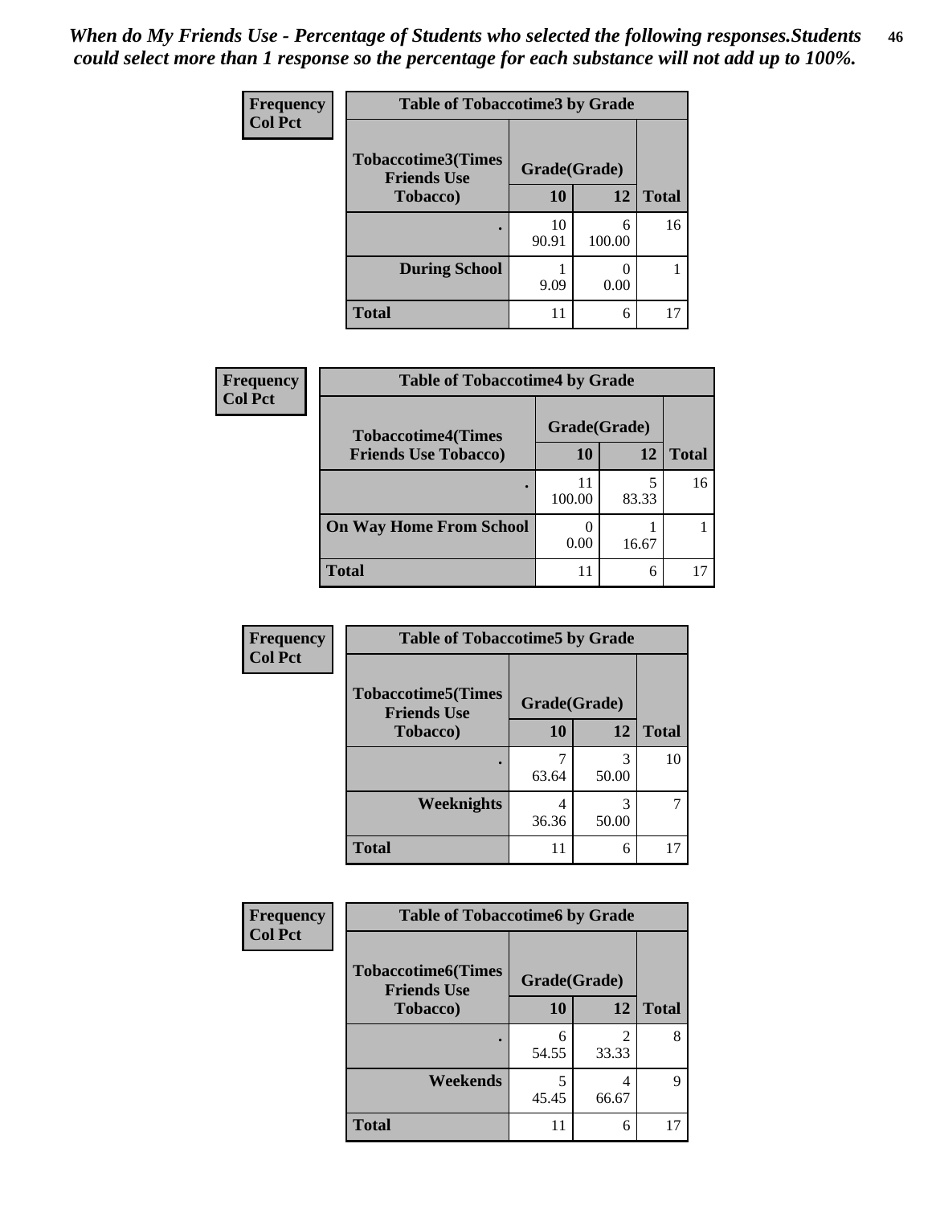*When do My Friends Use - Percentage of Students who selected the following responses.Students could select more than 1 response so the percentage for each substance will not add up to 100%.*

**Frequency / Col Pct**

| Table of Tobaccotime3 by Grade | | | |
|---|---|---|---|
| **Tobaccotime3(Times Friends Use Tobacco)** | **Grade(Grade)** | | **Total** |
| | **10** | **12** | |
| **.** | 10<br>90.91 | 6<br>100.00 | 16 |
| **During School** | 1<br>9.09 | 0<br>0.00 | 1 |
| **Total** | 11 | 6 | 17 |

**Frequency / Col Pct**

| Table of Tobaccotime4 by Grade | | | |
|---|---|---|---|
| **Tobaccotime4(Times Friends Use Tobacco)** | **Grade(Grade)** | | **Total** |
| | **10** | **12** | |
| **.** | 11<br>100.00 | 5<br>83.33 | 16 |
| **On Way Home From School** | 0<br>0.00 | 1<br>16.67 | 1 |
| **Total** | 11 | 6 | 17 |

**Frequency / Col Pct**

| Table of Tobaccotime5 by Grade | | | |
|---|---|---|---|
| **Tobaccotime5(Times Friends Use Tobacco)** | **Grade(Grade)** | | **Total** |
| | **10** | **12** | |
| **.** | 7<br>63.64 | 3<br>50.00 | 10 |
| **Weeknights** | 4<br>36.36 | 3<br>50.00 | 7 |
| **Total** | 11 | 6 | 17 |

**Frequency / Col Pct**

| Table of Tobaccotime6 by Grade | | | |
|---|---|---|---|
| **Tobaccotime6(Times Friends Use Tobacco)** | **Grade(Grade)** | | **Total** |
| | **10** | **12** | |
| **.** | 6<br>54.55 | 2<br>33.33 | 8 |
| **Weekends** | 5<br>45.45 | 4<br>66.67 | 9 |
| **Total** | 11 | 6 | 17 |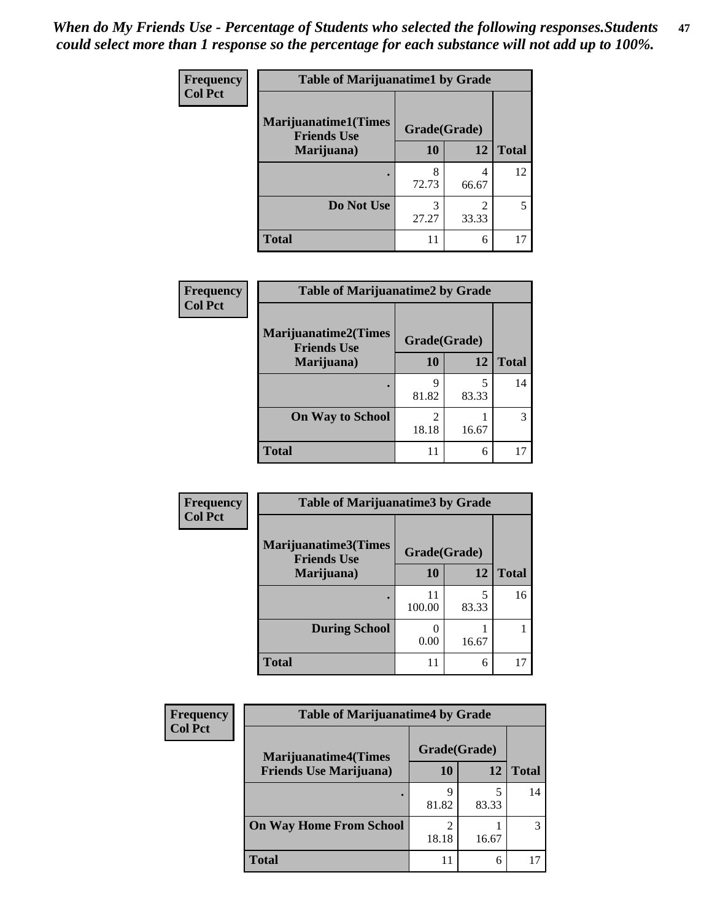*When do My Friends Use - Percentage of Students who selected the following responses.Students could select more than 1 response so the percentage for each substance will not add up to 100%.*

**Frequency**
**Col Pct**

| Table of Marijuanatime1 by Grade | | | |
|---|---|---|---|
| **Marijuanatime1(Times Friends Use Marijuana)** | **Grade(Grade)** | | |
| | **10** | **12** | **Total** |
| **.** | 8<br>72.73 | 4<br>66.67 | 12 |
| **Do Not Use** | 3<br>27.27 | 2<br>33.33 | 5 |
| **Total** | 11 | 6 | 17 |

**Frequency**
**Col Pct**

| Table of Marijuanatime2 by Grade | | | |
|---|---|---|---|
| **Marijuanatime2(Times Friends Use Marijuana)** | **Grade(Grade)** | | |
| | **10** | **12** | **Total** |
| **.** | 9<br>81.82 | 5<br>83.33 | 14 |
| **On Way to School** | 2<br>18.18 | 1<br>16.67 | 3 |
| **Total** | 11 | 6 | 17 |

**Frequency**
**Col Pct**

| Table of Marijuanatime3 by Grade | | | |
|---|---|---|---|
| **Marijuanatime3(Times Friends Use Marijuana)** | **Grade(Grade)** | | |
| | **10** | **12** | **Total** |
| **.** | 11<br>100.00 | 5<br>83.33 | 16 |
| **During School** | 0<br>0.00 | 1<br>16.67 | 1 |
| **Total** | 11 | 6 | 17 |

**Frequency**
**Col Pct**

| Table of Marijuanatime4 by Grade | | | |
|---|---|---|---|
| **Marijuanatime4(Times Friends Use Marijuana)** | **Grade(Grade)** | | |
| | **10** | **12** | **Total** |
| **.** | 9<br>81.82 | 5<br>83.33 | 14 |
| **On Way Home From School** | 2<br>18.18 | 1<br>16.67 | 3 |
| **Total** | 11 | 6 | 17 |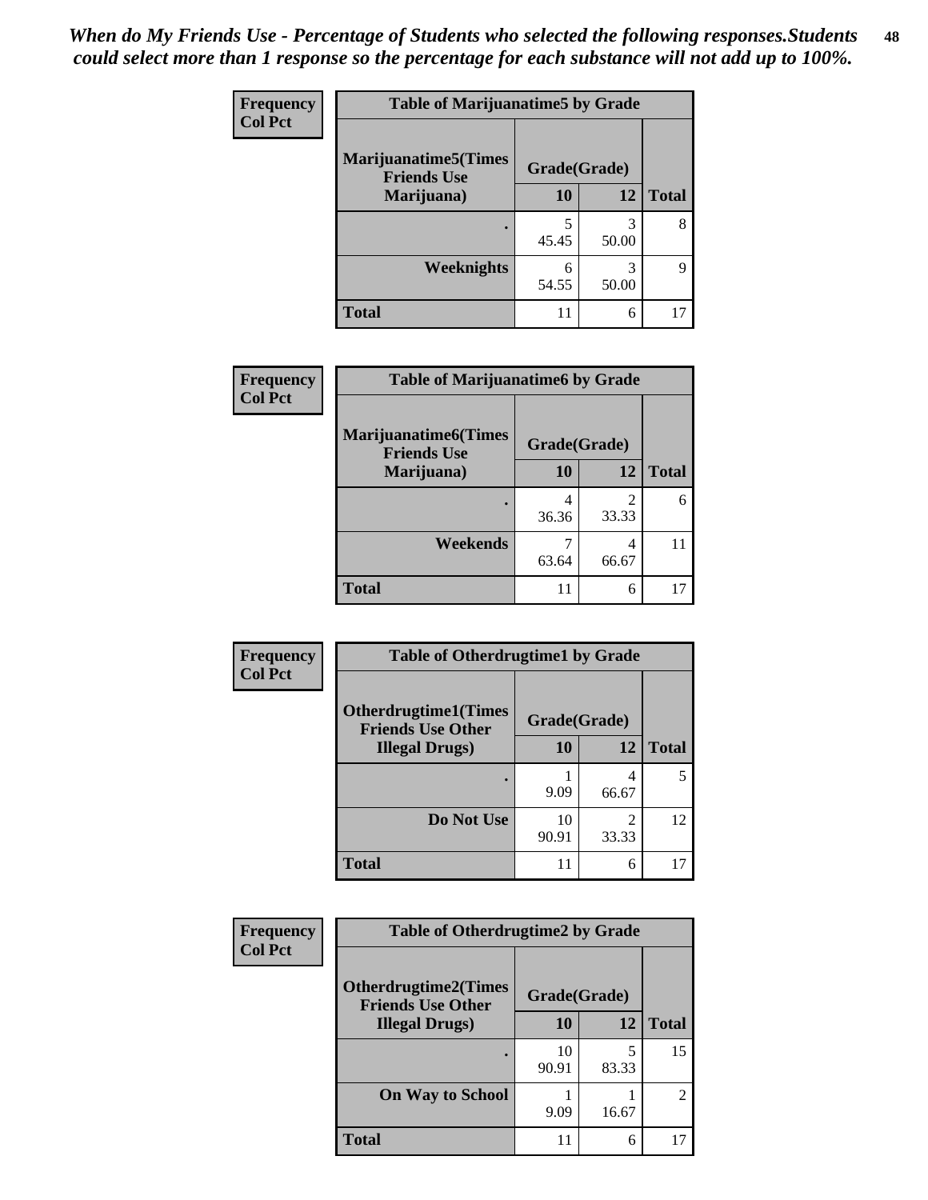*When do My Friends Use - Percentage of Students who selected the following responses.Students could select more than 1 response so the percentage for each substance will not add up to 100%.*

**Frequency**
**Col Pct**

| Table of Marijuanatime5 by Grade | | | |
|---|---|---|---|
| **Marijuanatime5(Times Friends Use Marijuana)** | **Grade(Grade)** | | |
| | **10** | **12** | **Total** |
| **.** | 5<br>45.45 | 3<br>50.00 | 8 |
| **Weeknights** | 6<br>54.55 | 3<br>50.00 | 9 |
| **Total** | 11 | 6 | 17 |

**Frequency**
**Col Pct**

| Table of Marijuanatime6 by Grade | | | |
|---|---|---|---|
| **Marijuanatime6(Times Friends Use Marijuana)** | **Grade(Grade)** | | |
| | **10** | **12** | **Total** |
| **.** | 4<br>36.36 | 2<br>33.33 | 6 |
| **Weekends** | 7<br>63.64 | 4<br>66.67 | 11 |
| **Total** | 11 | 6 | 17 |

**Frequency**
**Col Pct**

| Table of Otherdrugtime1 by Grade | | | |
|---|---|---|---|
| **Otherdrugtime1(Times Friends Use Other Illegal Drugs)** | **Grade(Grade)** | | |
| | **10** | **12** | **Total** |
| **.** | 1<br>9.09 | 4<br>66.67 | 5 |
| **Do Not Use** | 10<br>90.91 | 2<br>33.33 | 12 |
| **Total** | 11 | 6 | 17 |

**Frequency**
**Col Pct**

| Table of Otherdrugtime2 by Grade | | | |
|---|---|---|---|
| **Otherdrugtime2(Times Friends Use Other Illegal Drugs)** | **Grade(Grade)** | | |
| | **10** | **12** | **Total** |
| **.** | 10<br>90.91 | 5<br>83.33 | 15 |
| **On Way to School** | 1<br>9.09 | 1<br>16.67 | 2 |
| **Total** | 11 | 6 | 17 |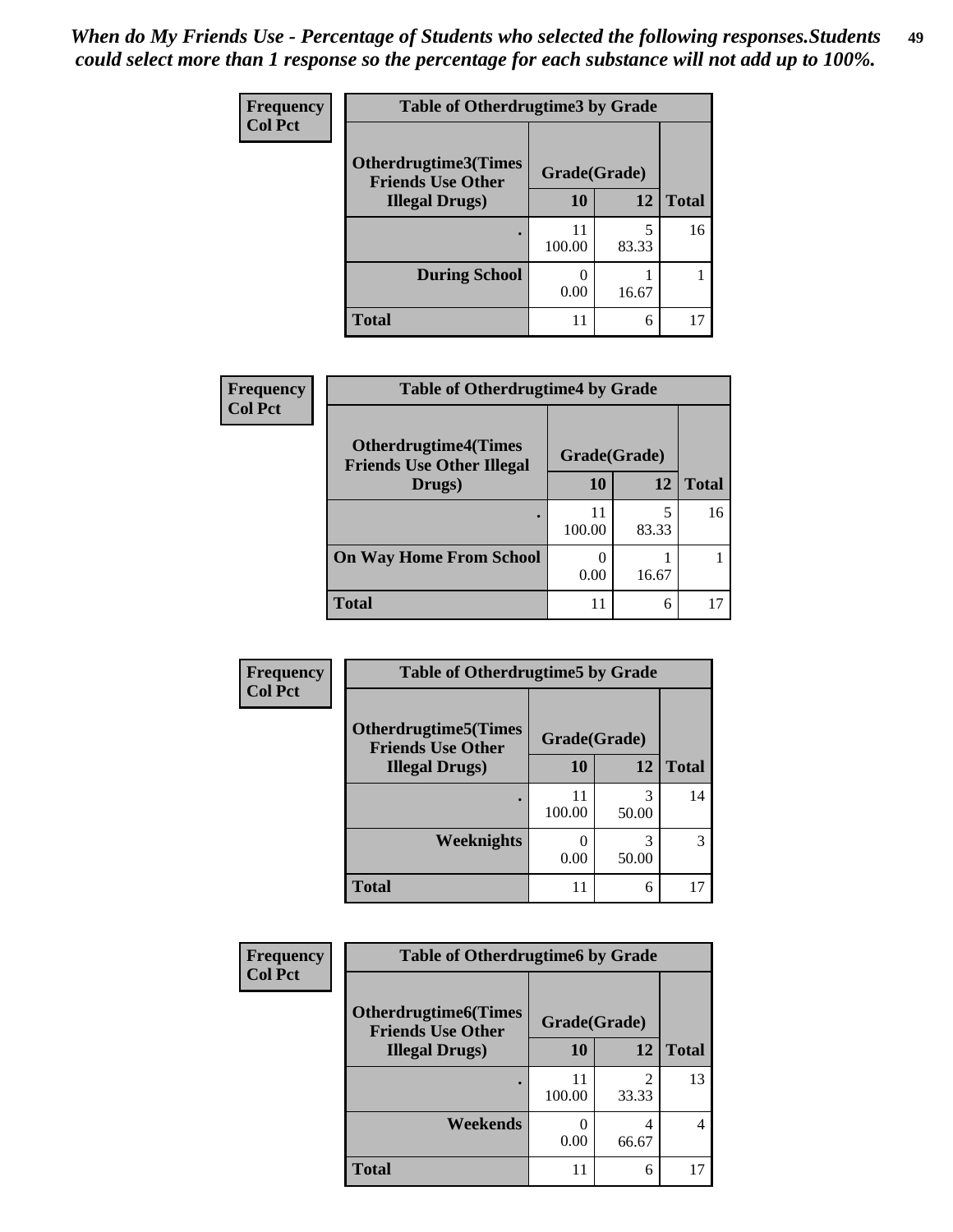*When do My Friends Use - Percentage of Students who selected the following responses.Students could select more than 1 response so the percentage for each substance will not add up to 100%.*

**Frequency**
**Col Pct**

| Table of Otherdrugtime3 by Grade | | | |
|---|---|---|---|
| **Otherdrugtime3(Times Friends Use Other Illegal Drugs)** | **Grade(Grade)** | | |
| | **10** | **12** | **Total** |
| **.** | 11<br>100.00 | 5<br>83.33 | 16 |
| **During School** | 0<br>0.00 | 1<br>16.67 | 1 |
| **Total** | 11 | 6 | 17 |

**Frequency**
**Col Pct**

| Table of Otherdrugtime4 by Grade | | | |
|---|---|---|---|
| **Otherdrugtime4(Times Friends Use Other Illegal Drugs)** | **Grade(Grade)** | | |
| | **10** | **12** | **Total** |
| **.** | 11<br>100.00 | 5<br>83.33 | 16 |
| **On Way Home From School** | 0<br>0.00 | 1<br>16.67 | 1 |
| **Total** | 11 | 6 | 17 |

**Frequency**
**Col Pct**

| Table of Otherdrugtime5 by Grade | | | |
|---|---|---|---|
| **Otherdrugtime5(Times Friends Use Other Illegal Drugs)** | **Grade(Grade)** | | |
| | **10** | **12** | **Total** |
| **.** | 11<br>100.00 | 3<br>50.00 | 14 |
| **Weeknights** | 0<br>0.00 | 3<br>50.00 | 3 |
| **Total** | 11 | 6 | 17 |

**Frequency**
**Col Pct**

| Table of Otherdrugtime6 by Grade | | | |
|---|---|---|---|
| **Otherdrugtime6(Times Friends Use Other Illegal Drugs)** | **Grade(Grade)** | | |
| | **10** | **12** | **Total** |
| **.** | 11<br>100.00 | 2<br>33.33 | 13 |
| **Weekends** | 0<br>0.00 | 4<br>66.67 | 4 |
| **Total** | 11 | 6 | 17 |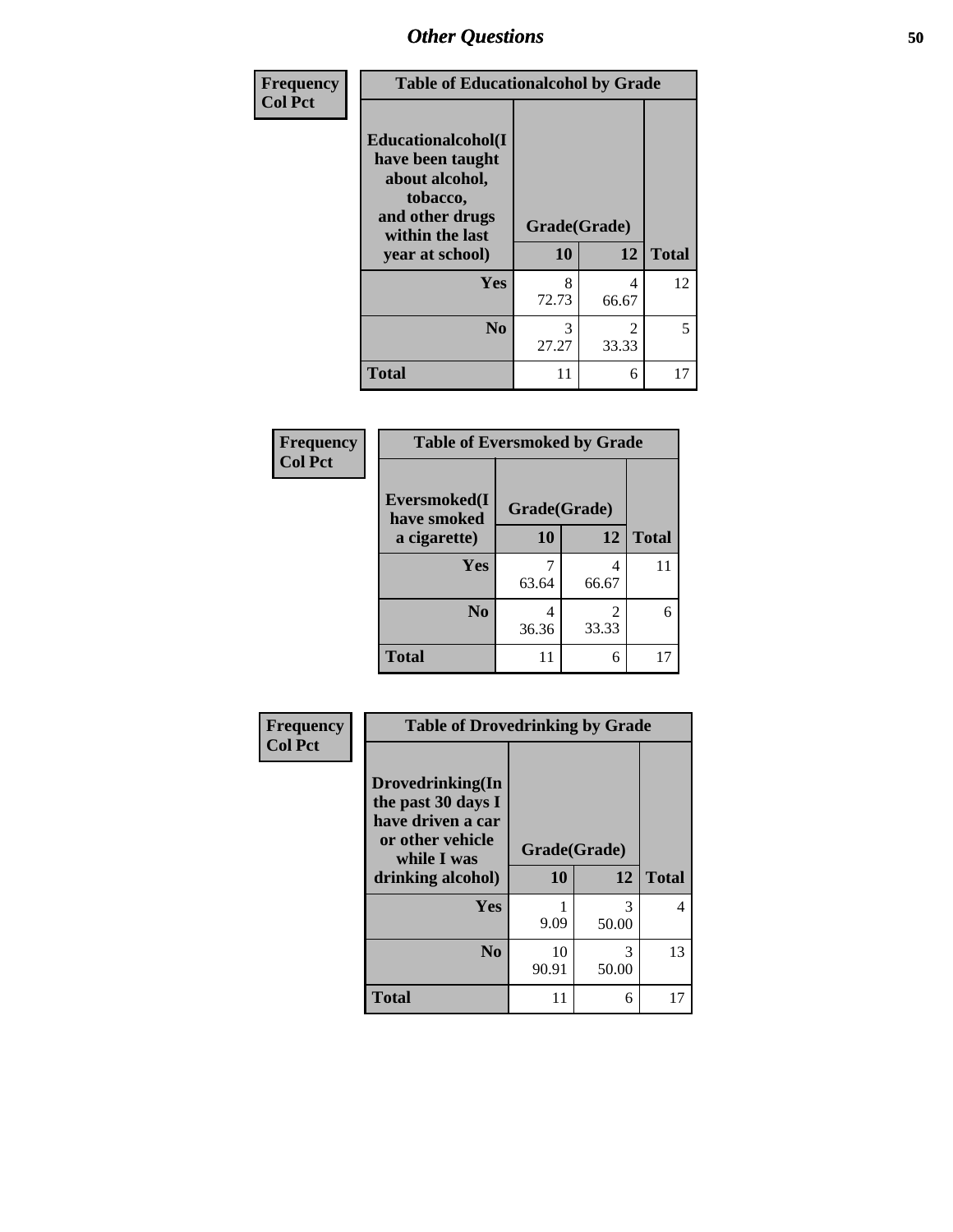## Other Questions

**Frequency**
**Col Pct**

| Table of Educationalcohol by Grade | | | |
|---|---|---|---|
| **Educationalcohol(I have been taught about alcohol, tobacco, and other drugs within the last year at school)** | **Grade(Grade)** | | |
| | **10** | **12** | **Total** |
| **Yes** | 8<br>72.73 | 4<br>66.67 | 12 |
| **No** | 3<br>27.27 | 2<br>33.33 | 5 |
| **Total** | 11 | 6 | 17 |

**Frequency**
**Col Pct**

| Table of Eversmoked by Grade | | | |
|---|---|---|---|
| **Eversmoked(I have smoked a cigarette)** | **Grade(Grade)** | | |
| | **10** | **12** | **Total** |
| **Yes** | 7<br>63.64 | 4<br>66.67 | 11 |
| **No** | 4<br>36.36 | 2<br>33.33 | 6 |
| **Total** | 11 | 6 | 17 |

**Frequency**
**Col Pct**

| Table of Drovedrinking by Grade | | | |
|---|---|---|---|
| **Drovedrinking(In the past 30 days I have driven a car or other vehicle while I was drinking alcohol)** | **Grade(Grade)** | | |
| | **10** | **12** | **Total** |
| **Yes** | 1<br>9.09 | 3<br>50.00 | 4 |
| **No** | 10<br>90.91 | 3<br>50.00 | 13 |
| **Total** | 11 | 6 | 17 |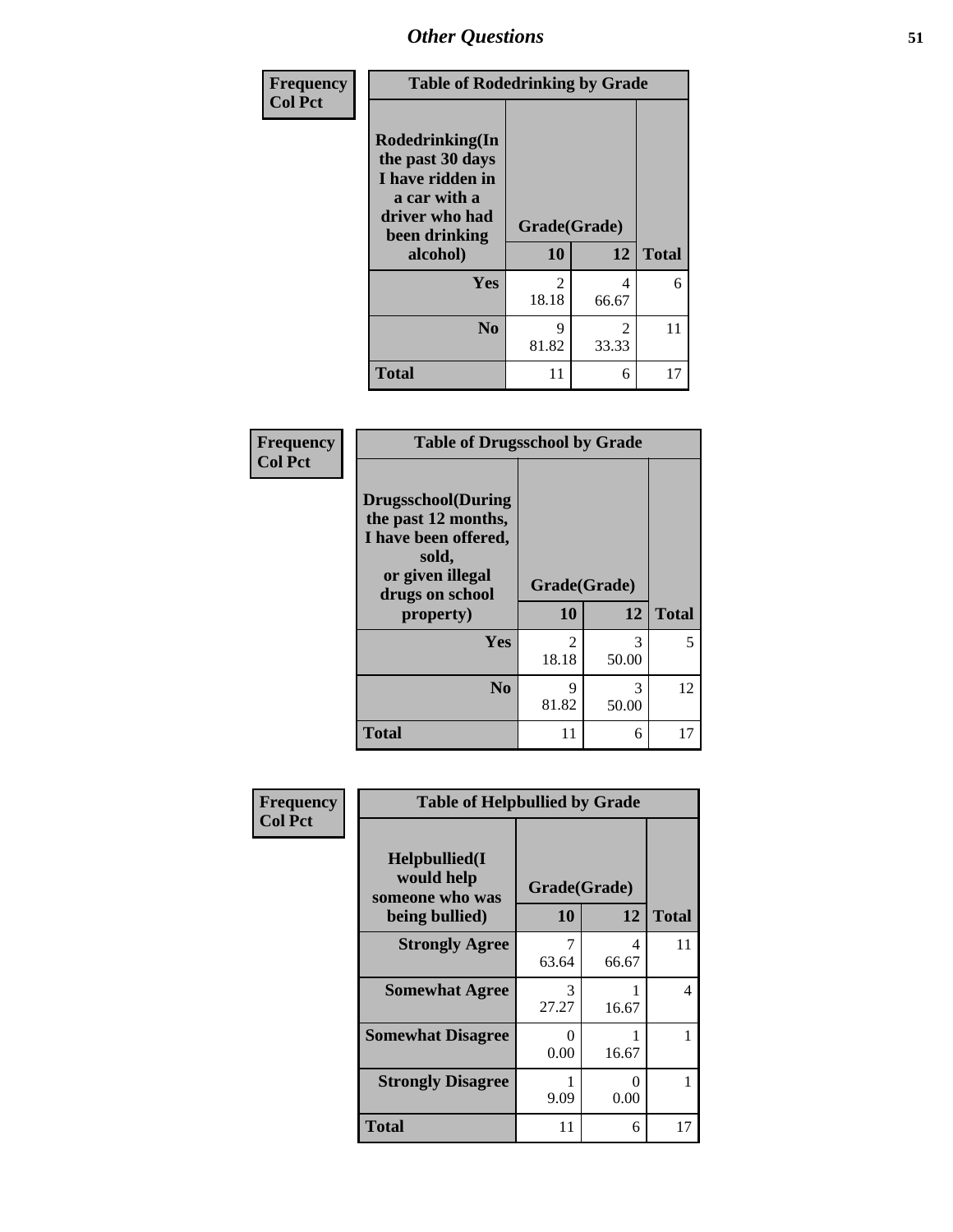| Frequency<br>Col Pct | Table of Rodedrinking by Grade | | |
|---|---|---|---|
| **Rodedrinking(In the past 30 days I have ridden in a car with a driver who had been drinking alcohol)** | **Grade(Grade)** | | |
| | **10** | **12** | **Total** |
| **Yes** | 2<br>18.18 | 4<br>66.67 | 6 |
| **No** | 9<br>81.82 | 2<br>33.33 | 11 |
| **Total** | 11 | 6 | 17 |

| Frequency<br>Col Pct | Table of Drugsschool by Grade | | |
|---|---|---|---|
| **Drugsschool(During the past 12 months, I have been offered, sold, or given illegal drugs on school property)** | **Grade(Grade)** | | |
| | **10** | **12** | **Total** |
| **Yes** | 2<br>18.18 | 3<br>50.00 | 5 |
| **No** | 9<br>81.82 | 3<br>50.00 | 12 |
| **Total** | 11 | 6 | 17 |

| Frequency<br>Col Pct | Table of Helpbullied by Grade | | |
|---|---|---|---|
| **Helpbullied(I would help someone who was being bullied)** | **Grade(Grade)** | | |
| | **10** | **12** | **Total** |
| **Strongly Agree** | 7<br>63.64 | 4<br>66.67 | 11 |
| **Somewhat Agree** | 3<br>27.27 | 1<br>16.67 | 4 |
| **Somewhat Disagree** | 0<br>0.00 | 1<br>16.67 | 1 |
| **Strongly Disagree** | 1<br>9.09 | 0<br>0.00 | 1 |
| **Total** | 11 | 6 | 17 |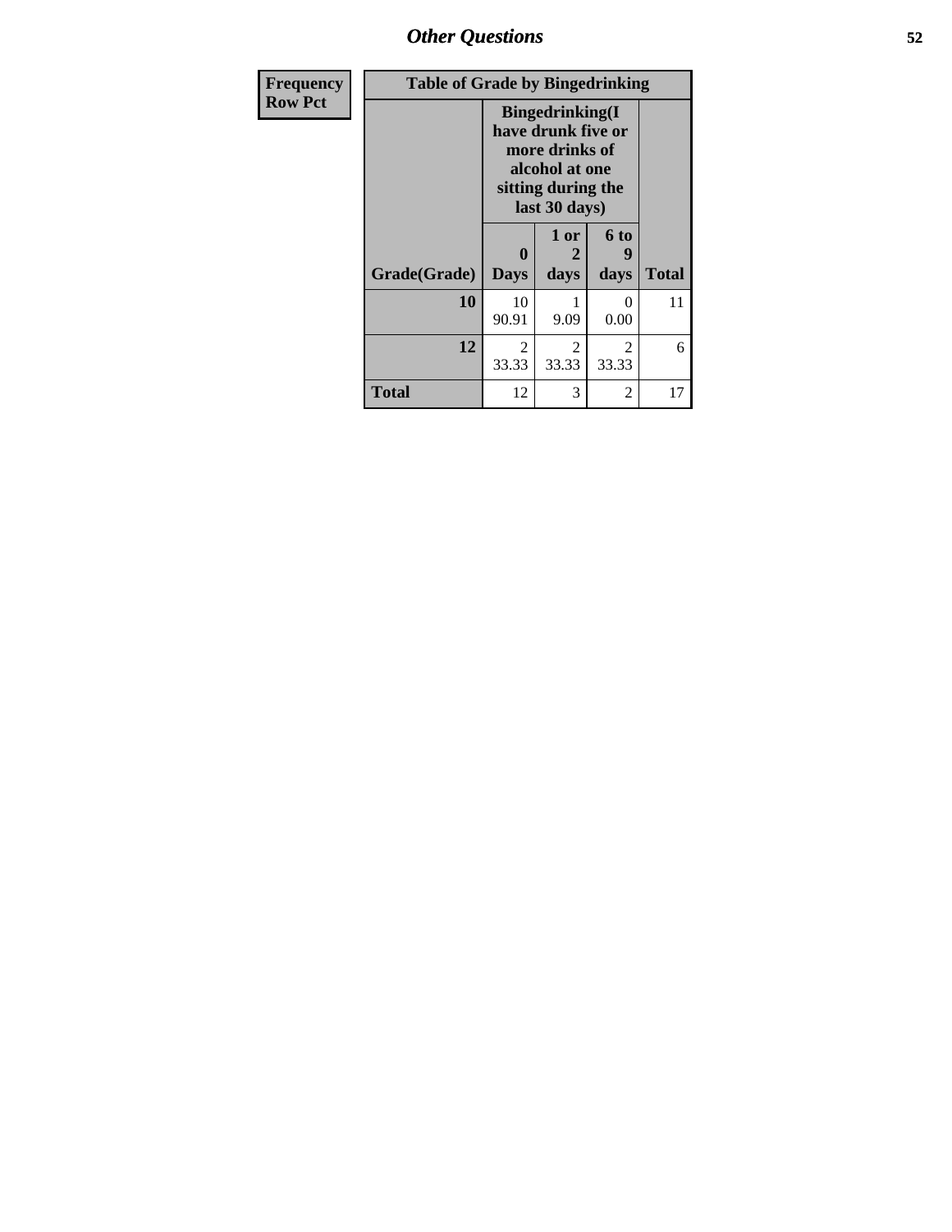| Frequency<br>Row Pct | Table of Grade by Bingedrinking | | | |
|---|---|---|---|---|
| | Bingedrinking(I have drunk five or more drinks of alcohol at one sitting during the last 30 days) | | | |
| Grade(Grade) | 0 Days | 1 or 2 days | 6 to 9 days | Total |
| 10 | 10<br>90.91 | 1<br>9.09 | 0<br>0.00 | 11 |
| 12 | 2<br>33.33 | 2<br>33.33 | 2<br>33.33 | 6 |
| Total | 12 | 3 | 2 | 17 |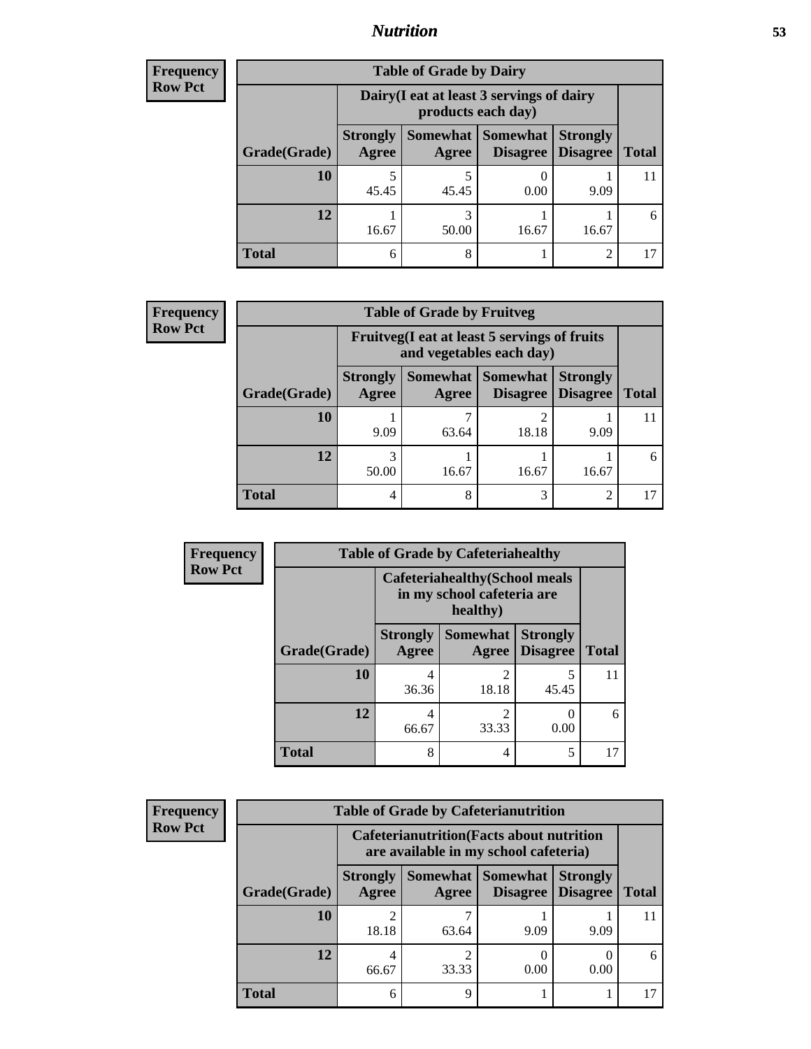| Frequency<br>Row Pct | Table of Grade by Dairy | | | | |
|---|---|---|---|---|---|
| | Dairy(I eat at least 3 servings of dairy products each day) | | | | |
| Grade(Grade) | Strongly Agree | Somewhat Agree | Somewhat Disagree | Strongly Disagree | Total |
| 10 | 5<br>45.45 | 5<br>45.45 | 0<br>0.00 | 1<br>9.09 | 11 |
| 12 | 1<br>16.67 | 3<br>50.00 | 1<br>16.67 | 1<br>16.67 | 6 |
| Total | 6 | 8 | 1 | 2 | 17 |

| Frequency<br>Row Pct | Table of Grade by Fruitveg | | | | |
|---|---|---|---|---|---|
| | Fruitveg(I eat at least 5 servings of fruits and vegetables each day) | | | | |
| Grade(Grade) | Strongly Agree | Somewhat Agree | Somewhat Disagree | Strongly Disagree | Total |
| 10 | 1<br>9.09 | 7<br>63.64 | 2<br>18.18 | 1<br>9.09 | 11 |
| 12 | 3<br>50.00 | 1<br>16.67 | 1<br>16.67 | 1<br>16.67 | 6 |
| Total | 4 | 8 | 3 | 2 | 17 |

| Frequency<br>Row Pct | Table of Grade by Cafeteriahealthy | | | |
|---|---|---|---|---|
| | Cafeteriahealthy(School meals in my school cafeteria are healthy) | | | |
| Grade(Grade) | Strongly Agree | Somewhat Agree | Strongly Disagree | Total |
| 10 | 4<br>36.36 | 2<br>18.18 | 5<br>45.45 | 11 |
| 12 | 4<br>66.67 | 2<br>33.33 | 0<br>0.00 | 6 |
| Total | 8 | 4 | 5 | 17 |

| Frequency<br>Row Pct | Table of Grade by Cafeterianutrition | | | | |
|---|---|---|---|---|---|
| | Cafeterianutrition(Facts about nutrition are available in my school cafeteria) | | | | |
| Grade(Grade) | Strongly Agree | Somewhat Agree | Somewhat Disagree | Strongly Disagree | Total |
| 10 | 2<br>18.18 | 7<br>63.64 | 1<br>9.09 | 1<br>9.09 | 11 |
| 12 | 4<br>66.67 | 2<br>33.33 | 0<br>0.00 | 0<br>0.00 | 6 |
| Total | 6 | 9 | 1 | 1 | 17 |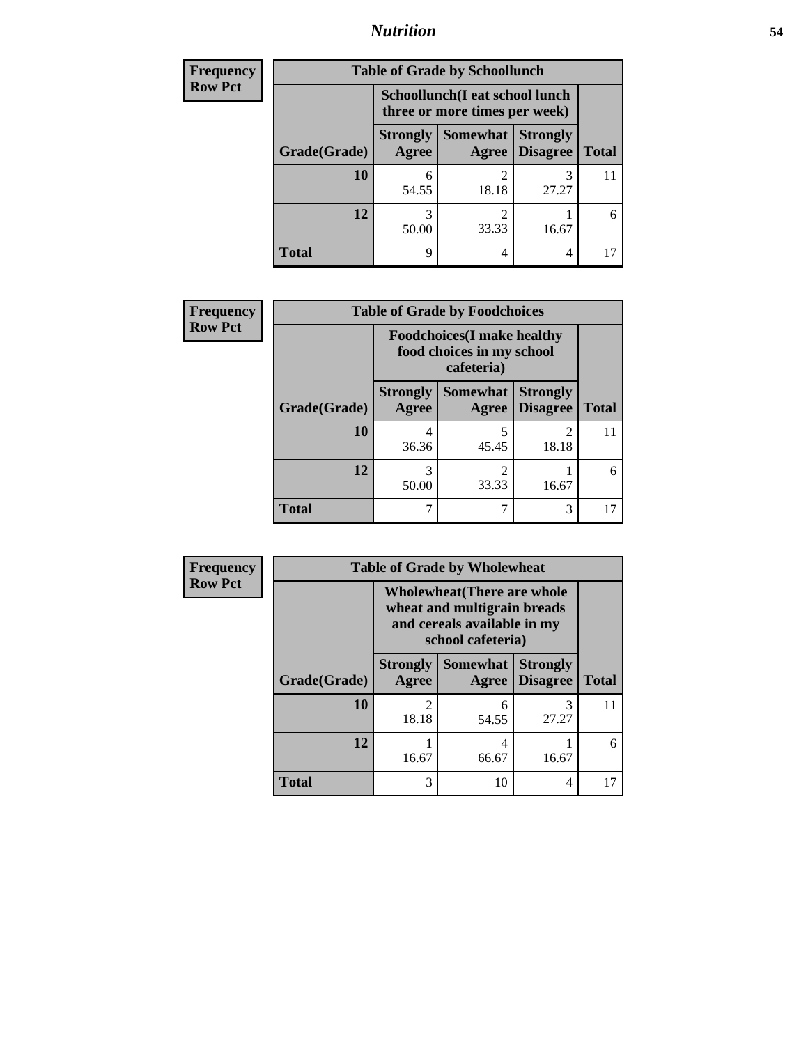## Nutrition

**Frequency**
**Row Pct**

**Table of Grade by Schoollunch**

| Grade(Grade) | Schoollunch(I eat school lunch three or more times per week) | | | Total |
|---|---|---|---|---|
| | Strongly Agree | Somewhat Agree | Strongly Disagree | |
| **10** | 6<br>54.55 | 2<br>18.18 | 3<br>27.27 | 11 |
| **12** | 3<br>50.00 | 2<br>33.33 | 1<br>16.67 | 6 |
| **Total** | 9 | 4 | 4 | 17 |

**Frequency**
**Row Pct**

**Table of Grade by Foodchoices**

| Grade(Grade) | Foodchoices(I make healthy food choices in my school cafeteria) | | | Total |
|---|---|---|---|---|
| | Strongly Agree | Somewhat Agree | Strongly Disagree | |
| **10** | 4<br>36.36 | 5<br>45.45 | 2<br>18.18 | 11 |
| **12** | 3<br>50.00 | 2<br>33.33 | 1<br>16.67 | 6 |
| **Total** | 7 | 7 | 3 | 17 |

**Frequency**
**Row Pct**

**Table of Grade by Wholewheat**

| Grade(Grade) | Wholewheat(There are whole wheat and multigrain breads and cereals available in my school cafeteria) | | | Total |
|---|---|---|---|---|
| | Strongly Agree | Somewhat Agree | Strongly Disagree | |
| **10** | 2<br>18.18 | 6<br>54.55 | 3<br>27.27 | 11 |
| **12** | 1<br>16.67 | 4<br>66.67 | 1<br>16.67 | 6 |
| **Total** | 3 | 10 | 4 | 17 |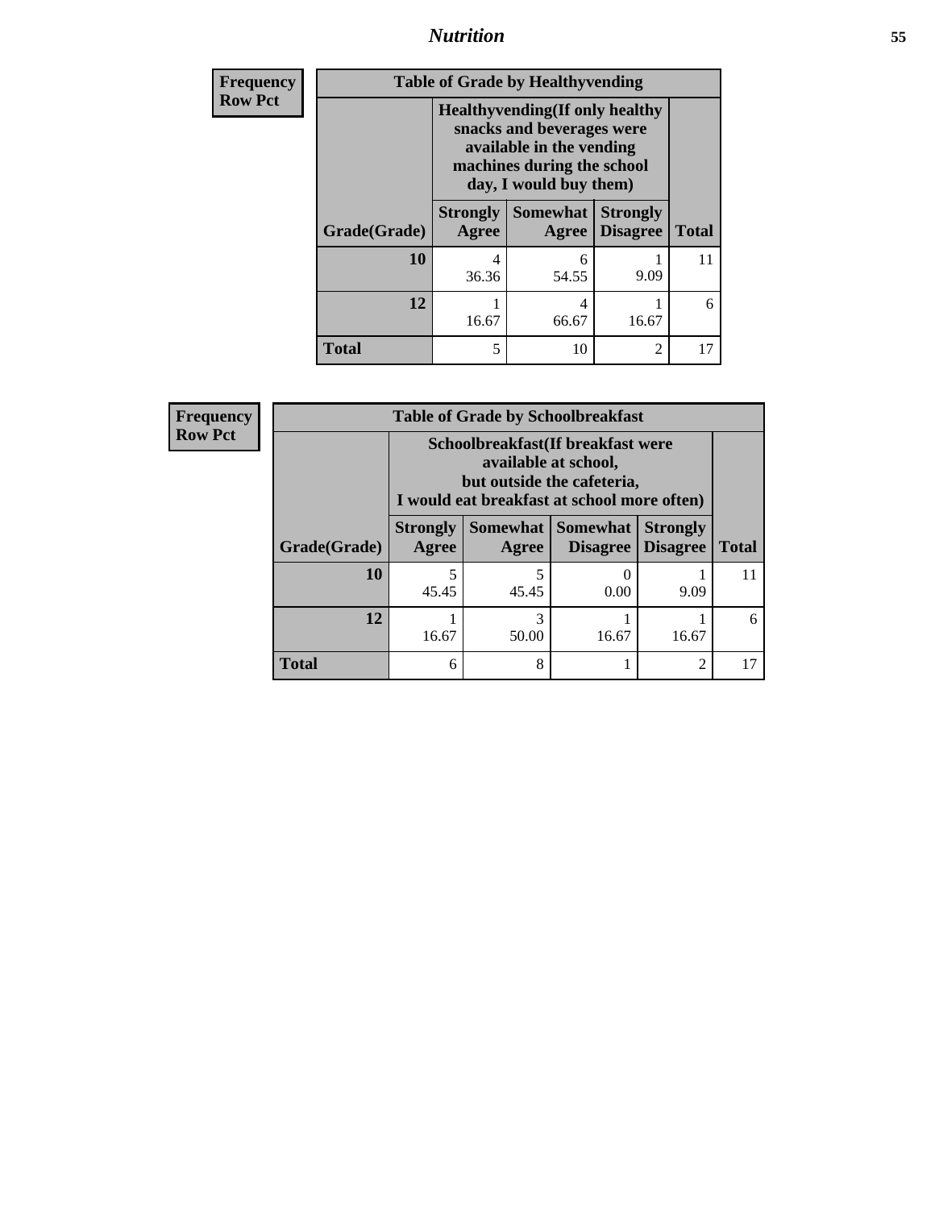## Nutrition

| Frequency Row Pct |
|---|

**Table of Grade by Healthyvending**

| Grade(Grade) | Healthyvending(If only healthy snacks and beverages were available in the vending machines during the school day, I would buy them) | | | Total |
|---|---|---|---|---|
| | Strongly Agree | Somewhat Agree | Strongly Disagree | |
| **10** | 4<br>36.36 | 6<br>54.55 | 1<br>9.09 | 11 |
| **12** | 1<br>16.67 | 4<br>66.67 | 1<br>16.67 | 6 |
| **Total** | 5 | 10 | 2 | 17 |

| Frequency Row Pct |
|---|

**Table of Grade by Schoolbreakfast**

| Grade(Grade) | Schoolbreakfast(If breakfast were available at school, but outside the cafeteria, I would eat breakfast at school more often) | | | | Total |
|---|---|---|---|---|---|
| | Strongly Agree | Somewhat Agree | Somewhat Disagree | Strongly Disagree | |
| **10** | 5<br>45.45 | 5<br>45.45 | 0<br>0.00 | 1<br>9.09 | 11 |
| **12** | 1<br>16.67 | 3<br>50.00 | 1<br>16.67 | 1<br>16.67 | 6 |
| **Total** | 6 | 8 | 1 | 2 | 17 |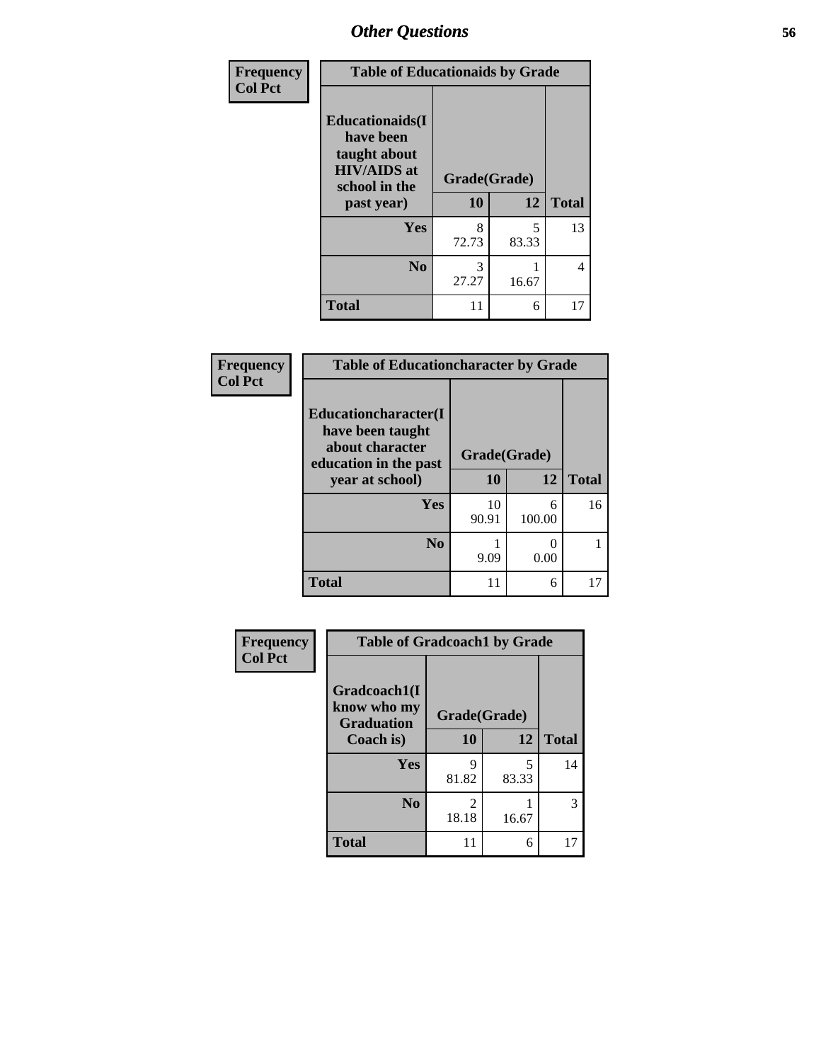# Other Questions

Frequency
Col Pct

| Table of Educationaids by Grade | | | |
|---|---|---|---|
| Educationaids(I have been taught about HIV/AIDS at school in the past year) | Grade(Grade) | | |
| | 10 | 12 | Total |
| Yes | 8<br>72.73 | 5<br>83.33 | 13 |
| No | 3<br>27.27 | 1<br>16.67 | 4 |
| Total | 11 | 6 | 17 |

Frequency
Col Pct

| Table of Educationcharacter by Grade | | | |
|---|---|---|---|
| Educationcharacter(I have been taught about character education in the past year at school) | Grade(Grade) | | |
| | 10 | 12 | Total |
| Yes | 10<br>90.91 | 6<br>100.00 | 16 |
| No | 1<br>9.09 | 0<br>0.00 | 1 |
| Total | 11 | 6 | 17 |

Frequency
Col Pct

| Table of Gradcoach1 by Grade | | | |
|---|---|---|---|
| Gradcoach1(I know who my Graduation Coach is) | Grade(Grade) | | |
| | 10 | 12 | Total |
| Yes | 9<br>81.82 | 5<br>83.33 | 14 |
| No | 2<br>18.18 | 1<br>16.67 | 3 |
| Total | 11 | 6 | 17 |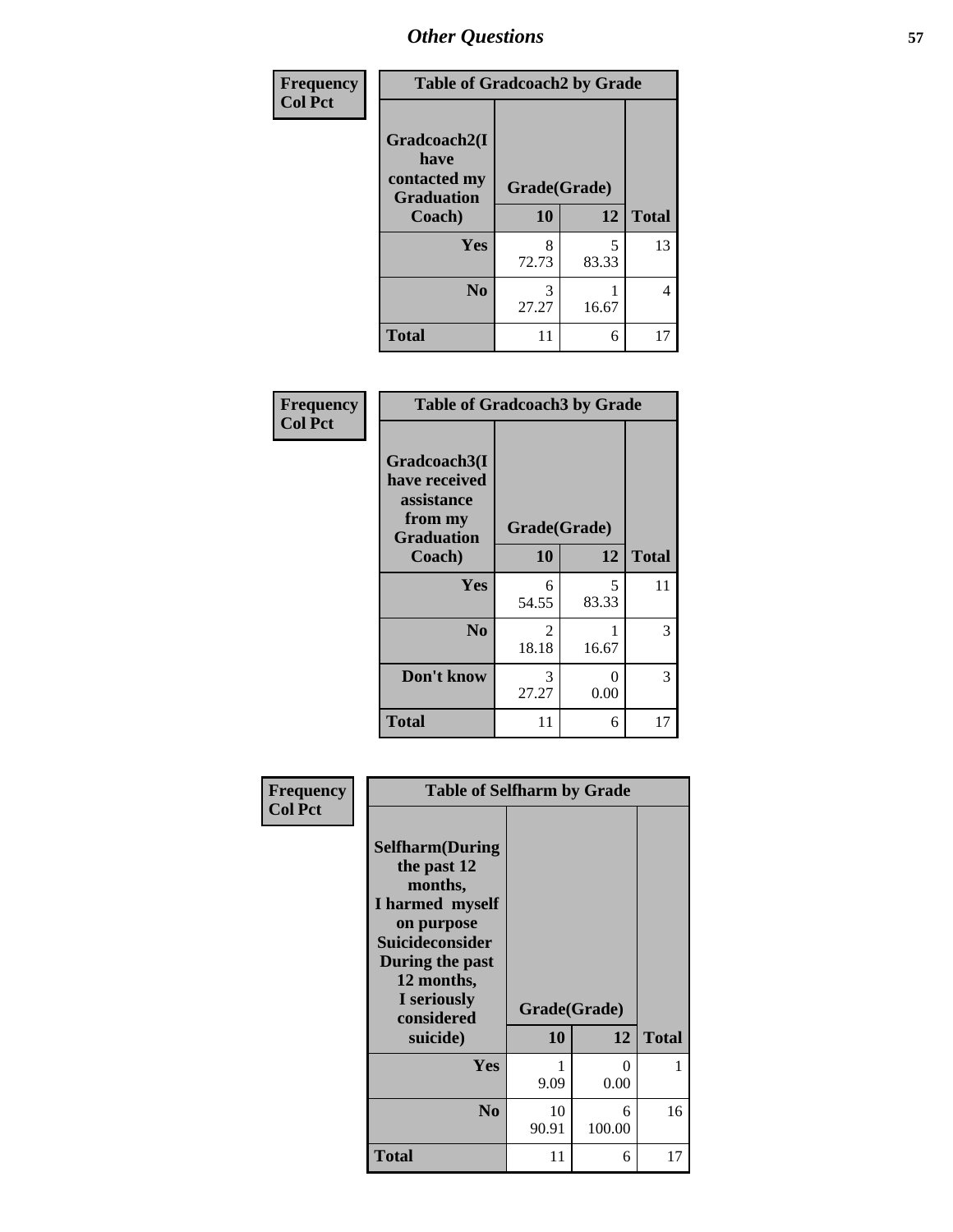# Other Questions

Frequency
Col Pct

| Table of Gradcoach2 by Grade | | | |
|---|---|---|---|
| Gradcoach2(I have contacted my Graduation Coach) | Grade(Grade) | | |
| | 10 | 12 | Total |
| Yes | 8<br>72.73 | 5<br>83.33 | 13 |
| No | 3<br>27.27 | 1<br>16.67 | 4 |
| Total | 11 | 6 | 17 |

Frequency
Col Pct

| Table of Gradcoach3 by Grade | | | |
|---|---|---|---|
| Gradcoach3(I have received assistance from my Graduation Coach) | Grade(Grade) | | |
| | 10 | 12 | Total |
| Yes | 6<br>54.55 | 5<br>83.33 | 11 |
| No | 2<br>18.18 | 1<br>16.67 | 3 |
| Don't know | 3<br>27.27 | 0<br>0.00 | 3 |
| Total | 11 | 6 | 17 |

Frequency
Col Pct

| Table of Selfharm by Grade | | | |
|---|---|---|---|
| Selfharm(During the past 12 months, I harmed myself on purpose Suicideconsider During the past 12 months, I seriously considered suicide) | Grade(Grade) | | |
| | 10 | 12 | Total |
| Yes | 1<br>9.09 | 0<br>0.00 | 1 |
| No | 10<br>90.91 | 6<br>100.00 | 16 |
| Total | 11 | 6 | 17 |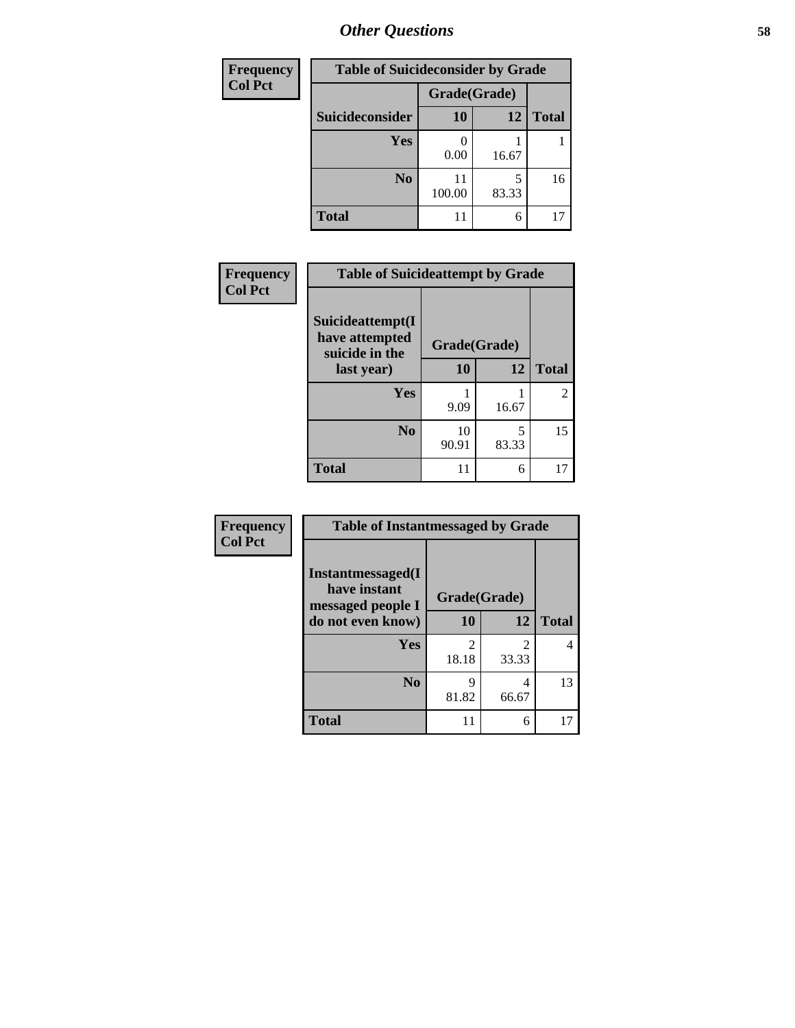| Frequency<br>Col Pct |
|---|

**Table of Suicideconsider by Grade**

| Suicideconsider | Grade(Grade) 10 | 12 | Total |
|---|---|---|---|
| Yes | 0<br>0.00 | 1<br>16.67 | 1 |
| No | 11<br>100.00 | 5<br>83.33 | 16 |
| Total | 11 | 6 | 17 |

| Frequency<br>Col Pct |
|---|

**Table of Suicideattempt by Grade**

| Suicideattempt(I have attempted suicide in the last year) | Grade(Grade) 10 | 12 | Total |
|---|---|---|---|
| Yes | 1<br>9.09 | 1<br>16.67 | 2 |
| No | 10<br>90.91 | 5<br>83.33 | 15 |
| Total | 11 | 6 | 17 |

| Frequency<br>Col Pct |
|---|

**Table of Instantmessaged by Grade**

| Instantmessaged(I have instant messaged people I do not even know) | Grade(Grade) 10 | 12 | Total |
|---|---|---|---|
| Yes | 2<br>18.18 | 2<br>33.33 | 4 |
| No | 9<br>81.82 | 4<br>66.67 | 13 |
| Total | 11 | 6 | 17 |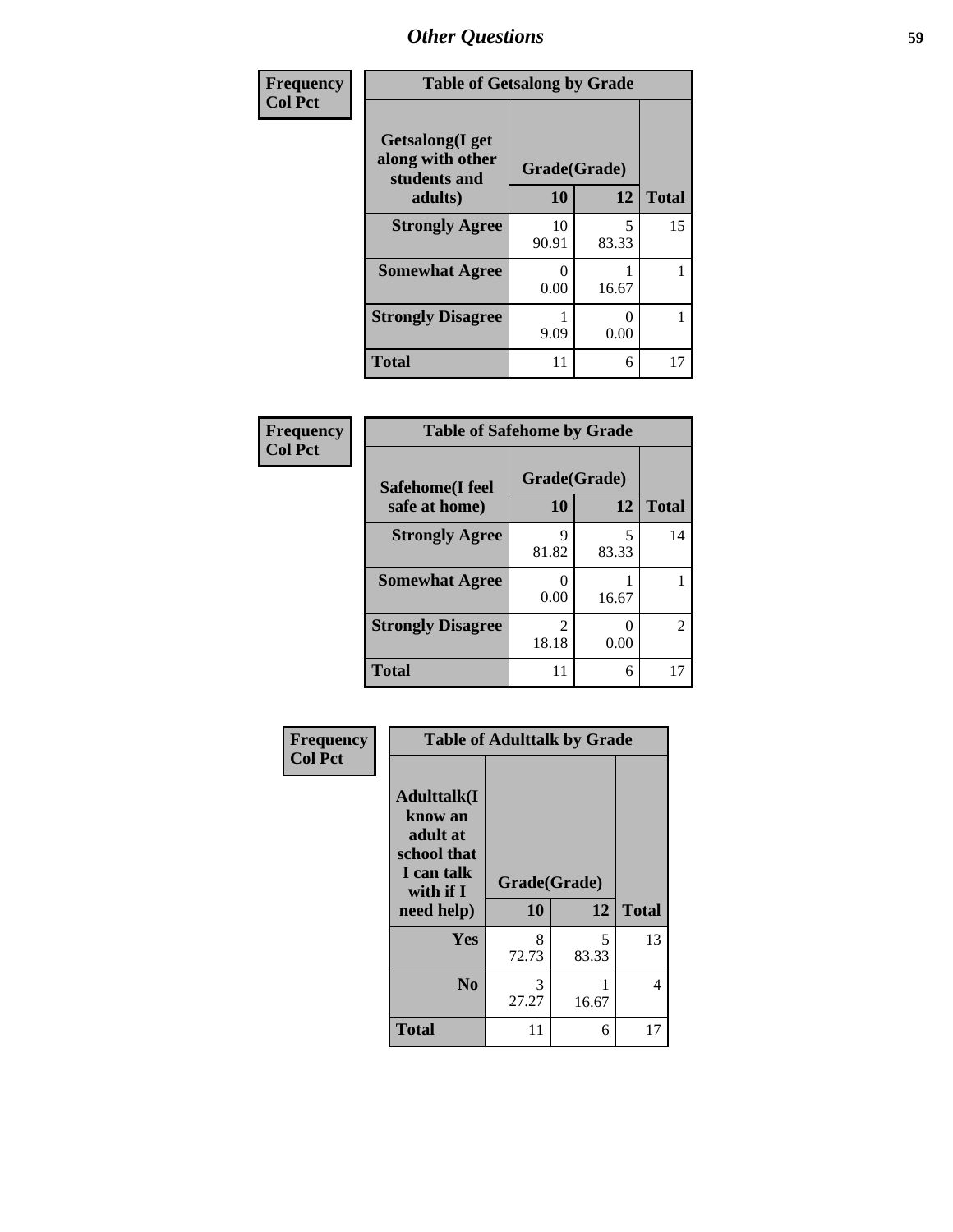# Other Questions

**Frequency**
**Col Pct**

| Table of Getsalong by Grade | | | |
|---|---|---|---|
| **Getsalong(I get along with other students and adults)** | **Grade(Grade)** | | |
| | **10** | **12** | **Total** |
| **Strongly Agree** | 10<br>90.91 | 5<br>83.33 | 15 |
| **Somewhat Agree** | 0<br>0.00 | 1<br>16.67 | 1 |
| **Strongly Disagree** | 1<br>9.09 | 0<br>0.00 | 1 |
| **Total** | 11 | 6 | 17 |

**Frequency**
**Col Pct**

| Table of Safehome by Grade | | | |
|---|---|---|---|
| **Safehome(I feel safe at home)** | **Grade(Grade)** | | |
| | **10** | **12** | **Total** |
| **Strongly Agree** | 9<br>81.82 | 5<br>83.33 | 14 |
| **Somewhat Agree** | 0<br>0.00 | 1<br>16.67 | 1 |
| **Strongly Disagree** | 2<br>18.18 | 0<br>0.00 | 2 |
| **Total** | 11 | 6 | 17 |

**Frequency**
**Col Pct**

| Table of Adulttalk by Grade | | | |
|---|---|---|---|
| **Adulttalk(I know an adult at school that I can talk with if I need help)** | **Grade(Grade)** | | |
| | **10** | **12** | **Total** |
| **Yes** | 8<br>72.73 | 5<br>83.33 | 13 |
| **No** | 3<br>27.27 | 1<br>16.67 | 4 |
| **Total** | 11 | 6 | 17 |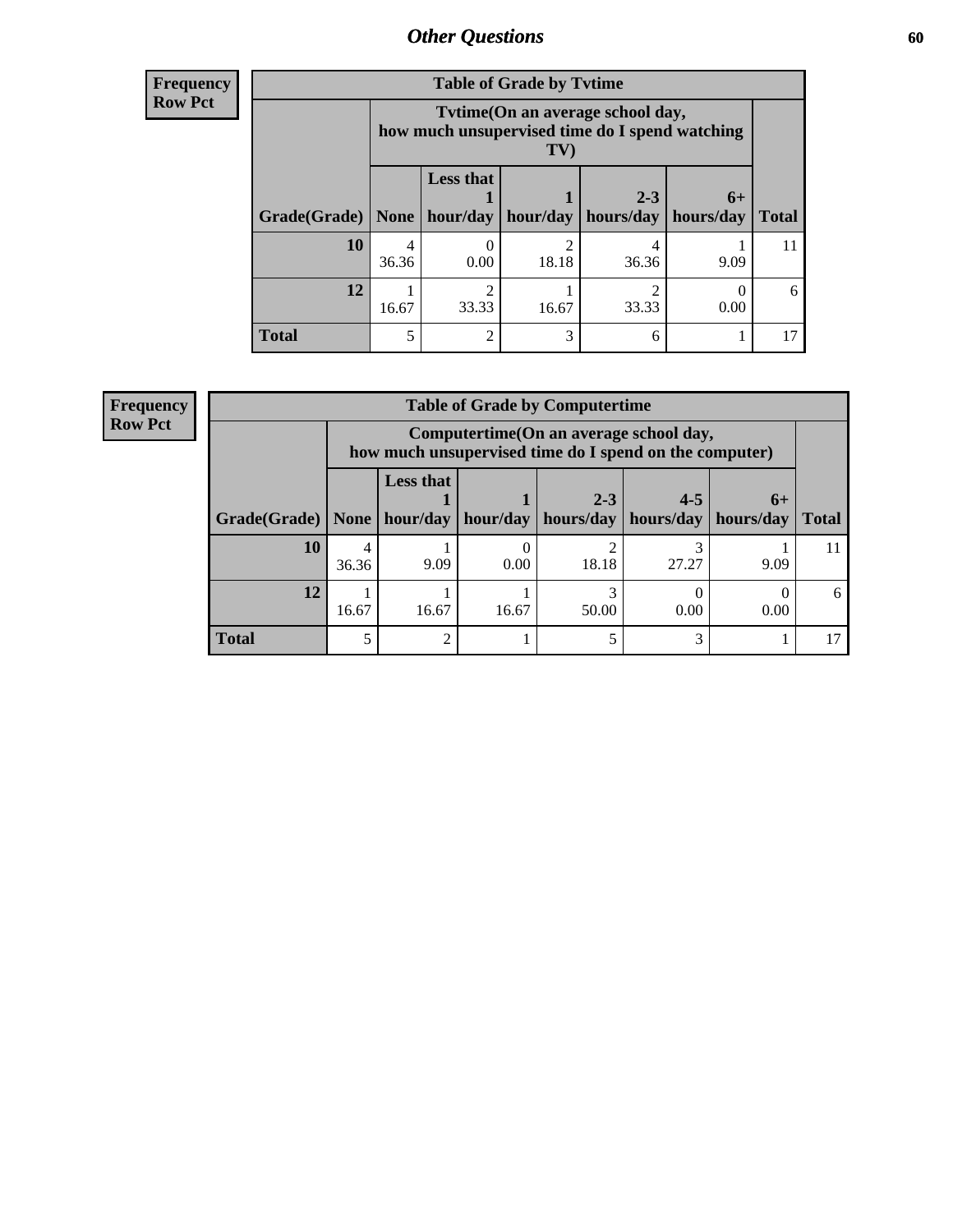## Other Questions

**Frequency**
**Row Pct**

| Table of Grade by Tvtime | | | | | | |
|---|---|---|---|---|---|---|
| | Tvtime(On an average school day, how much unsupervised time do I spend watching TV) | | | | | |
| Grade(Grade) | None | Less that 1 hour/day | 1 hour/day | 2-3 hours/day | 6+ hours/day | Total |
| **10** | 4<br>36.36 | 0<br>0.00 | 2<br>18.18 | 4<br>36.36 | 1<br>9.09 | 11 |
| **12** | 1<br>16.67 | 2<br>33.33 | 1<br>16.67 | 2<br>33.33 | 0<br>0.00 | 6 |
| **Total** | 5 | 2 | 3 | 6 | 1 | 17 |

**Frequency**
**Row Pct**

| Table of Grade by Computertime | | | | | | | |
|---|---|---|---|---|---|---|---|
| | Computertime(On an average school day, how much unsupervised time do I spend on the computer) | | | | | | |
| Grade(Grade) | None | Less that 1 hour/day | 1 hour/day | 2-3 hours/day | 4-5 hours/day | 6+ hours/day | Total |
| **10** | 4<br>36.36 | 1<br>9.09 | 0<br>0.00 | 2<br>18.18 | 3<br>27.27 | 1<br>9.09 | 11 |
| **12** | 1<br>16.67 | 1<br>16.67 | 1<br>16.67 | 3<br>50.00 | 0<br>0.00 | 0<br>0.00 | 6 |
| **Total** | 5 | 2 | 1 | 5 | 3 | 1 | 17 |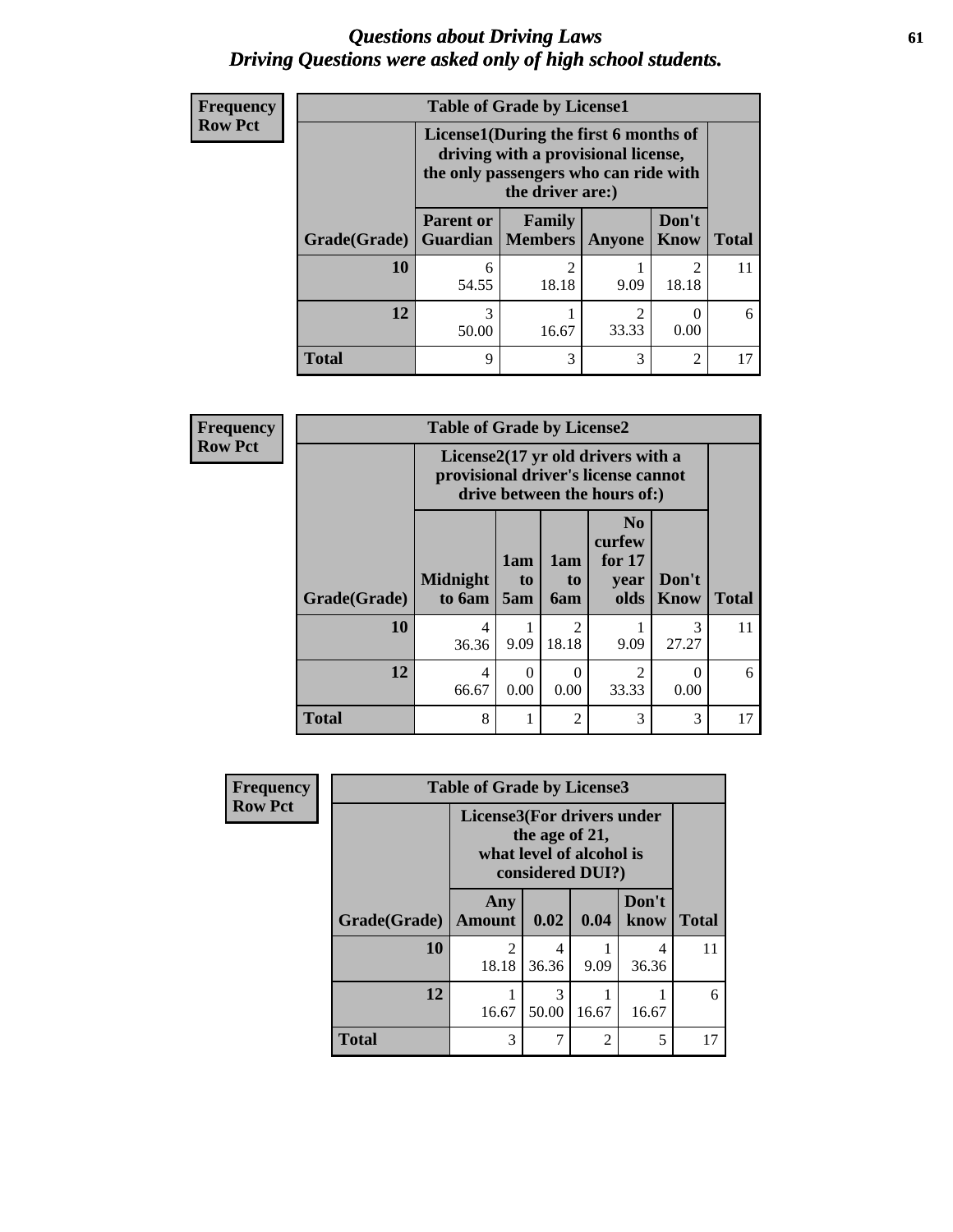# *Questions about Driving Laws*
# *Driving Questions were asked only of high school students.*

**Frequency**
**Row Pct**

| Table of Grade by License1 | | | | | |
|---|---|---|---|---|---|
| | License1(During the first 6 months of driving with a provisional license, the only passengers who can ride with the driver are:) | | | | |
| Grade(Grade) | Parent or Guardian | Family Members | Anyone | Don't Know | Total |
| **10** | 6<br>54.55 | 2<br>18.18 | 1<br>9.09 | 2<br>18.18 | 11 |
| **12** | 3<br>50.00 | 1<br>16.67 | 2<br>33.33 | 0<br>0.00 | 6 |
| **Total** | 9 | 3 | 3 | 2 | 17 |

**Frequency**
**Row Pct**

| Table of Grade by License2 | | | | | | |
|---|---|---|---|---|---|---|
| | License2(17 yr old drivers with a provisional driver's license cannot drive between the hours of:) | | | | | |
| Grade(Grade) | Midnight to 6am | 1am to 5am | 1am to 6am | No curfew for 17 year olds | Don't Know | Total |
| **10** | 4<br>36.36 | 1<br>9.09 | 2<br>18.18 | 1<br>9.09 | 3<br>27.27 | 11 |
| **12** | 4<br>66.67 | 0<br>0.00 | 0<br>0.00 | 2<br>33.33 | 0<br>0.00 | 6 |
| **Total** | 8 | 1 | 2 | 3 | 3 | 17 |

**Frequency**
**Row Pct**

| Table of Grade by License3 | | | | | |
|---|---|---|---|---|---|
| | License3(For drivers under the age of 21, what level of alcohol is considered DUI?) | | | | |
| Grade(Grade) | Any Amount | 0.02 | 0.04 | Don't know | Total |
| **10** | 2<br>18.18 | 4<br>36.36 | 1<br>9.09 | 4<br>36.36 | 11 |
| **12** | 1<br>16.67 | 3<br>50.00 | 1<br>16.67 | 1<br>16.67 | 6 |
| **Total** | 3 | 7 | 2 | 5 | 17 |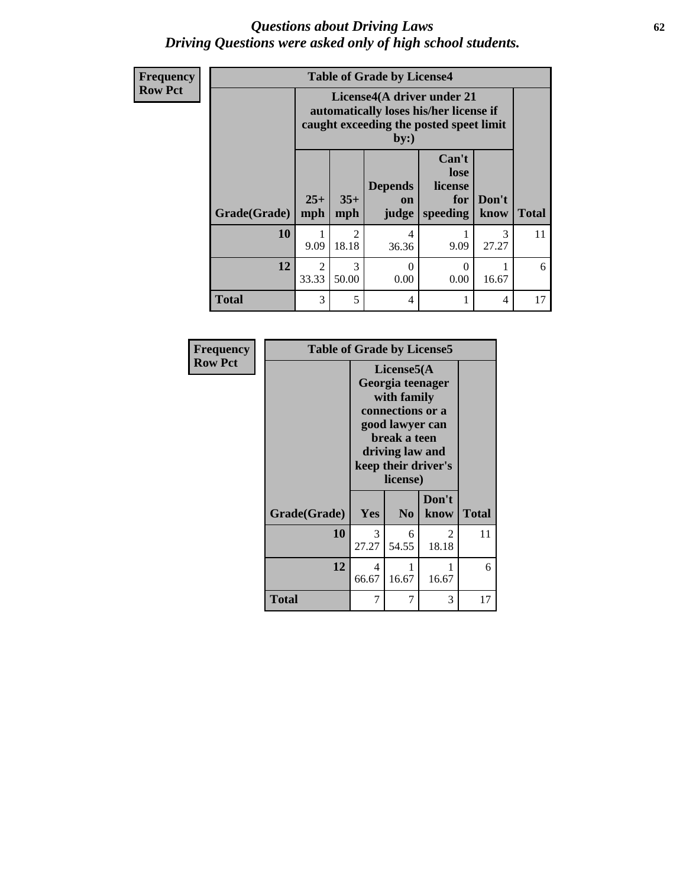# *Questions about Driving Laws*
## *Driving Questions were asked only of high school students.*

**Frequency**
**Row Pct**

| Table of Grade by License4 | | | | | | |
|---|---|---|---|---|---|---|
| | License4(A driver under 21 automatically loses his/her license if caught exceeding the posted speet limit by:) | | | | | |
| Grade(Grade) | 25+ mph | 35+ mph | Depends on judge | Can't lose license for speeding | Don't know | Total |
| **10** | 1<br>9.09 | 2<br>18.18 | 4<br>36.36 | 1<br>9.09 | 3<br>27.27 | 11 |
| **12** | 2<br>33.33 | 3<br>50.00 | 0<br>0.00 | 0<br>0.00 | 1<br>16.67 | 6 |
| **Total** | 3 | 5 | 4 | 1 | 4 | 17 |

**Frequency**
**Row Pct**

| Table of Grade by License5 | | | | |
|---|---|---|---|---|
| | License5(A Georgia teenager with family connections or a good lawyer can break a teen driving law and keep their driver's license) | | | |
| Grade(Grade) | Yes | No | Don't know | Total |
| **10** | 3<br>27.27 | 6<br>54.55 | 2<br>18.18 | 11 |
| **12** | 4<br>66.67 | 1<br>16.67 | 1<br>16.67 | 6 |
| **Total** | 7 | 7 | 3 | 17 |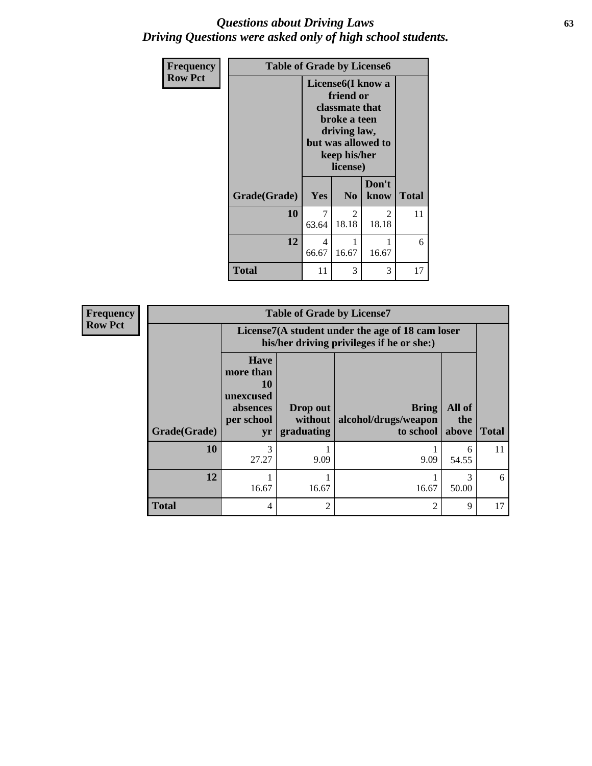# *Questions about Driving Laws*
# *Driving Questions were asked only of high school students.*

**Frequency**
**Row Pct**

| Table of Grade by License6 | | | | |
|---|---|---|---|---|
| | License6(I know a friend or classmate that broke a teen driving law, but was allowed to keep his/her license) | | | |
| Grade(Grade) | Yes | No | Don't know | Total |
| 10 | 7<br>63.64 | 2<br>18.18 | 2<br>18.18 | 11 |
| 12 | 4<br>66.67 | 1<br>16.67 | 1<br>16.67 | 6 |
| Total | 11 | 3 | 3 | 17 |

**Frequency**
**Row Pct**

| Table of Grade by License7 | | | | | |
|---|---|---|---|---|---|
| | License7(A student under the age of 18 cam loser his/her driving privileges if he or she:) | | | | |
| Grade(Grade) | Have more than 10 unexcused absences per school yr | Drop out without graduating | Bring alcohol/drugs/weapon to school | All of the above | Total |
| 10 | 3<br>27.27 | 1<br>9.09 | 1<br>9.09 | 6<br>54.55 | 11 |
| 12 | 1<br>16.67 | 1<br>16.67 | 1<br>16.67 | 3<br>50.00 | 6 |
| Total | 4 | 2 | 2 | 9 | 17 |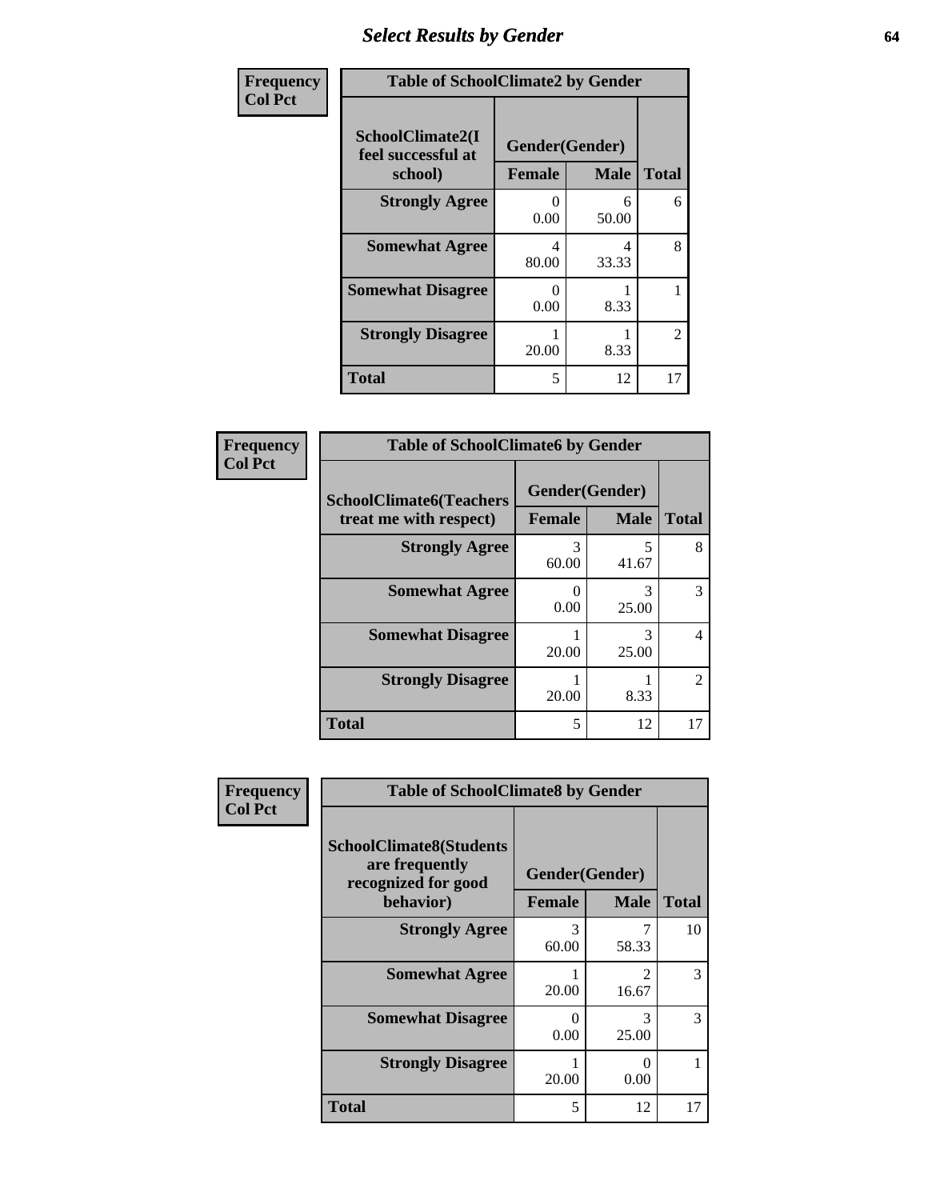# Select Results by Gender

**Frequency**
**Col Pct**

| Table of SchoolClimate2 by Gender | | | |
|---|---|---|---|
| SchoolClimate2(I feel successful at school) | Gender(Gender) | | |
| | Female | Male | Total |
| Strongly Agree | 0<br>0.00 | 6<br>50.00 | 6 |
| Somewhat Agree | 4<br>80.00 | 4<br>33.33 | 8 |
| Somewhat Disagree | 0<br>0.00 | 1<br>8.33 | 1 |
| Strongly Disagree | 1<br>20.00 | 1<br>8.33 | 2 |
| Total | 5 | 12 | 17 |

**Frequency**
**Col Pct**

| Table of SchoolClimate6 by Gender | | | |
|---|---|---|---|
| SchoolClimate6(Teachers treat me with respect) | Gender(Gender) | | |
| | Female | Male | Total |
| Strongly Agree | 3<br>60.00 | 5<br>41.67 | 8 |
| Somewhat Agree | 0<br>0.00 | 3<br>25.00 | 3 |
| Somewhat Disagree | 1<br>20.00 | 3<br>25.00 | 4 |
| Strongly Disagree | 1<br>20.00 | 1<br>8.33 | 2 |
| Total | 5 | 12 | 17 |

**Frequency**
**Col Pct**

| Table of SchoolClimate8 by Gender | | | |
|---|---|---|---|
| SchoolClimate8(Students are frequently recognized for good behavior) | Gender(Gender) | | |
| | Female | Male | Total |
| Strongly Agree | 3<br>60.00 | 7<br>58.33 | 10 |
| Somewhat Agree | 1<br>20.00 | 2<br>16.67 | 3 |
| Somewhat Disagree | 0<br>0.00 | 3<br>25.00 | 3 |
| Strongly Disagree | 1<br>20.00 | 0<br>0.00 | 1 |
| Total | 5 | 12 | 17 |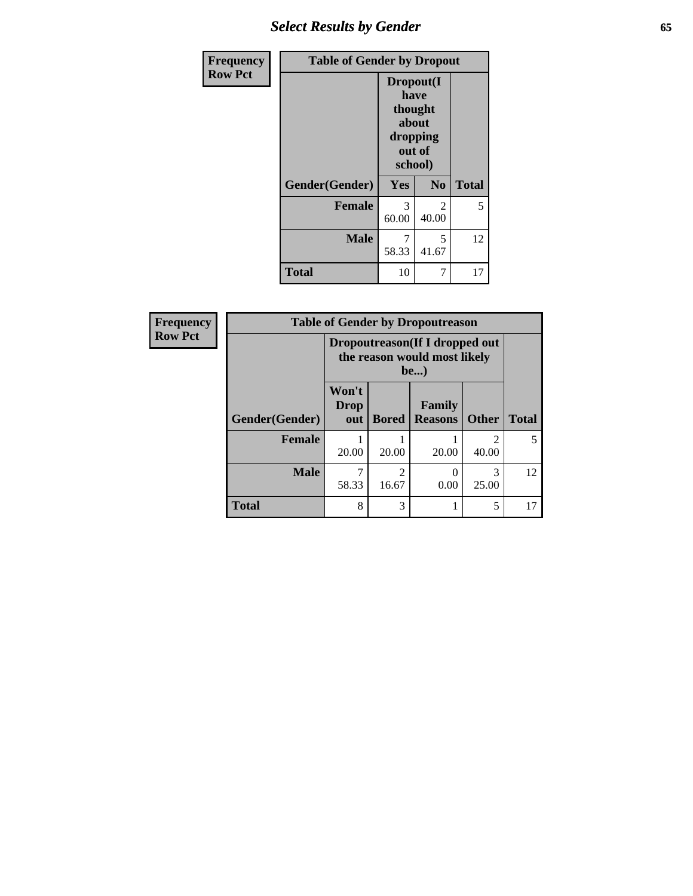## Select Results by Gender

**Frequency / Row Pct**

| Table of Gender by Dropout | | | |
|---|---|---|---|
| | Dropout(I have thought about dropping out of school) | | |
| Gender(Gender) | Yes | No | Total |
| **Female** | 3<br>60.00 | 2<br>40.00 | 5 |
| **Male** | 7<br>58.33 | 5<br>41.67 | 12 |
| **Total** | 10 | 7 | 17 |

**Frequency / Row Pct**

| Table of Gender by Dropoutreason | | | | | |
|---|---|---|---|---|---|
| | Dropoutreason(If I dropped out the reason would most likely be...) | | | | |
| Gender(Gender) | Won't Drop out | Bored | Family Reasons | Other | Total |
| **Female** | 1<br>20.00 | 1<br>20.00 | 1<br>20.00 | 2<br>40.00 | 5 |
| **Male** | 7<br>58.33 | 2<br>16.67 | 0<br>0.00 | 3<br>25.00 | 12 |
| **Total** | 8 | 3 | 1 | 5 | 17 |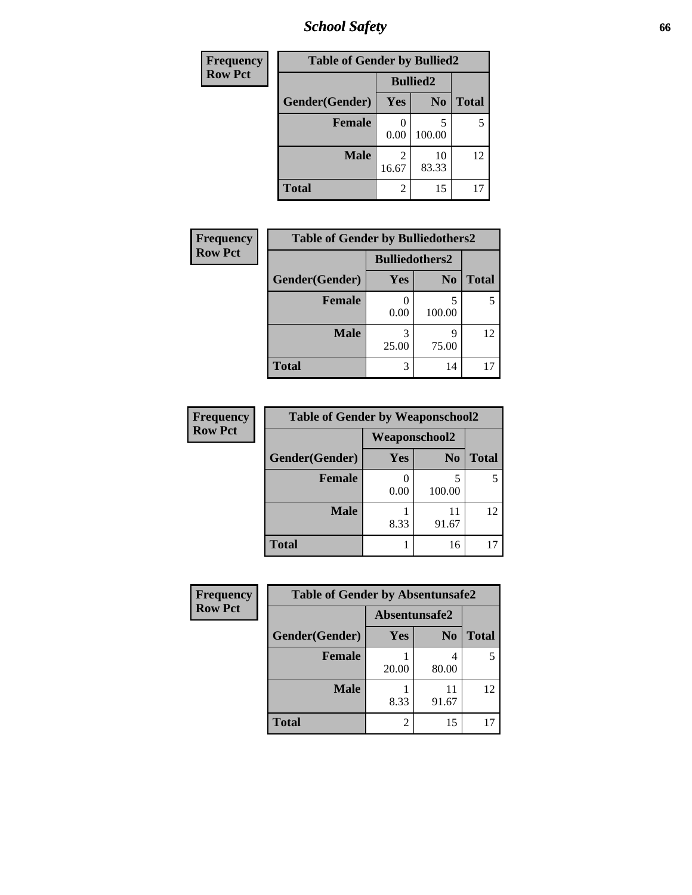## School Safety

| Frequency Row Pct | Table of Gender by Bullied2 | | |
|---|---|---|---|
| | Bullied2 | | |
| Gender(Gender) | Yes | No | Total |
| Female | 0<br>0.00 | 5<br>100.00 | 5 |
| Male | 2<br>16.67 | 10<br>83.33 | 12 |
| Total | 2 | 15 | 17 |

| Frequency Row Pct | Table of Gender by Bulliedothers2 | | |
|---|---|---|---|
| | Bulliedothers2 | | |
| Gender(Gender) | Yes | No | Total |
| Female | 0<br>0.00 | 5<br>100.00 | 5 |
| Male | 3<br>25.00 | 9<br>75.00 | 12 |
| Total | 3 | 14 | 17 |

| Frequency Row Pct | Table of Gender by Weaponschool2 | | |
|---|---|---|---|
| | Weaponschool2 | | |
| Gender(Gender) | Yes | No | Total |
| Female | 0<br>0.00 | 5<br>100.00 | 5 |
| Male | 1<br>8.33 | 11<br>91.67 | 12 |
| Total | 1 | 16 | 17 |

| Frequency Row Pct | Table of Gender by Absentunsafe2 | | |
|---|---|---|---|
| | Absentunsafe2 | | |
| Gender(Gender) | Yes | No | Total |
| Female | 1<br>20.00 | 4<br>80.00 | 5 |
| Male | 1<br>8.33 | 11<br>91.67 | 12 |
| Total | 2 | 15 | 17 |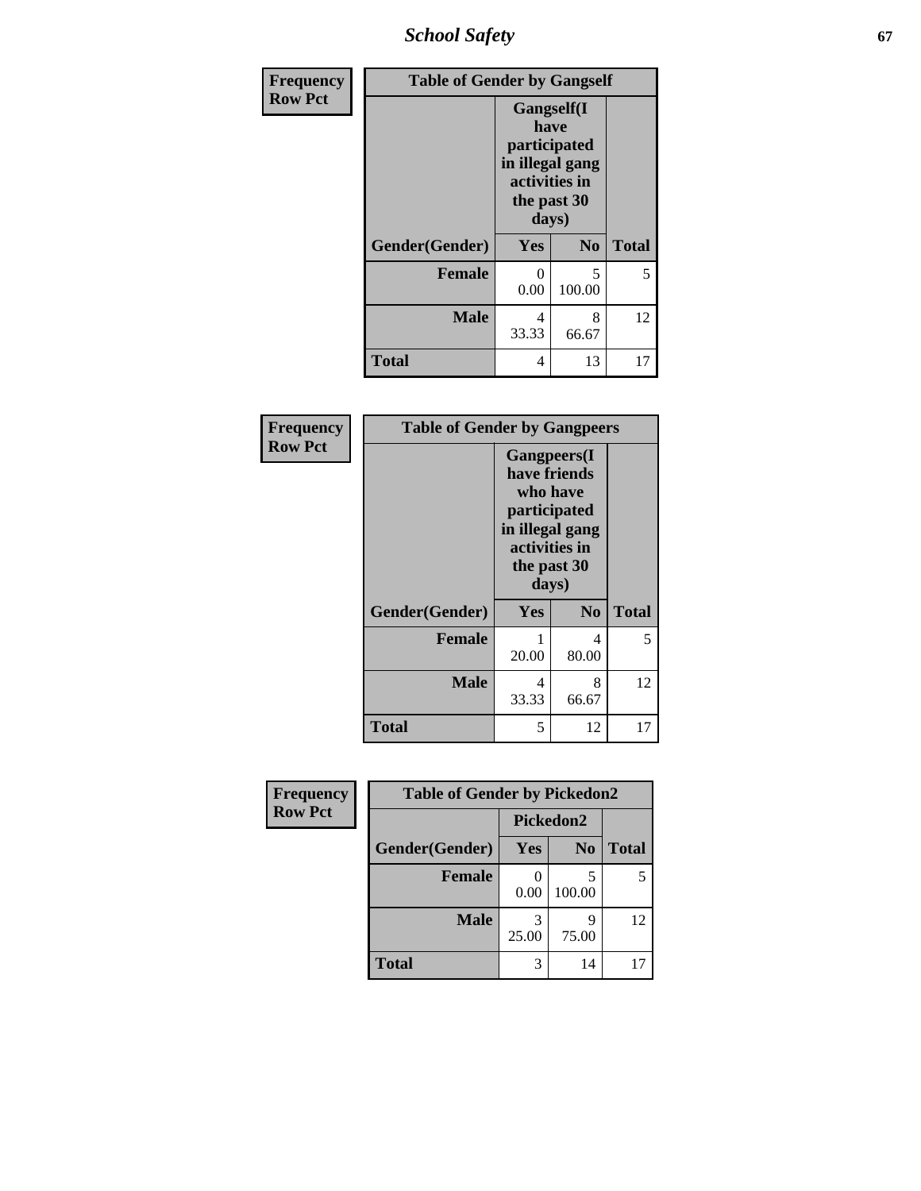| Frequency Row Pct | Table of Gender by Gangself | | |
|---|---|---|---|
| | Gangself(I have participated in illegal gang activities in the past 30 days) | | |
| Gender(Gender) | Yes | No | Total |
| Female | 0<br>0.00 | 5<br>100.00 | 5 |
| Male | 4<br>33.33 | 8<br>66.67 | 12 |
| Total | 4 | 13 | 17 |

| Frequency Row Pct | Table of Gender by Gangpeers | | |
|---|---|---|---|
| | Gangpeers(I have friends who have participated in illegal gang activities in the past 30 days) | | |
| Gender(Gender) | Yes | No | Total |
| Female | 1<br>20.00 | 4<br>80.00 | 5 |
| Male | 4<br>33.33 | 8<br>66.67 | 12 |
| Total | 5 | 12 | 17 |

| Frequency Row Pct | Table of Gender by Pickedon2 | | |
|---|---|---|---|
| | Pickedon2 | | |
| Gender(Gender) | Yes | No | Total |
| Female | 0<br>0.00 | 5<br>100.00 | 5 |
| Male | 3<br>25.00 | 9<br>75.00 | 12 |
| Total | 3 | 14 | 17 |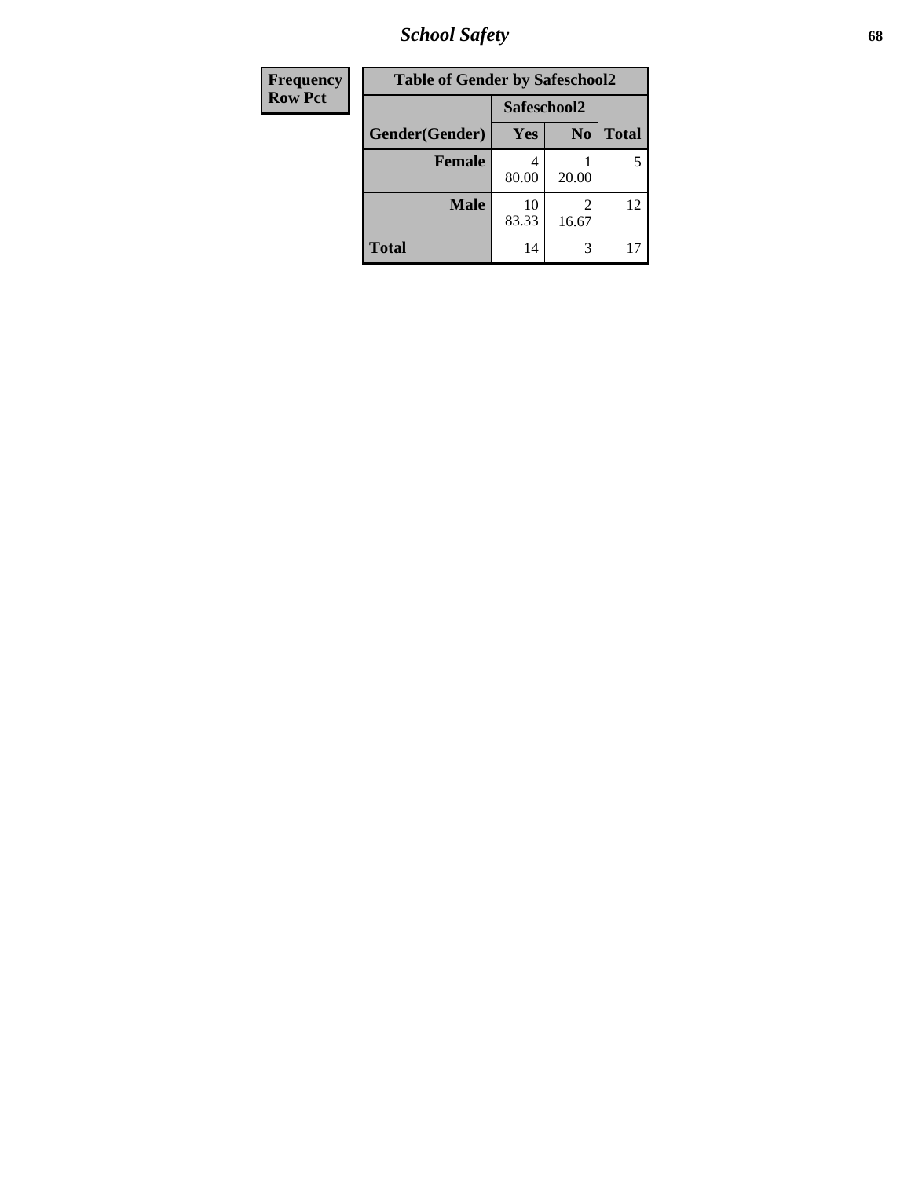| Frequency<br>Row Pct |
|---|

**Table of Gender by Safeschool2**

| Gender(Gender) | Safeschool2 Yes | Safeschool2 No | Total |
|---|---|---|---|
| **Female** | 4<br>80.00 | 1<br>20.00 | 5 |
| **Male** | 10<br>83.33 | 2<br>16.67 | 12 |
| **Total** | 14 | 3 | 17 |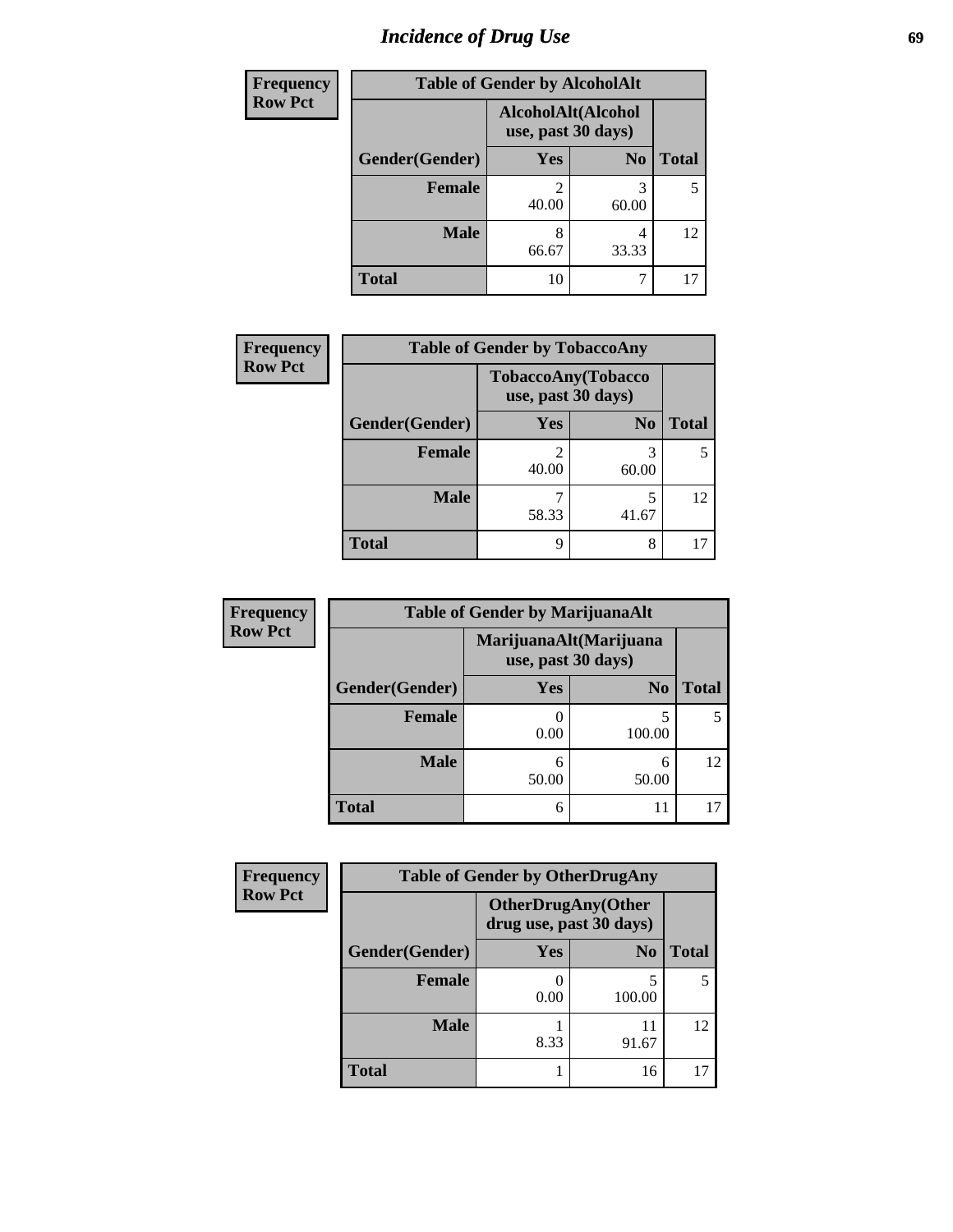# Incidence of Drug Use

**Frequency**
**Row Pct**

| Table of Gender by AlcoholAlt | | | |
|---|---|---|---|
| | AlcoholAlt(Alcohol use, past 30 days) | | |
| Gender(Gender) | Yes | No | Total |
| Female | 2<br>40.00 | 3<br>60.00 | 5 |
| Male | 8<br>66.67 | 4<br>33.33 | 12 |
| Total | 10 | 7 | 17 |

**Frequency**
**Row Pct**

| Table of Gender by TobaccoAny | | | |
|---|---|---|---|
| | TobaccoAny(Tobacco use, past 30 days) | | |
| Gender(Gender) | Yes | No | Total |
| Female | 2<br>40.00 | 3<br>60.00 | 5 |
| Male | 7<br>58.33 | 5<br>41.67 | 12 |
| Total | 9 | 8 | 17 |

**Frequency**
**Row Pct**

| Table of Gender by MarijuanaAlt | | | |
|---|---|---|---|
| | MarijuanaAlt(Marijuana use, past 30 days) | | |
| Gender(Gender) | Yes | No | Total |
| Female | 0<br>0.00 | 5<br>100.00 | 5 |
| Male | 6<br>50.00 | 6<br>50.00 | 12 |
| Total | 6 | 11 | 17 |

**Frequency**
**Row Pct**

| Table of Gender by OtherDrugAny | | | |
|---|---|---|---|
| | OtherDrugAny(Other drug use, past 30 days) | | |
| Gender(Gender) | Yes | No | Total |
| Female | 0<br>0.00 | 5<br>100.00 | 5 |
| Male | 1<br>8.33 | 11<br>91.67 | 12 |
| Total | 1 | 16 | 17 |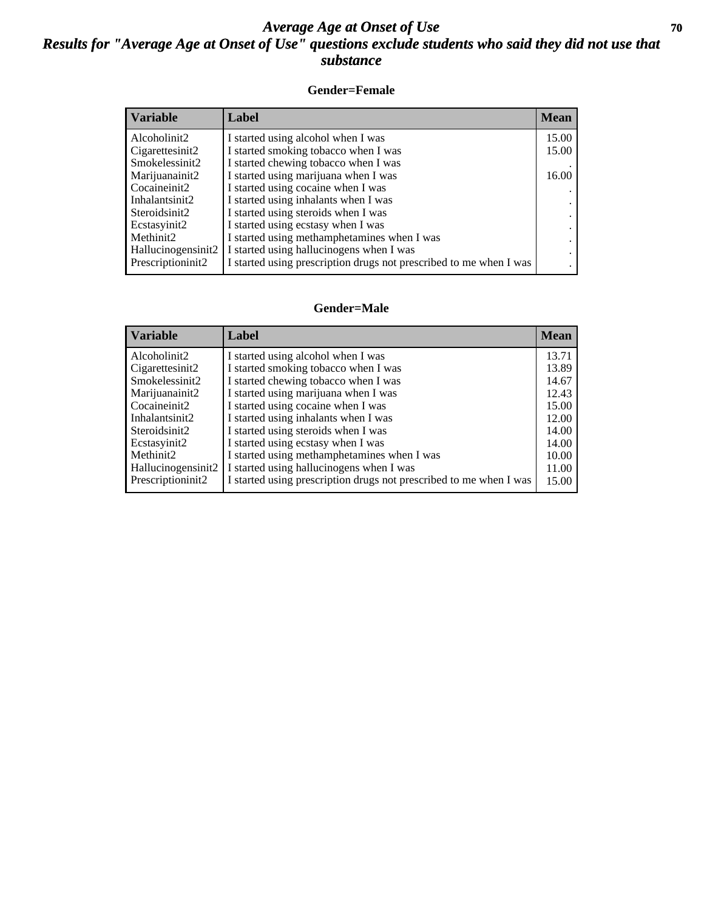# *Average Age at Onset of Use*
## *Results for "Average Age at Onset of Use" questions exclude students who said they did not use that substance*

### Gender=Female

| Variable | Label | Mean |
|---|---|---|
| Alcoholinit2 | I started using alcohol when I was | 15.00 |
| Cigarettesinit2 | I started smoking tobacco when I was | 15.00 |
| Smokelessinit2 | I started chewing tobacco when I was | . |
| Marijuanainit2 | I started using marijuana when I was | 16.00 |
| Cocaineinit2 | I started using cocaine when I was | . |
| Inhalantsinit2 | I started using inhalants when I was | . |
| Steroidsinit2 | I started using steroids when I was | . |
| Ecstasyinit2 | I started using ecstasy when I was | . |
| Methinit2 | I started using methamphetamines when I was | . |
| Hallucinogensinit2 | I started using hallucinogens when I was | . |
| Prescriptioninit2 | I started using prescription drugs not prescribed to me when I was | . |

### Gender=Male

| Variable | Label | Mean |
|---|---|---|
| Alcoholinit2 | I started using alcohol when I was | 13.71 |
| Cigarettesinit2 | I started smoking tobacco when I was | 13.89 |
| Smokelessinit2 | I started chewing tobacco when I was | 14.67 |
| Marijuanainit2 | I started using marijuana when I was | 12.43 |
| Cocaineinit2 | I started using cocaine when I was | 15.00 |
| Inhalantsinit2 | I started using inhalants when I was | 12.00 |
| Steroidsinit2 | I started using steroids when I was | 14.00 |
| Ecstasyinit2 | I started using ecstasy when I was | 14.00 |
| Methinit2 | I started using methamphetamines when I was | 10.00 |
| Hallucinogensinit2 | I started using hallucinogens when I was | 11.00 |
| Prescriptioninit2 | I started using prescription drugs not prescribed to me when I was | 15.00 |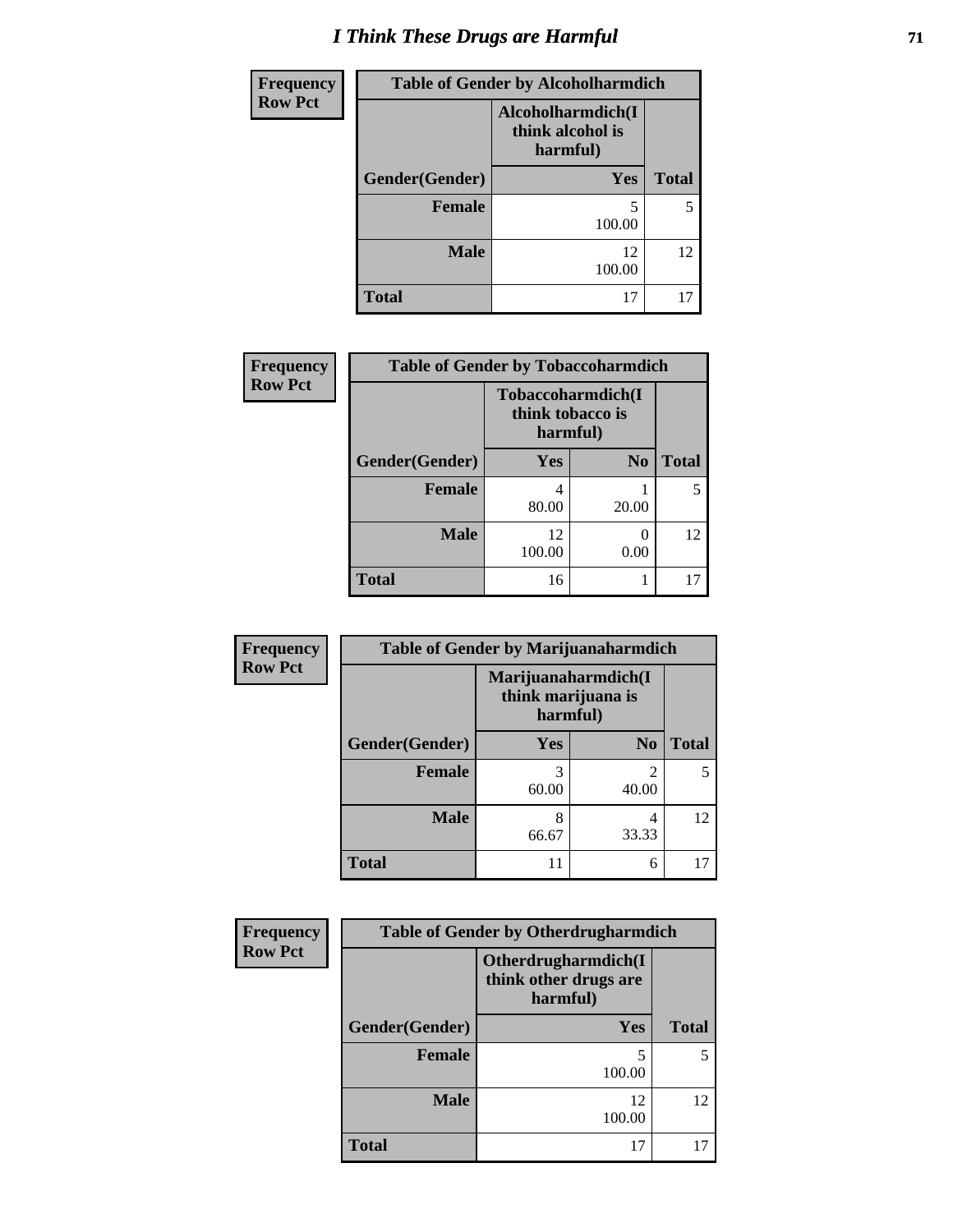# I Think These Drugs are Harmful

**Frequency**
**Row Pct**

| Table of Gender by Alcoholharmdich | | |
|---|---|---|
| | Alcoholharmdich(I think alcohol is harmful) | |
| Gender(Gender) | Yes | Total |
| Female | 5<br>100.00 | 5 |
| Male | 12<br>100.00 | 12 |
| Total | 17 | 17 |

**Frequency**
**Row Pct**

| Table of Gender by Tobaccoharmdich | | | |
|---|---|---|---|
| | Tobaccoharmdich(I think tobacco is harmful) | | |
| Gender(Gender) | Yes | No | Total |
| Female | 4<br>80.00 | 1<br>20.00 | 5 |
| Male | 12<br>100.00 | 0<br>0.00 | 12 |
| Total | 16 | 1 | 17 |

**Frequency**
**Row Pct**

| Table of Gender by Marijuanaharmdich | | | |
|---|---|---|---|
| | Marijuanaharmdich(I think marijuana is harmful) | | |
| Gender(Gender) | Yes | No | Total |
| Female | 3<br>60.00 | 2<br>40.00 | 5 |
| Male | 8<br>66.67 | 4<br>33.33 | 12 |
| Total | 11 | 6 | 17 |

**Frequency**
**Row Pct**

| Table of Gender by Otherdrugharmdich | | |
|---|---|---|
| | Otherdrugharmdich(I think other drugs are harmful) | |
| Gender(Gender) | Yes | Total |
| Female | 5<br>100.00 | 5 |
| Male | 12<br>100.00 | 12 |
| Total | 17 | 17 |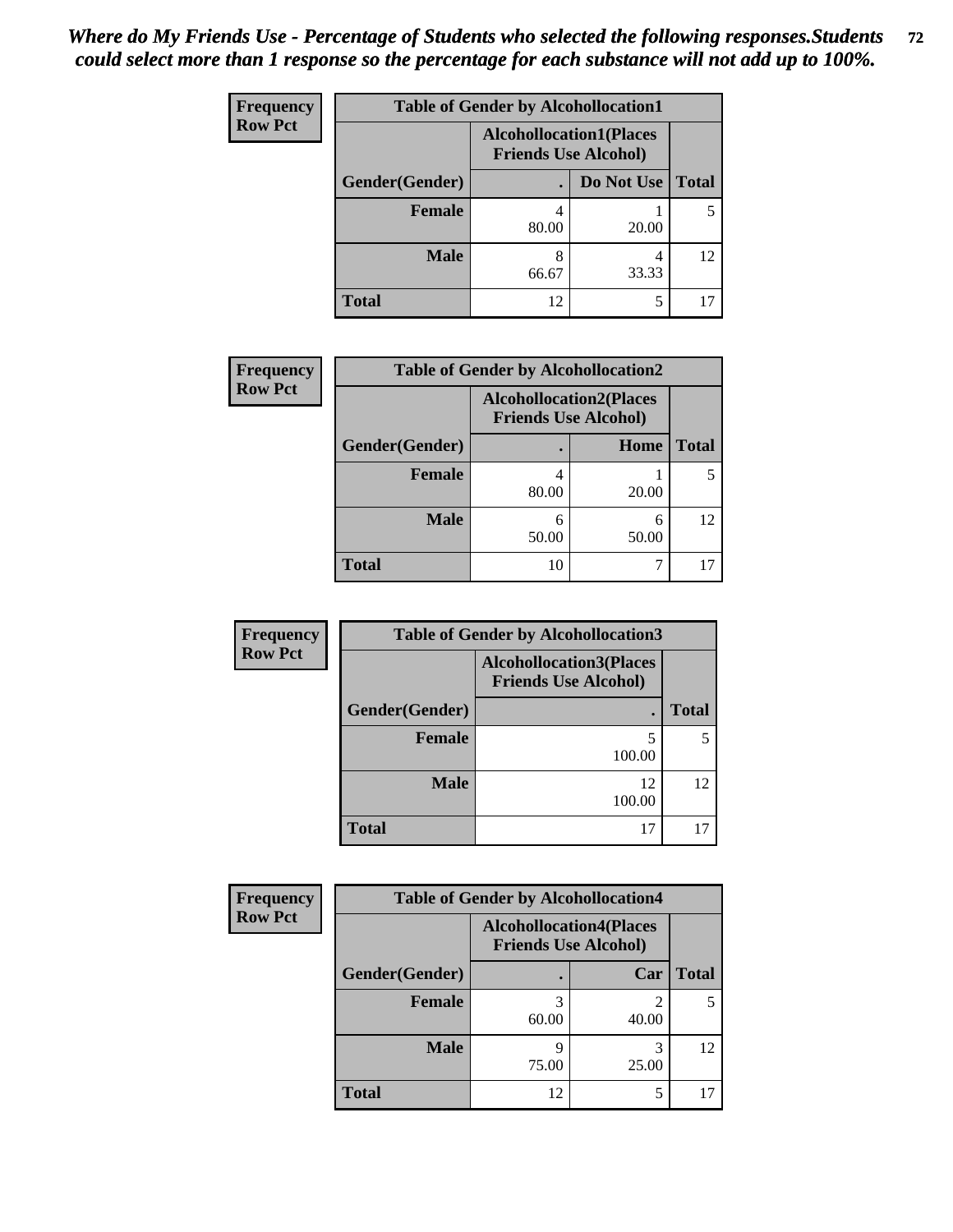*Where do My Friends Use - Percentage of Students who selected the following responses.Students could select more than 1 response so the percentage for each substance will not add up to 100%.*

**Frequency**
**Row Pct**

| Table of Gender by Alcohollocation1 | | | |
|---|---|---|---|
| | Alcohollocation1(Places Friends Use Alcohol) | | |
| Gender(Gender) | . | Do Not Use | Total |
| **Female** | 4<br>80.00 | 1<br>20.00 | 5 |
| **Male** | 8<br>66.67 | 4<br>33.33 | 12 |
| **Total** | 12 | 5 | 17 |

**Frequency**
**Row Pct**

| Table of Gender by Alcohollocation2 | | | |
|---|---|---|---|
| | Alcohollocation2(Places Friends Use Alcohol) | | |
| Gender(Gender) | . | Home | Total |
| **Female** | 4<br>80.00 | 1<br>20.00 | 5 |
| **Male** | 6<br>50.00 | 6<br>50.00 | 12 |
| **Total** | 10 | 7 | 17 |

**Frequency**
**Row Pct**

| Table of Gender by Alcohollocation3 | | |
|---|---|---|
| | Alcohollocation3(Places Friends Use Alcohol) | |
| Gender(Gender) | . | Total |
| **Female** | 5<br>100.00 | 5 |
| **Male** | 12<br>100.00 | 12 |
| **Total** | 17 | 17 |

**Frequency**
**Row Pct**

| Table of Gender by Alcohollocation4 | | | |
|---|---|---|---|
| | Alcohollocation4(Places Friends Use Alcohol) | | |
| Gender(Gender) | . | Car | Total |
| **Female** | 3<br>60.00 | 2<br>40.00 | 5 |
| **Male** | 9<br>75.00 | 3<br>25.00 | 12 |
| **Total** | 12 | 5 | 17 |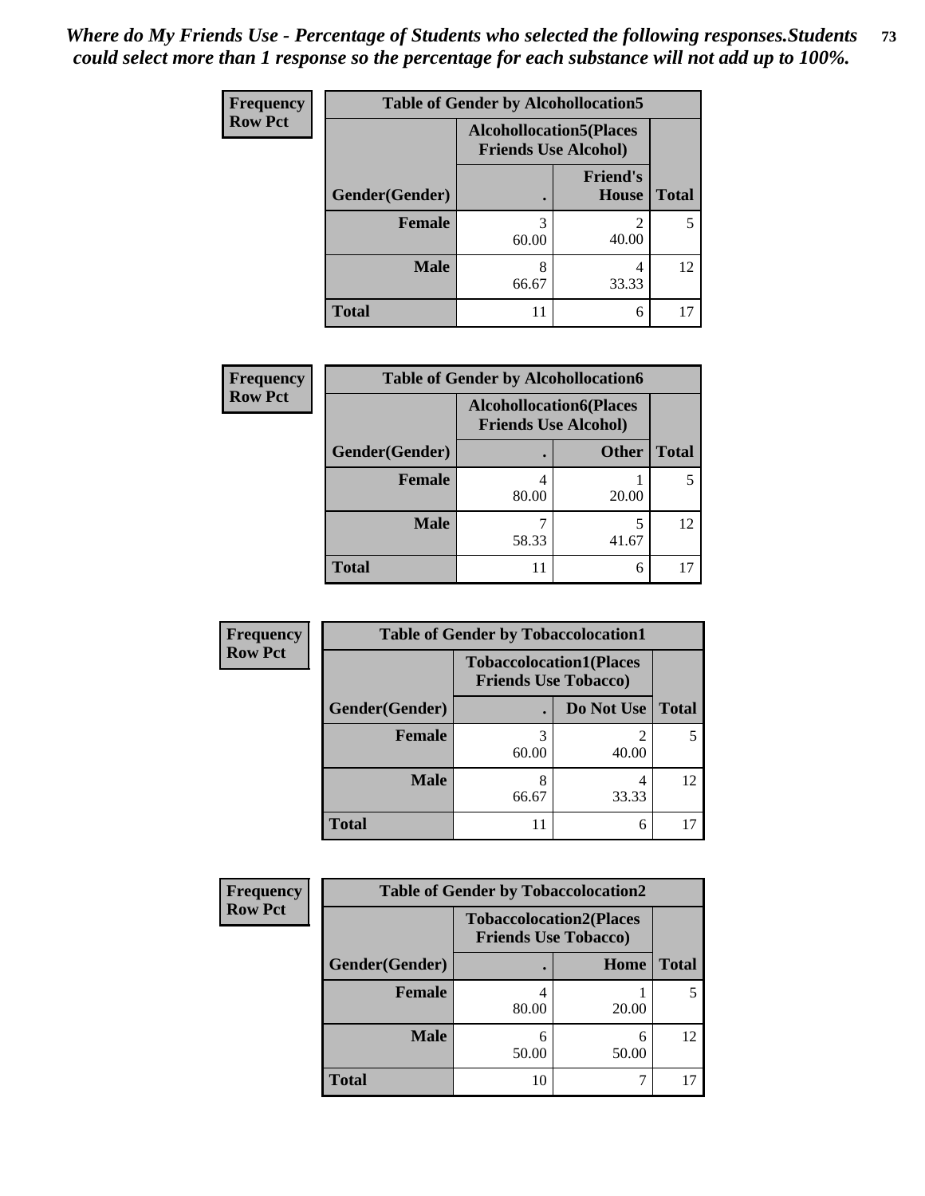*Where do My Friends Use - Percentage of Students who selected the following responses.Students could select more than 1 response so the percentage for each substance will not add up to 100%.*

**Frequency / Row Pct**

| Table of Gender by Alcohollocation5 | | | |
|---|---|---|---|
| | Alcohollocation5(Places Friends Use Alcohol) | | |
| Gender(Gender) | . | Friend's House | Total |
| **Female** | 3<br>60.00 | 2<br>40.00 | 5 |
| **Male** | 8<br>66.67 | 4<br>33.33 | 12 |
| **Total** | 11 | 6 | 17 |

**Frequency / Row Pct**

| Table of Gender by Alcohollocation6 | | | |
|---|---|---|---|
| | Alcohollocation6(Places Friends Use Alcohol) | | |
| Gender(Gender) | . | Other | Total |
| **Female** | 4<br>80.00 | 1<br>20.00 | 5 |
| **Male** | 7<br>58.33 | 5<br>41.67 | 12 |
| **Total** | 11 | 6 | 17 |

**Frequency / Row Pct**

| Table of Gender by Tobaccolocation1 | | | |
|---|---|---|---|
| | Tobaccolocation1(Places Friends Use Tobacco) | | |
| Gender(Gender) | . | Do Not Use | Total |
| **Female** | 3<br>60.00 | 2<br>40.00 | 5 |
| **Male** | 8<br>66.67 | 4<br>33.33 | 12 |
| **Total** | 11 | 6 | 17 |

**Frequency / Row Pct**

| Table of Gender by Tobaccolocation2 | | | |
|---|---|---|---|
| | Tobaccolocation2(Places Friends Use Tobacco) | | |
| Gender(Gender) | . | Home | Total |
| **Female** | 4<br>80.00 | 1<br>20.00 | 5 |
| **Male** | 6<br>50.00 | 6<br>50.00 | 12 |
| **Total** | 10 | 7 | 17 |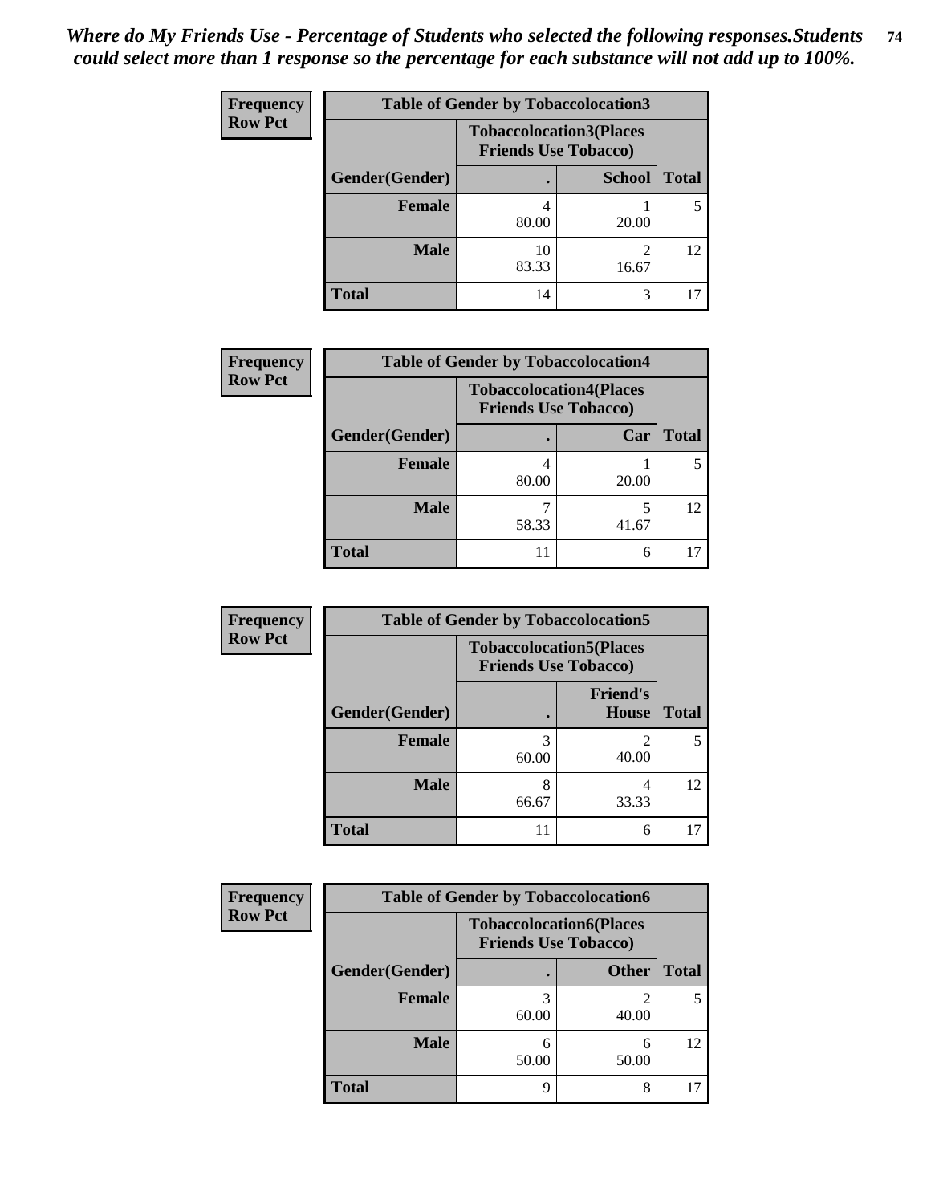*Where do My Friends Use - Percentage of Students who selected the following responses.Students could select more than 1 response so the percentage for each substance will not add up to 100%.*

**Frequency**
**Row Pct**

| Table of Gender by Tobaccolocation3 | | | |
|---|---|---|---|
| | Tobaccolocation3(Places Friends Use Tobacco) | | |
| Gender(Gender) | . | School | Total |
| Female | 4<br>80.00 | 1<br>20.00 | 5 |
| Male | 10<br>83.33 | 2<br>16.67 | 12 |
| Total | 14 | 3 | 17 |

**Frequency**
**Row Pct**

| Table of Gender by Tobaccolocation4 | | | |
|---|---|---|---|
| | Tobaccolocation4(Places Friends Use Tobacco) | | |
| Gender(Gender) | . | Car | Total |
| Female | 4<br>80.00 | 1<br>20.00 | 5 |
| Male | 7<br>58.33 | 5<br>41.67 | 12 |
| Total | 11 | 6 | 17 |

**Frequency**
**Row Pct**

| Table of Gender by Tobaccolocation5 | | | |
|---|---|---|---|
| | Tobaccolocation5(Places Friends Use Tobacco) | | |
| Gender(Gender) | . | Friend's House | Total |
| Female | 3<br>60.00 | 2<br>40.00 | 5 |
| Male | 8<br>66.67 | 4<br>33.33 | 12 |
| Total | 11 | 6 | 17 |

**Frequency**
**Row Pct**

| Table of Gender by Tobaccolocation6 | | | |
|---|---|---|---|
| | Tobaccolocation6(Places Friends Use Tobacco) | | |
| Gender(Gender) | . | Other | Total |
| Female | 3<br>60.00 | 2<br>40.00 | 5 |
| Male | 6<br>50.00 | 6<br>50.00 | 12 |
| Total | 9 | 8 | 17 |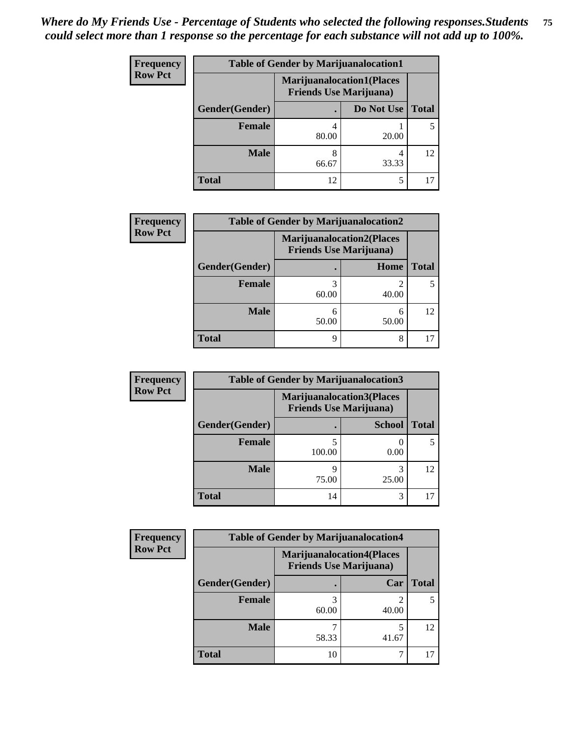*Where do My Friends Use - Percentage of Students who selected the following responses.Students could select more than 1 response so the percentage for each substance will not add up to 100%.*

**Frequency / Row Pct**

| Table of Gender by Marijuanalocation1 | | | |
|---|---|---|---|
| | Marijuanalocation1(Places Friends Use Marijuana) | | |
| Gender(Gender) | . | Do Not Use | Total |
| Female | 4<br>80.00 | 1<br>20.00 | 5 |
| Male | 8<br>66.67 | 4<br>33.33 | 12 |
| Total | 12 | 5 | 17 |

**Frequency / Row Pct**

| Table of Gender by Marijuanalocation2 | | | |
|---|---|---|---|
| | Marijuanalocation2(Places Friends Use Marijuana) | | |
| Gender(Gender) | . | Home | Total |
| Female | 3<br>60.00 | 2<br>40.00 | 5 |
| Male | 6<br>50.00 | 6<br>50.00 | 12 |
| Total | 9 | 8 | 17 |

**Frequency / Row Pct**

| Table of Gender by Marijuanalocation3 | | | |
|---|---|---|---|
| | Marijuanalocation3(Places Friends Use Marijuana) | | |
| Gender(Gender) | . | School | Total |
| Female | 5<br>100.00 | 0<br>0.00 | 5 |
| Male | 9<br>75.00 | 3<br>25.00 | 12 |
| Total | 14 | 3 | 17 |

**Frequency / Row Pct**

| Table of Gender by Marijuanalocation4 | | | |
|---|---|---|---|
| | Marijuanalocation4(Places Friends Use Marijuana) | | |
| Gender(Gender) | . | Car | Total |
| Female | 3<br>60.00 | 2<br>40.00 | 5 |
| Male | 7<br>58.33 | 5<br>41.67 | 12 |
| Total | 10 | 7 | 17 |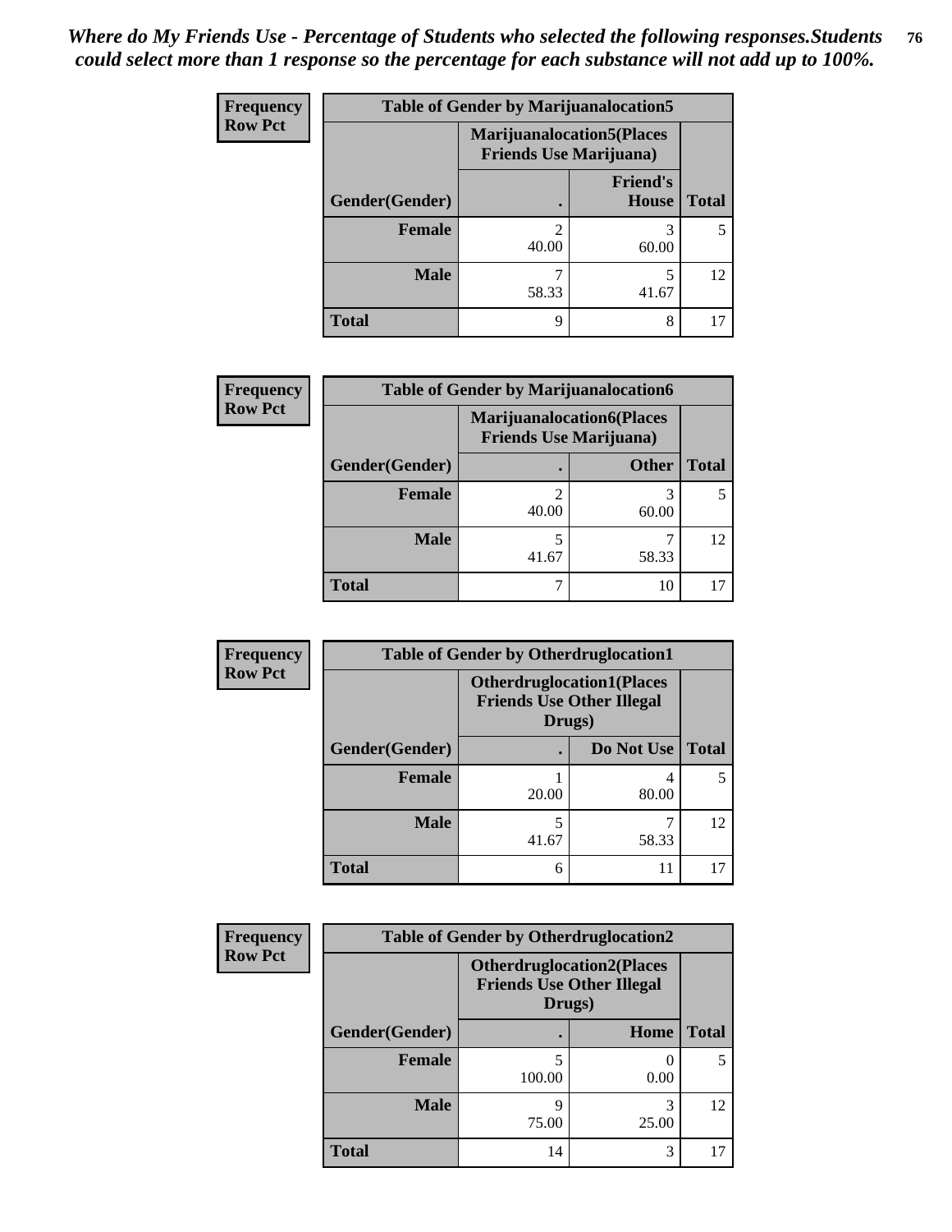*Where do My Friends Use - Percentage of Students who selected the following responses.Students could select more than 1 response so the percentage for each substance will not add up to 100%.*

**Frequency**
**Row Pct**

| Table of Gender by Marijuanalocation5 | | | |
|---|---|---|---|
| | Marijuanalocation5(Places Friends Use Marijuana) | | |
| Gender(Gender) | . | Friend's House | Total |
| Female | 2<br>40.00 | 3<br>60.00 | 5 |
| Male | 7<br>58.33 | 5<br>41.67 | 12 |
| Total | 9 | 8 | 17 |

**Frequency**
**Row Pct**

| Table of Gender by Marijuanalocation6 | | | |
|---|---|---|---|
| | Marijuanalocation6(Places Friends Use Marijuana) | | |
| Gender(Gender) | . | Other | Total |
| Female | 2<br>40.00 | 3<br>60.00 | 5 |
| Male | 5<br>41.67 | 7<br>58.33 | 12 |
| Total | 7 | 10 | 17 |

**Frequency**
**Row Pct**

| Table of Gender by Otherdruglocation1 | | | |
|---|---|---|---|
| | Otherdruglocation1(Places Friends Use Other Illegal Drugs) | | |
| Gender(Gender) | . | Do Not Use | Total |
| Female | 1<br>20.00 | 4<br>80.00 | 5 |
| Male | 5<br>41.67 | 7<br>58.33 | 12 |
| Total | 6 | 11 | 17 |

**Frequency**
**Row Pct**

| Table of Gender by Otherdruglocation2 | | | |
|---|---|---|---|
| | Otherdruglocation2(Places Friends Use Other Illegal Drugs) | | |
| Gender(Gender) | . | Home | Total |
| Female | 5<br>100.00 | 0<br>0.00 | 5 |
| Male | 9<br>75.00 | 3<br>25.00 | 12 |
| Total | 14 | 3 | 17 |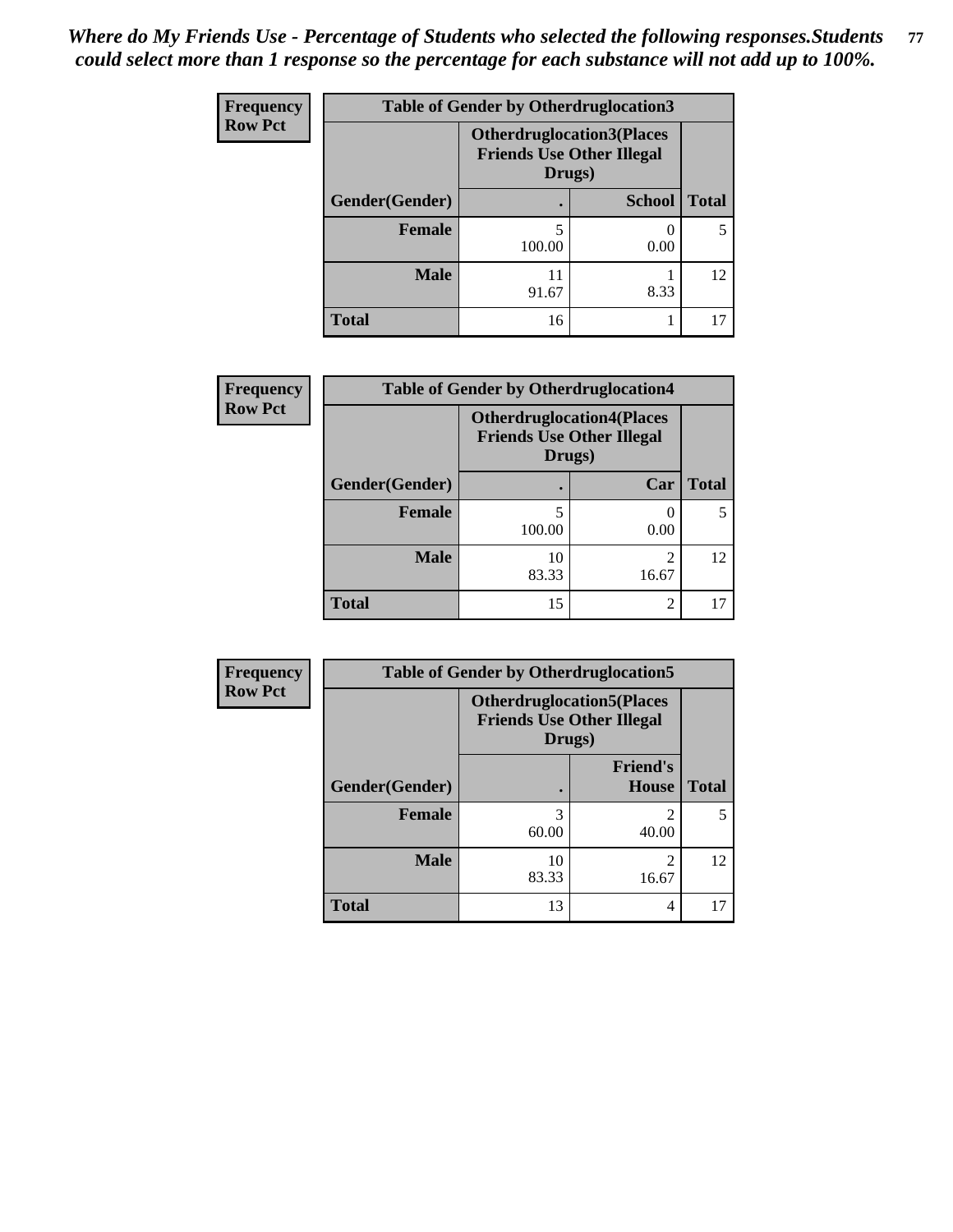*Where do My Friends Use - Percentage of Students who selected the following responses.Students could select more than 1 response so the percentage for each substance will not add up to 100%.*

**Frequency**
**Row Pct**

| Table of Gender by Otherdruglocation3 | | | |
|---|---|---|---|
| | Otherdruglocation3(Places Friends Use Other Illegal Drugs) | | |
| Gender(Gender) | . | School | Total |
| **Female** | 5<br>100.00 | 0<br>0.00 | 5 |
| **Male** | 11<br>91.67 | 1<br>8.33 | 12 |
| **Total** | 16 | 1 | 17 |

**Frequency**
**Row Pct**

| Table of Gender by Otherdruglocation4 | | | |
|---|---|---|---|
| | Otherdruglocation4(Places Friends Use Other Illegal Drugs) | | |
| Gender(Gender) | . | Car | Total |
| **Female** | 5<br>100.00 | 0<br>0.00 | 5 |
| **Male** | 10<br>83.33 | 2<br>16.67 | 12 |
| **Total** | 15 | 2 | 17 |

**Frequency**
**Row Pct**

| Table of Gender by Otherdruglocation5 | | | |
|---|---|---|---|
| | Otherdruglocation5(Places Friends Use Other Illegal Drugs) | | |
| Gender(Gender) | . | Friend's House | Total |
| **Female** | 3<br>60.00 | 2<br>40.00 | 5 |
| **Male** | 10<br>83.33 | 2<br>16.67 | 12 |
| **Total** | 13 | 4 | 17 |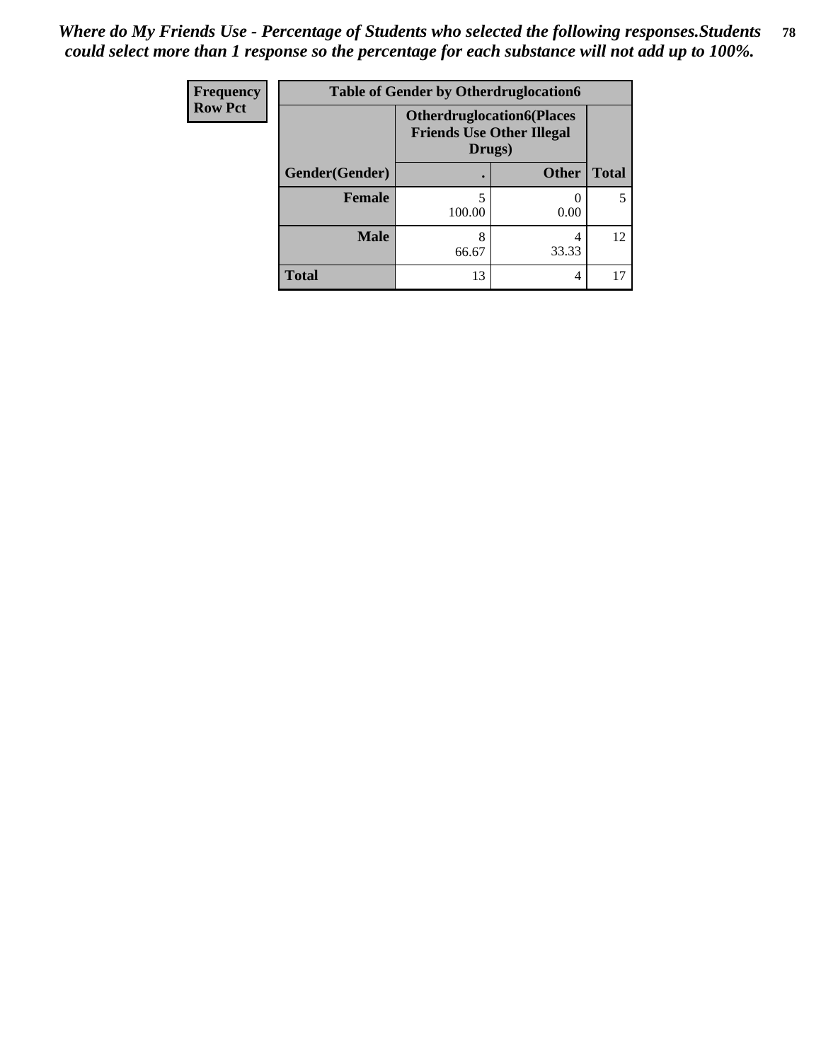*Where do My Friends Use - Percentage of Students who selected the following responses.Students could select more than 1 response so the percentage for each substance will not add up to 100%.*

| Frequency<br>Row Pct | Table of Gender by Otherdruglocation6 | | |
|---|---|---|---|
| | Otherdruglocation6(Places Friends Use Other Illegal Drugs) | | |
| Gender(Gender) | . | Other | Total |
| Female | 5<br>100.00 | 0<br>0.00 | 5 |
| Male | 8<br>66.67 | 4<br>33.33 | 12 |
| Total | 13 | 4 | 17 |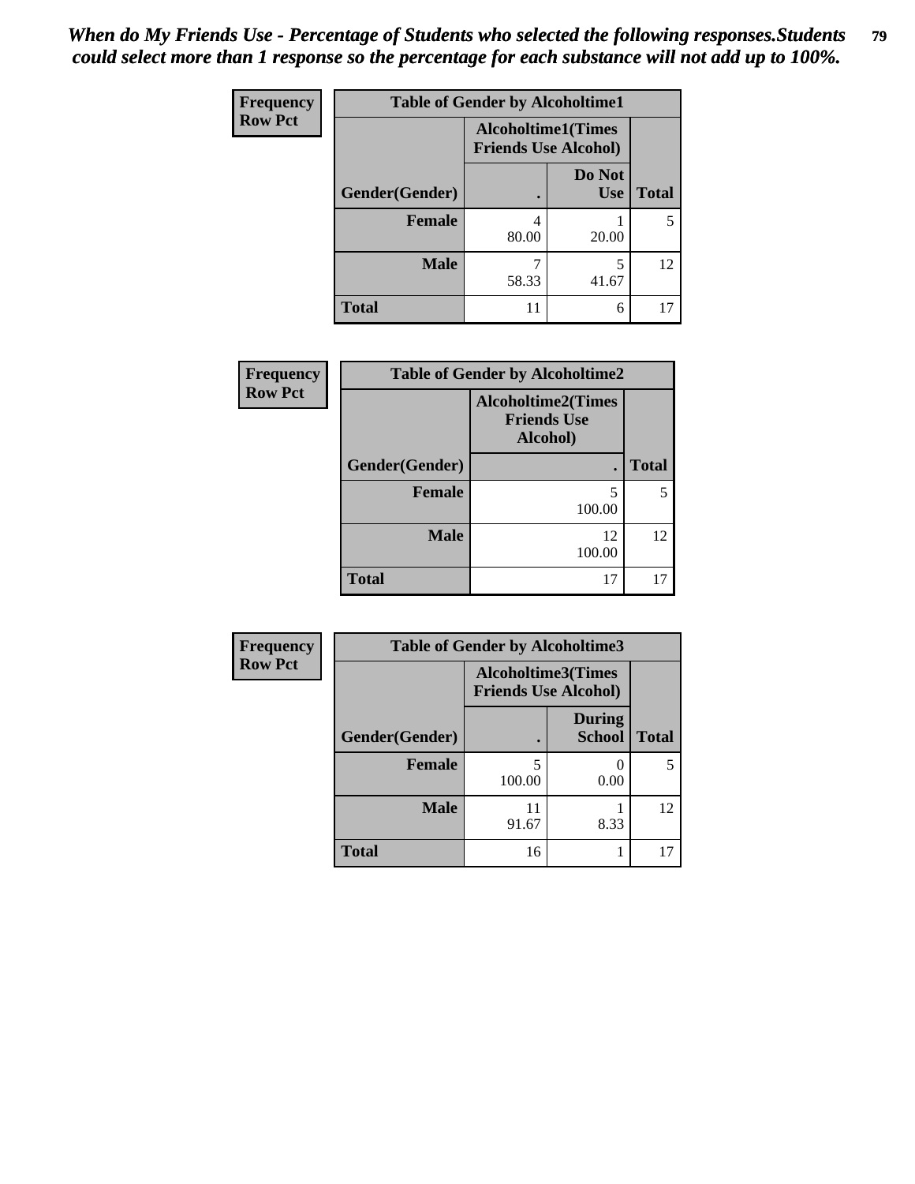*When do My Friends Use - Percentage of Students who selected the following responses.Students could select more than 1 response so the percentage for each substance will not add up to 100%.*

| Frequency Row Pct |
|---|

| Table of Gender by Alcoholtime1 | | | |
|---|---|---|---|
| | Alcoholtime1(Times Friends Use Alcohol) | | |
| Gender(Gender) | . | Do Not Use | Total |
| **Female** | 4<br>80.00 | 1<br>20.00 | 5 |
| **Male** | 7<br>58.33 | 5<br>41.67 | 12 |
| **Total** | 11 | 6 | 17 |

| Frequency Row Pct |
|---|

| Table of Gender by Alcoholtime2 | | |
|---|---|---|
| | Alcoholtime2(Times Friends Use Alcohol) | |
| Gender(Gender) | . | Total |
| **Female** | 5<br>100.00 | 5 |
| **Male** | 12<br>100.00 | 12 |
| **Total** | 17 | 17 |

| Frequency Row Pct |
|---|

| Table of Gender by Alcoholtime3 | | | |
|---|---|---|---|
| | Alcoholtime3(Times Friends Use Alcohol) | | |
| Gender(Gender) | . | During School | Total |
| **Female** | 5<br>100.00 | 0<br>0.00 | 5 |
| **Male** | 11<br>91.67 | 1<br>8.33 | 12 |
| **Total** | 16 | 1 | 17 |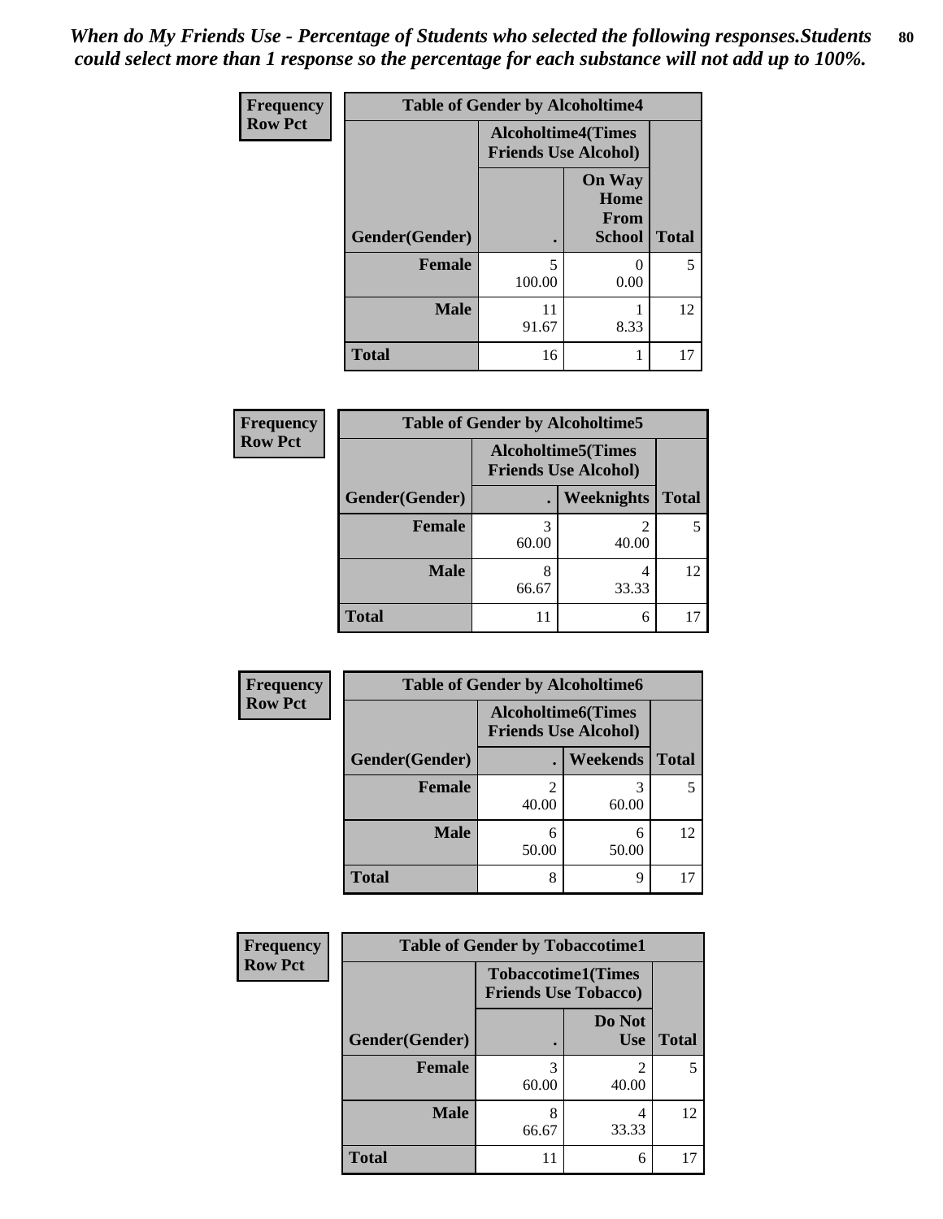*When do My Friends Use - Percentage of Students who selected the following responses.Students could select more than 1 response so the percentage for each substance will not add up to 100%.*

**Frequency**
**Row Pct**

| Table of Gender by Alcoholtime4 | | | |
|---|---|---|---|
| | Alcoholtime4(Times Friends Use Alcohol) | | |
| Gender(Gender) | . | On Way Home From School | Total |
| Female | 5<br>100.00 | 0<br>0.00 | 5 |
| Male | 11<br>91.67 | 1<br>8.33 | 12 |
| Total | 16 | 1 | 17 |

**Frequency**
**Row Pct**

| Table of Gender by Alcoholtime5 | | | |
|---|---|---|---|
| | Alcoholtime5(Times Friends Use Alcohol) | | |
| Gender(Gender) | . | Weeknights | Total |
| Female | 3<br>60.00 | 2<br>40.00 | 5 |
| Male | 8<br>66.67 | 4<br>33.33 | 12 |
| Total | 11 | 6 | 17 |

**Frequency**
**Row Pct**

| Table of Gender by Alcoholtime6 | | | |
|---|---|---|---|
| | Alcoholtime6(Times Friends Use Alcohol) | | |
| Gender(Gender) | . | Weekends | Total |
| Female | 2<br>40.00 | 3<br>60.00 | 5 |
| Male | 6<br>50.00 | 6<br>50.00 | 12 |
| Total | 8 | 9 | 17 |

**Frequency**
**Row Pct**

| Table of Gender by Tobaccotime1 | | | |
|---|---|---|---|
| | Tobaccotime1(Times Friends Use Tobacco) | | |
| Gender(Gender) | . | Do Not Use | Total |
| Female | 3<br>60.00 | 2<br>40.00 | 5 |
| Male | 8<br>66.67 | 4<br>33.33 | 12 |
| Total | 11 | 6 | 17 |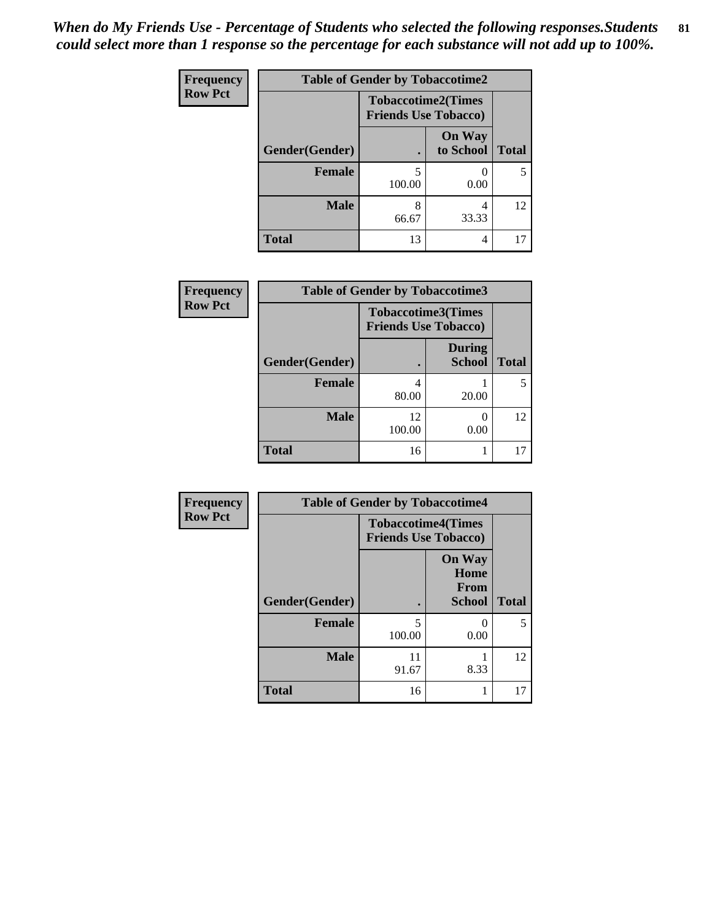*When do My Friends Use - Percentage of Students who selected the following responses.Students could select more than 1 response so the percentage for each substance will not add up to 100%.*

**Frequency**
**Row Pct**

| Table of Gender by Tobaccotime2 | | | |
|---|---|---|---|
| | Tobaccotime2(Times Friends Use Tobacco) | | |
| Gender(Gender) | . | On Way to School | Total |
| Female | 5<br>100.00 | 0<br>0.00 | 5 |
| Male | 8<br>66.67 | 4<br>33.33 | 12 |
| Total | 13 | 4 | 17 |

**Frequency**
**Row Pct**

| Table of Gender by Tobaccotime3 | | | |
|---|---|---|---|
| | Tobaccotime3(Times Friends Use Tobacco) | | |
| Gender(Gender) | . | During School | Total |
| Female | 4<br>80.00 | 1<br>20.00 | 5 |
| Male | 12<br>100.00 | 0<br>0.00 | 12 |
| Total | 16 | 1 | 17 |

**Frequency**
**Row Pct**

| Table of Gender by Tobaccotime4 | | | |
|---|---|---|---|
| | Tobaccotime4(Times Friends Use Tobacco) | | |
| Gender(Gender) | . | On Way Home From School | Total |
| Female | 5<br>100.00 | 0<br>0.00 | 5 |
| Male | 11<br>91.67 | 1<br>8.33 | 12 |
| Total | 16 | 1 | 17 |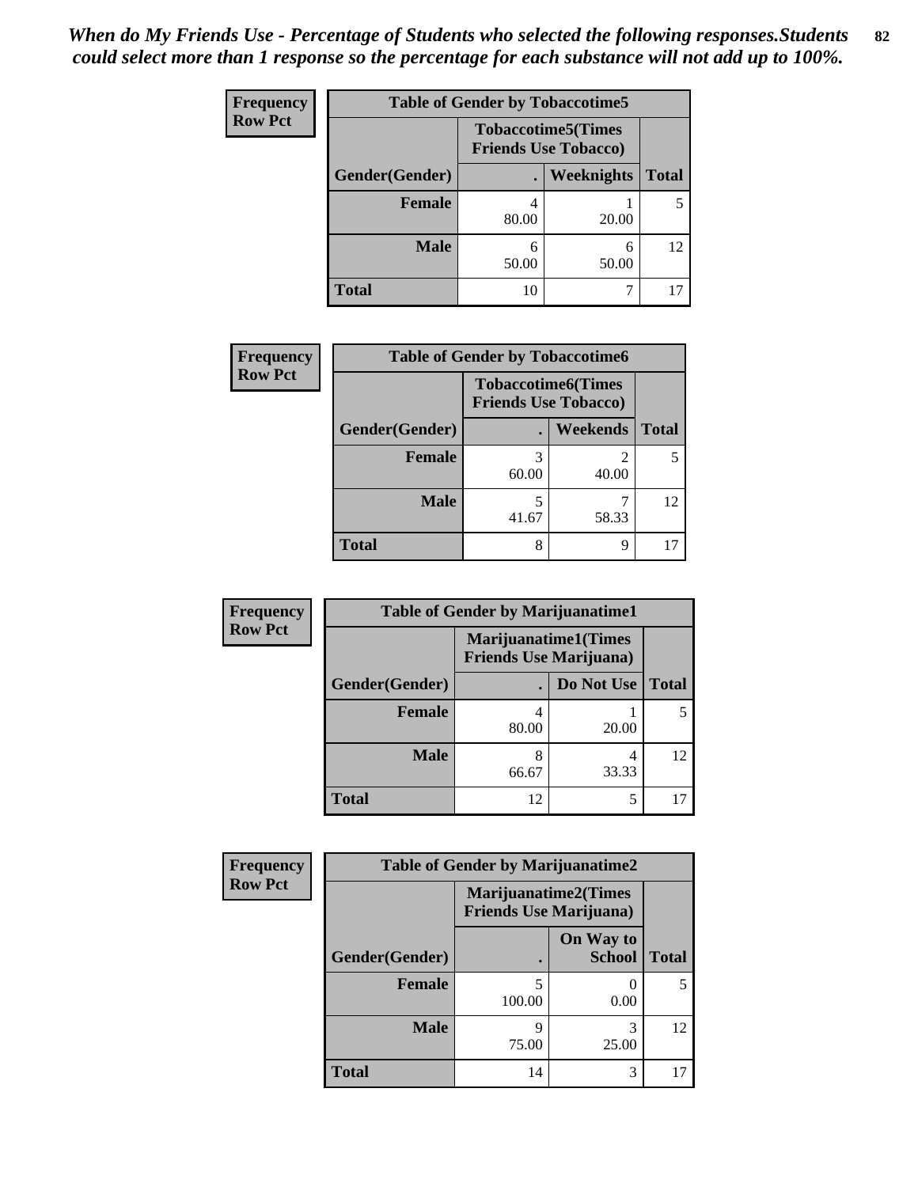*When do My Friends Use - Percentage of Students who selected the following responses.Students could select more than 1 response so the percentage for each substance will not add up to 100%.*

**Frequency**
**Row Pct**

| Table of Gender by Tobaccotime5 | | | |
|---|---|---|---|
| | Tobaccotime5(Times Friends Use Tobacco) | | |
| Gender(Gender) | . | Weeknights | Total |
| **Female** | 4<br>80.00 | 1<br>20.00 | 5 |
| **Male** | 6<br>50.00 | 6<br>50.00 | 12 |
| **Total** | 10 | 7 | 17 |

**Frequency**
**Row Pct**

| Table of Gender by Tobaccotime6 | | | |
|---|---|---|---|
| | Tobaccotime6(Times Friends Use Tobacco) | | |
| Gender(Gender) | . | Weekends | Total |
| **Female** | 3<br>60.00 | 2<br>40.00 | 5 |
| **Male** | 5<br>41.67 | 7<br>58.33 | 12 |
| **Total** | 8 | 9 | 17 |

**Frequency**
**Row Pct**

| Table of Gender by Marijuanatime1 | | | |
|---|---|---|---|
| | Marijuanatime1(Times Friends Use Marijuana) | | |
| Gender(Gender) | . | Do Not Use | Total |
| **Female** | 4<br>80.00 | 1<br>20.00 | 5 |
| **Male** | 8<br>66.67 | 4<br>33.33 | 12 |
| **Total** | 12 | 5 | 17 |

**Frequency**
**Row Pct**

| Table of Gender by Marijuanatime2 | | | |
|---|---|---|---|
| | Marijuanatime2(Times Friends Use Marijuana) | | |
| Gender(Gender) | . | On Way to School | Total |
| **Female** | 5<br>100.00 | 0<br>0.00 | 5 |
| **Male** | 9<br>75.00 | 3<br>25.00 | 12 |
| **Total** | 14 | 3 | 17 |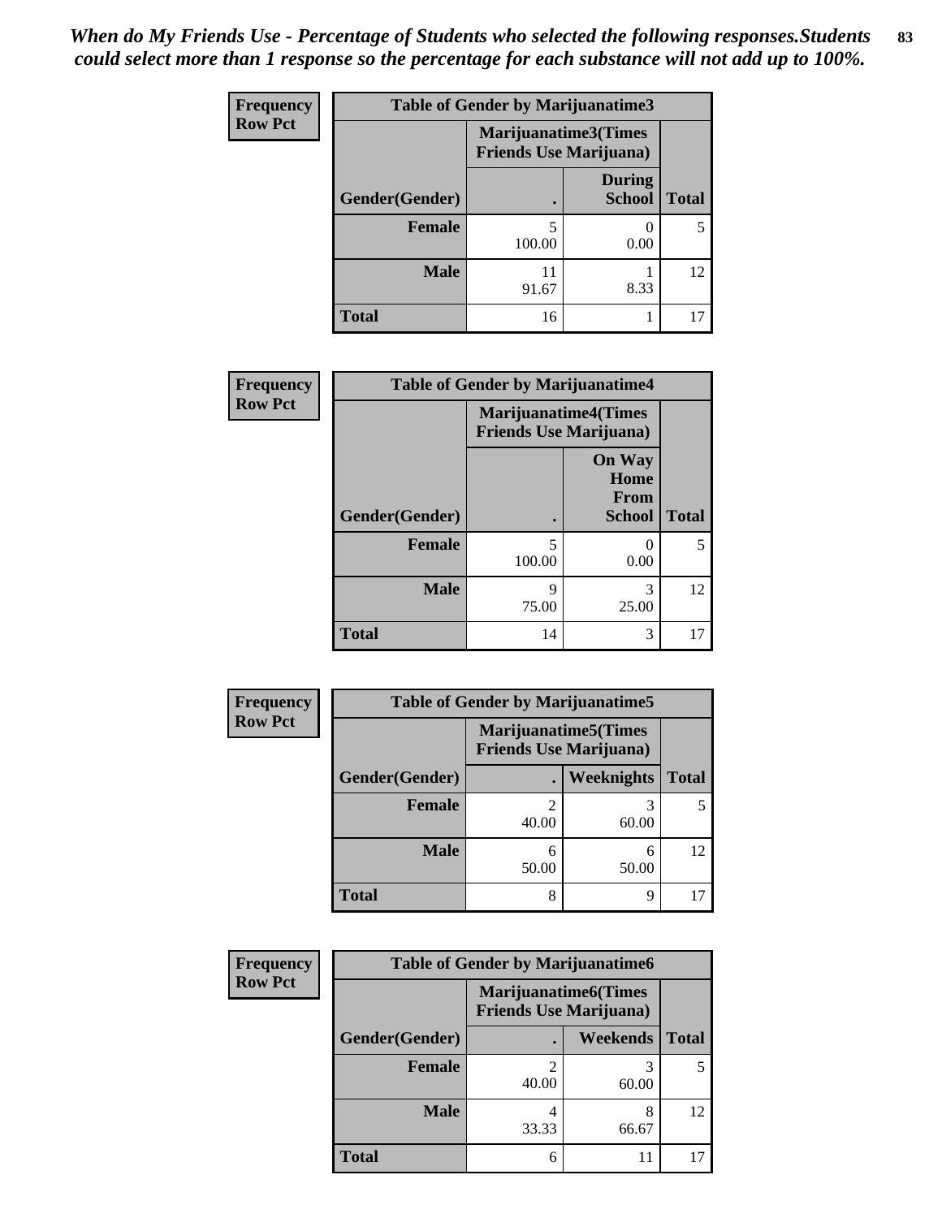*When do My Friends Use - Percentage of Students who selected the following responses.Students could select more than 1 response so the percentage for each substance will not add up to 100%.*

| Frequency Row Pct | Table of Gender by Marijuanatime3 | | |
|---|---|---|---|
| | Marijuanatime3(Times Friends Use Marijuana) | | |
| Gender(Gender) | . | During School | Total |
| Female | 5<br>100.00 | 0<br>0.00 | 5 |
| Male | 11<br>91.67 | 1<br>8.33 | 12 |
| Total | 16 | 1 | 17 |

| Frequency Row Pct | Table of Gender by Marijuanatime4 | | |
|---|---|---|---|
| | Marijuanatime4(Times Friends Use Marijuana) | | |
| Gender(Gender) | . | On Way Home From School | Total |
| Female | 5<br>100.00 | 0<br>0.00 | 5 |
| Male | 9<br>75.00 | 3<br>25.00 | 12 |
| Total | 14 | 3 | 17 |

| Frequency Row Pct | Table of Gender by Marijuanatime5 | | |
|---|---|---|---|
| | Marijuanatime5(Times Friends Use Marijuana) | | |
| Gender(Gender) | . | Weeknights | Total |
| Female | 2<br>40.00 | 3<br>60.00 | 5 |
| Male | 6<br>50.00 | 6<br>50.00 | 12 |
| Total | 8 | 9 | 17 |

| Frequency Row Pct | Table of Gender by Marijuanatime6 | | |
|---|---|---|---|
| | Marijuanatime6(Times Friends Use Marijuana) | | |
| Gender(Gender) | . | Weekends | Total |
| Female | 2<br>40.00 | 3<br>60.00 | 5 |
| Male | 4<br>33.33 | 8<br>66.67 | 12 |
| Total | 6 | 11 | 17 |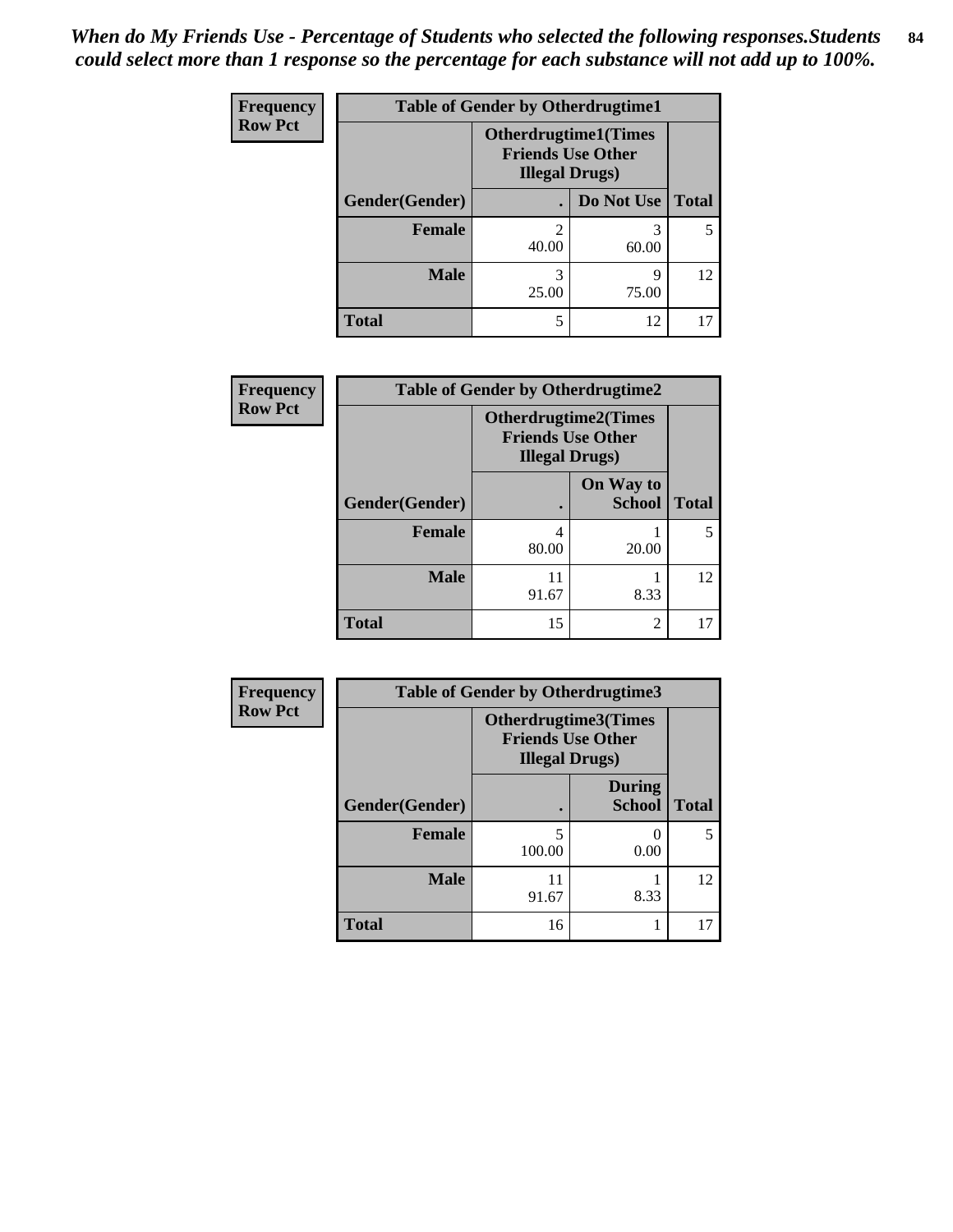*When do My Friends Use - Percentage of Students who selected the following responses.Students could select more than 1 response so the percentage for each substance will not add up to 100%.*

**Frequency**
**Row Pct**

| Table of Gender by Otherdrugtime1 | | | |
|---|---|---|---|
| | Otherdrugtime1(Times Friends Use Other Illegal Drugs) | | |
| Gender(Gender) | . | Do Not Use | Total |
| **Female** | 2<br>40.00 | 3<br>60.00 | 5 |
| **Male** | 3<br>25.00 | 9<br>75.00 | 12 |
| **Total** | 5 | 12 | 17 |

**Frequency**
**Row Pct**

| Table of Gender by Otherdrugtime2 | | | |
|---|---|---|---|
| | Otherdrugtime2(Times Friends Use Other Illegal Drugs) | | |
| Gender(Gender) | . | On Way to School | Total |
| **Female** | 4<br>80.00 | 1<br>20.00 | 5 |
| **Male** | 11<br>91.67 | 1<br>8.33 | 12 |
| **Total** | 15 | 2 | 17 |

**Frequency**
**Row Pct**

| Table of Gender by Otherdrugtime3 | | | |
|---|---|---|---|
| | Otherdrugtime3(Times Friends Use Other Illegal Drugs) | | |
| Gender(Gender) | . | During School | Total |
| **Female** | 5<br>100.00 | 0<br>0.00 | 5 |
| **Male** | 11<br>91.67 | 1<br>8.33 | 12 |
| **Total** | 16 | 1 | 17 |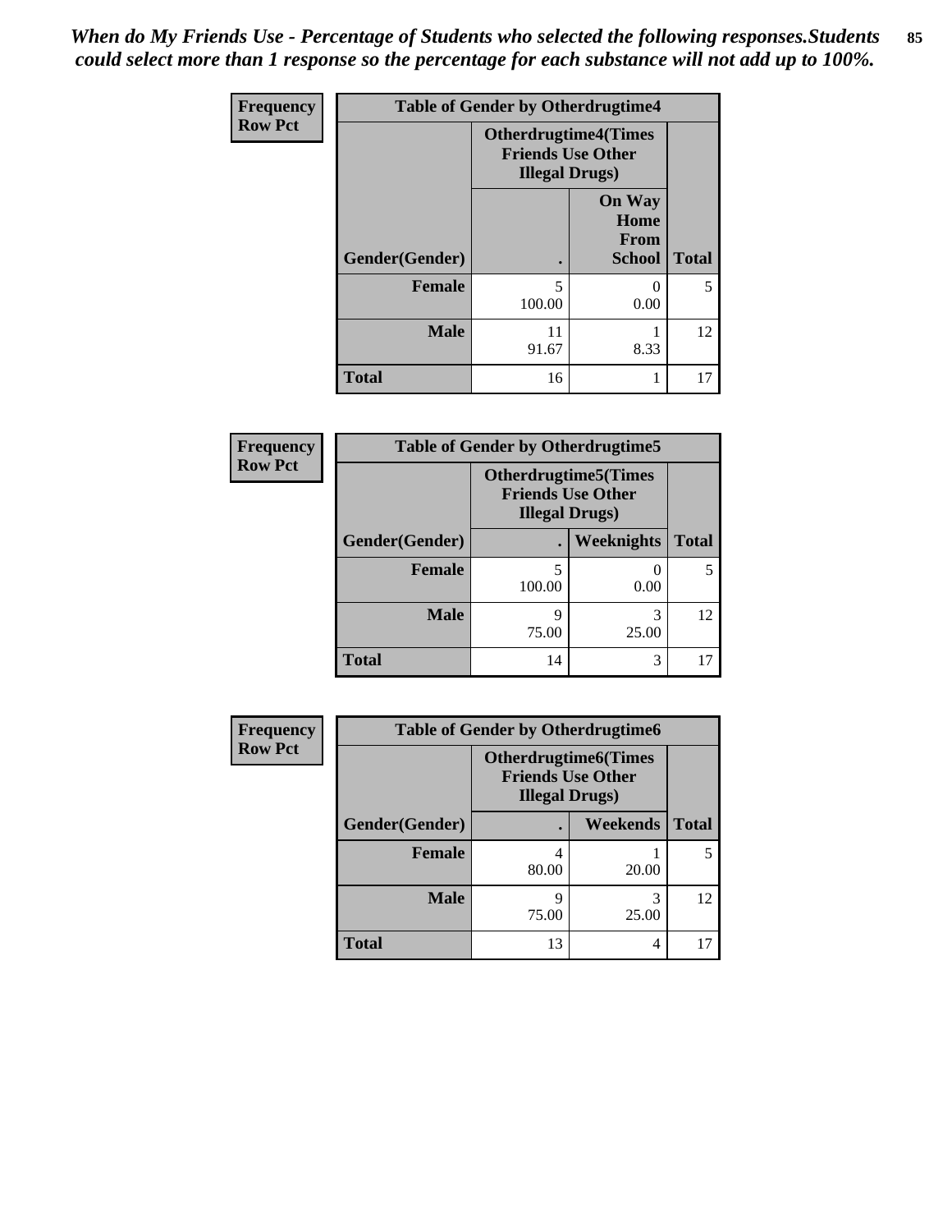*When do My Friends Use - Percentage of Students who selected the following responses.Students could select more than 1 response so the percentage for each substance will not add up to 100%.*

**Frequency**
**Row Pct**

| Table of Gender by Otherdrugtime4 | | | |
|---|---|---|---|
| | Otherdrugtime4(Times Friends Use Other Illegal Drugs) | | |
| Gender(Gender) | . | On Way Home From School | Total |
| Female | 5<br>100.00 | 0<br>0.00 | 5 |
| Male | 11<br>91.67 | 1<br>8.33 | 12 |
| Total | 16 | 1 | 17 |

**Frequency**
**Row Pct**

| Table of Gender by Otherdrugtime5 | | | |
|---|---|---|---|
| | Otherdrugtime5(Times Friends Use Other Illegal Drugs) | | |
| Gender(Gender) | . | Weeknights | Total |
| Female | 5<br>100.00 | 0<br>0.00 | 5 |
| Male | 9<br>75.00 | 3<br>25.00 | 12 |
| Total | 14 | 3 | 17 |

**Frequency**
**Row Pct**

| Table of Gender by Otherdrugtime6 | | | |
|---|---|---|---|
| | Otherdrugtime6(Times Friends Use Other Illegal Drugs) | | |
| Gender(Gender) | . | Weekends | Total |
| Female | 4<br>80.00 | 1<br>20.00 | 5 |
| Male | 9<br>75.00 | 3<br>25.00 | 12 |
| Total | 13 | 4 | 17 |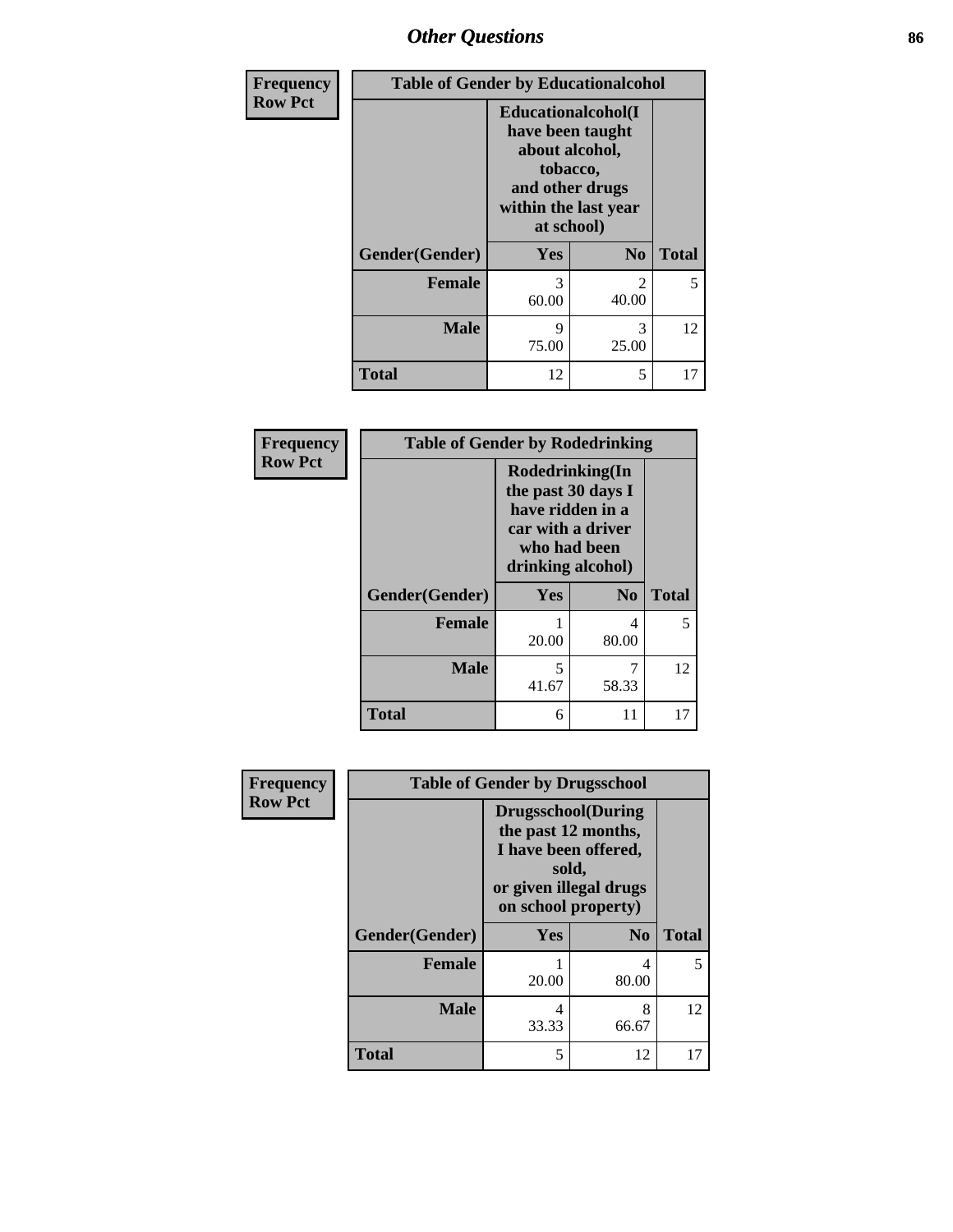## Other Questions

**Frequency Row Pct**

| Table of Gender by Educationalcohol | | | |
|---|---|---|---|
| | Educationalcohol(I have been taught about alcohol, tobacco, and other drugs within the last year at school) | | |
| Gender(Gender) | Yes | No | Total |
| Female | 3<br>60.00 | 2<br>40.00 | 5 |
| Male | 9<br>75.00 | 3<br>25.00 | 12 |
| Total | 12 | 5 | 17 |

**Frequency Row Pct**

| Table of Gender by Rodedrinking | | | |
|---|---|---|---|
| | Rodedrinking(In the past 30 days I have ridden in a car with a driver who had been drinking alcohol) | | |
| Gender(Gender) | Yes | No | Total |
| Female | 1<br>20.00 | 4<br>80.00 | 5 |
| Male | 5<br>41.67 | 7<br>58.33 | 12 |
| Total | 6 | 11 | 17 |

**Frequency Row Pct**

| Table of Gender by Drugsschool | | | |
|---|---|---|---|
| | Drugsschool(During the past 12 months, I have been offered, sold, or given illegal drugs on school property) | | |
| Gender(Gender) | Yes | No | Total |
| Female | 1<br>20.00 | 4<br>80.00 | 5 |
| Male | 4<br>33.33 | 8<br>66.67 | 12 |
| Total | 5 | 12 | 17 |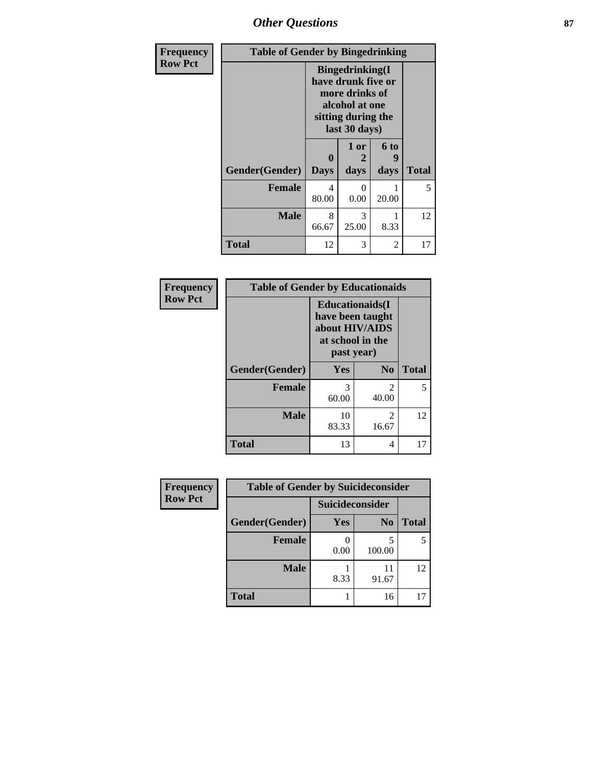## Other Questions

**Frequency**
**Row Pct**

| Table of Gender by Bingedrinking | | | | |
|---|---|---|---|---|
| | Bingedrinking(I have drunk five or more drinks of alcohol at one sitting during the last 30 days) | | | |
| Gender(Gender) | 0 Days | 1 or 2 days | 6 to 9 days | Total |
| Female | 4<br>80.00 | 0<br>0.00 | 1<br>20.00 | 5 |
| Male | 8<br>66.67 | 3<br>25.00 | 1<br>8.33 | 12 |
| Total | 12 | 3 | 2 | 17 |

**Frequency**
**Row Pct**

| Table of Gender by Educationaids | | | |
|---|---|---|---|
| | Educationaids(I have been taught about HIV/AIDS at school in the past year) | | |
| Gender(Gender) | Yes | No | Total |
| Female | 3<br>60.00 | 2<br>40.00 | 5 |
| Male | 10<br>83.33 | 2<br>16.67 | 12 |
| Total | 13 | 4 | 17 |

**Frequency**
**Row Pct**

| Table of Gender by Suicideconsider | | | |
|---|---|---|---|
| | Suicideconsider | | |
| Gender(Gender) | Yes | No | Total |
| Female | 0<br>0.00 | 5<br>100.00 | 5 |
| Male | 1<br>8.33 | 11<br>91.67 | 12 |
| Total | 1 | 16 | 17 |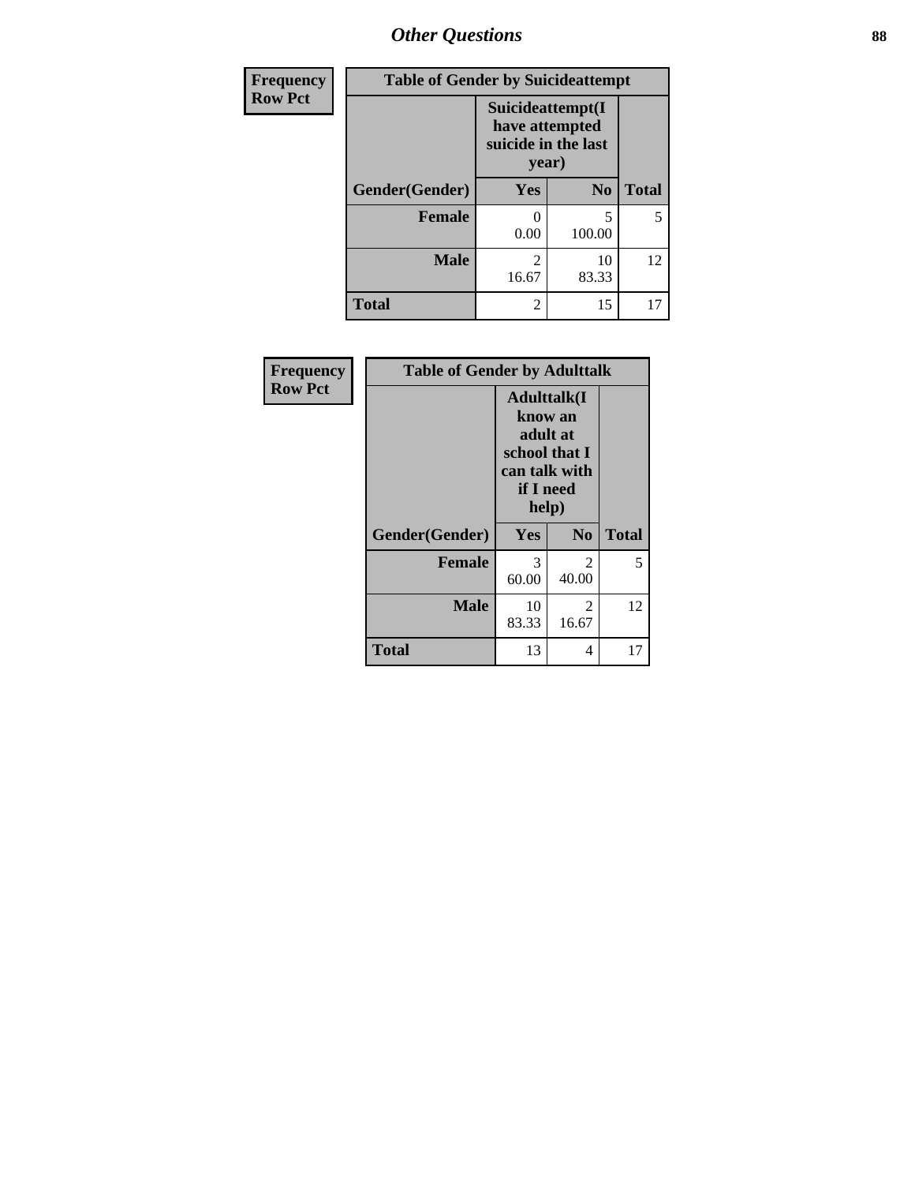| Frequency<br>Row Pct | Table of Gender by Suicideattempt | | |
|---|---|---|---|
| | Suicideattempt(I have attempted suicide in the last year) | | |
| Gender(Gender) | Yes | No | Total |
| Female | 0<br>0.00 | 5<br>100.00 | 5 |
| Male | 2<br>16.67 | 10<br>83.33 | 12 |
| Total | 2 | 15 | 17 |

| Frequency<br>Row Pct | Table of Gender by Adulttalk | | |
|---|---|---|---|
| | Adulttalk(I know an adult at school that I can talk with if I need help) | | |
| Gender(Gender) | Yes | No | Total |
| Female | 3<br>60.00 | 2<br>40.00 | 5 |
| Male | 10<br>83.33 | 2<br>16.67 | 12 |
| Total | 13 | 4 | 17 |